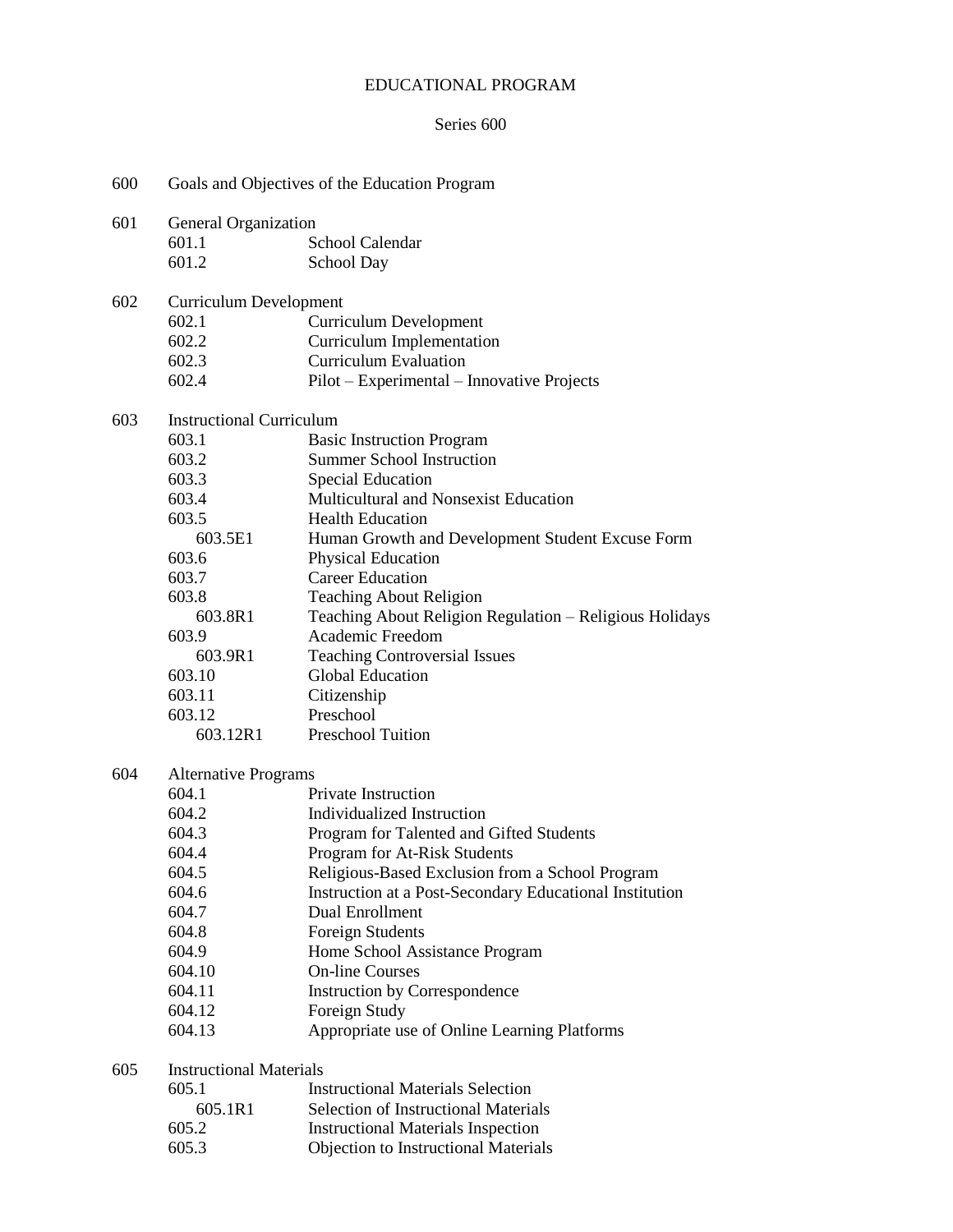# EDUCATIONAL PROGRAM

## Series 600

600 Goals and Objectives of the Education Program

601 General Organization

- 601.1 School Calendar
- 601.2 School Day

602 Curriculum Development

- 602.1 Curriculum Development
- 602.2 Curriculum Implementation
- 602.3 Curriculum Evaluation
- 602.4 Pilot – Experimental – Innovative Projects

603 Instructional Curriculum

- 603.1 Basic Instruction Program
- 603.2 Summer School Instruction
- 603.3 Special Education
- 603.4 Multicultural and Nonsexist Education
- 603.5 Health Education
  - 603.5E1 Human Growth and Development Student Excuse Form
- 603.6 Physical Education
- 603.7 Career Education
- 603.8 Teaching About Religion
  - 603.8R1 Teaching About Religion Regulation – Religious Holidays
- 603.9 Academic Freedom
  - 603.9R1 Teaching Controversial Issues
- 603.10 Global Education
- 603.11 Citizenship
- 603.12 Preschool
  - 603.12R1 Preschool Tuition

604 Alternative Programs

- 604.1 Private Instruction
- 604.2 Individualized Instruction
- 604.3 Program for Talented and Gifted Students
- 604.4 Program for At-Risk Students
- 604.5 Religious-Based Exclusion from a School Program
- 604.6 Instruction at a Post-Secondary Educational Institution
- 604.7 Dual Enrollment
- 604.8 Foreign Students
- 604.9 Home School Assistance Program
- 604.10 On-line Courses
- 604.11 Instruction by Correspondence
- 604.12 Foreign Study
- 604.13 Appropriate use of Online Learning Platforms

605 Instructional Materials

- 605.1 Instructional Materials Selection
  - 605.1R1 Selection of Instructional Materials
- 605.2 Instructional Materials Inspection
- 605.3 Objection to Instructional Materials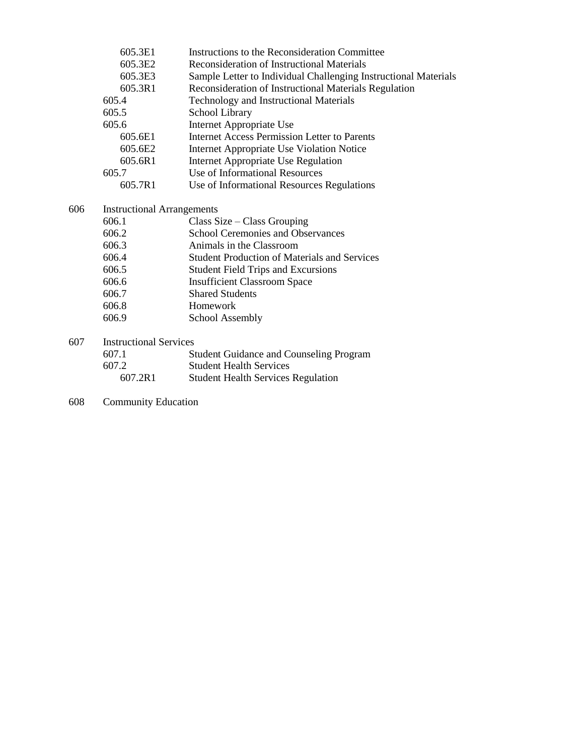605.3E1 Instructions to the Reconsideration Committee
605.3E2 Reconsideration of Instructional Materials
605.3E3 Sample Letter to Individual Challenging Instructional Materials
605.3R1 Reconsideration of Instructional Materials Regulation
605.4 Technology and Instructional Materials
605.5 School Library
605.6 Internet Appropriate Use
605.6E1 Internet Access Permission Letter to Parents
605.6E2 Internet Appropriate Use Violation Notice
605.6R1 Internet Appropriate Use Regulation
605.7 Use of Informational Resources
605.7R1 Use of Informational Resources Regulations

606 Instructional Arrangements
606.1 Class Size – Class Grouping
606.2 School Ceremonies and Observances
606.3 Animals in the Classroom
606.4 Student Production of Materials and Services
606.5 Student Field Trips and Excursions
606.6 Insufficient Classroom Space
606.7 Shared Students
606.8 Homework
606.9 School Assembly

607 Instructional Services
607.1 Student Guidance and Counseling Program
607.2 Student Health Services
607.2R1 Student Health Services Regulation

608 Community Education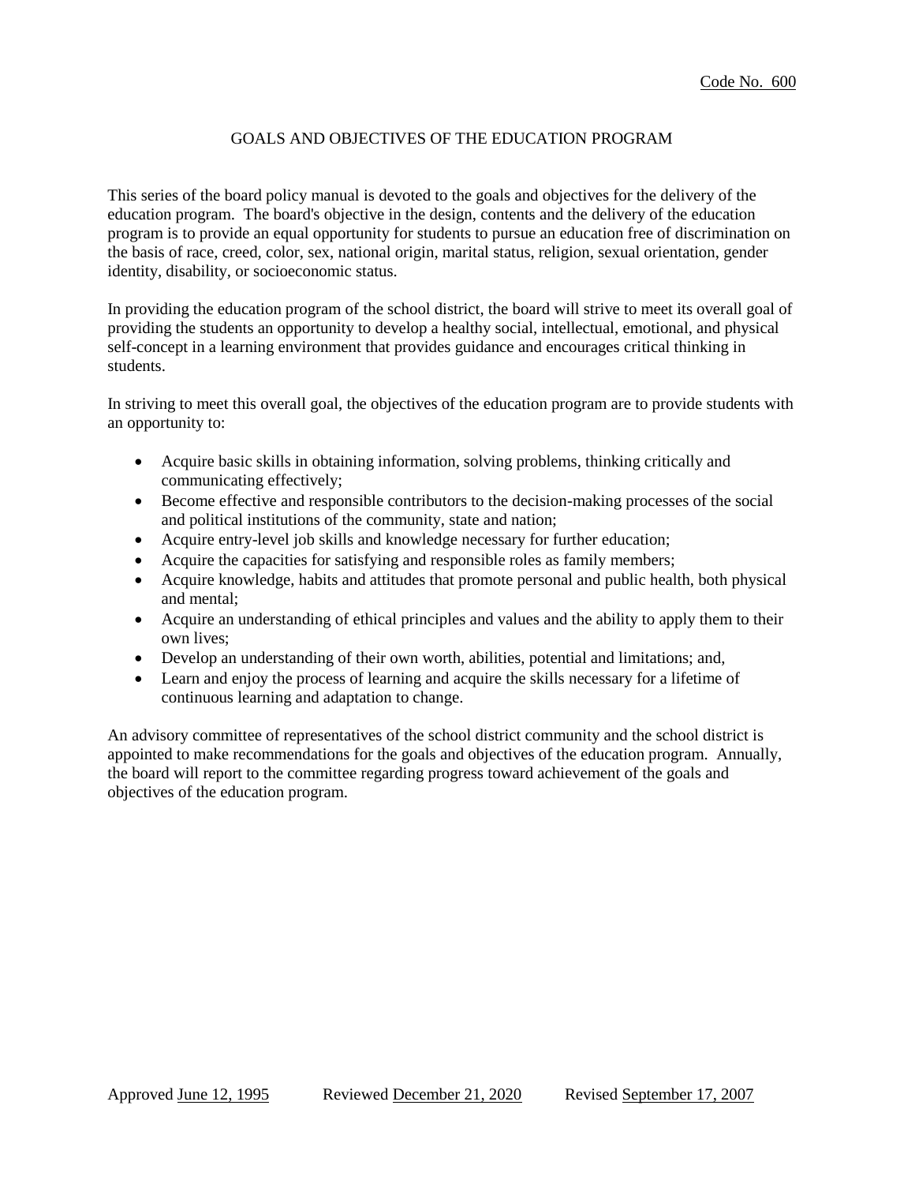Code No. 600

# GOALS AND OBJECTIVES OF THE EDUCATION PROGRAM

This series of the board policy manual is devoted to the goals and objectives for the delivery of the education program. The board's objective in the design, contents and the delivery of the education program is to provide an equal opportunity for students to pursue an education free of discrimination on the basis of race, creed, color, sex, national origin, marital status, religion, sexual orientation, gender identity, disability, or socioeconomic status.

In providing the education program of the school district, the board will strive to meet its overall goal of providing the students an opportunity to develop a healthy social, intellectual, emotional, and physical self-concept in a learning environment that provides guidance and encourages critical thinking in students.

In striving to meet this overall goal, the objectives of the education program are to provide students with an opportunity to:

- Acquire basic skills in obtaining information, solving problems, thinking critically and communicating effectively;
- Become effective and responsible contributors to the decision-making processes of the social and political institutions of the community, state and nation;
- Acquire entry-level job skills and knowledge necessary for further education;
- Acquire the capacities for satisfying and responsible roles as family members;
- Acquire knowledge, habits and attitudes that promote personal and public health, both physical and mental;
- Acquire an understanding of ethical principles and values and the ability to apply them to their own lives;
- Develop an understanding of their own worth, abilities, potential and limitations; and,
- Learn and enjoy the process of learning and acquire the skills necessary for a lifetime of continuous learning and adaptation to change.

An advisory committee of representatives of the school district community and the school district is appointed to make recommendations for the goals and objectives of the education program. Annually, the board will report to the committee regarding progress toward achievement of the goals and objectives of the education program.

Approved June 12, 1995 Reviewed December 21, 2020 Revised September 17, 2007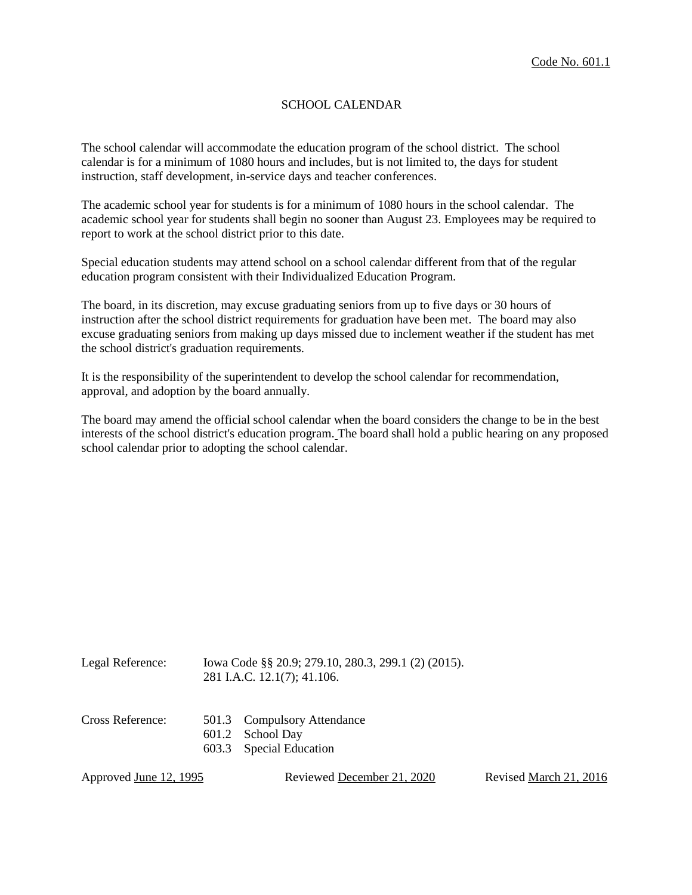Code No. 601.1

# SCHOOL CALENDAR

The school calendar will accommodate the education program of the school district. The school calendar is for a minimum of 1080 hours and includes, but is not limited to, the days for student instruction, staff development, in-service days and teacher conferences.

The academic school year for students is for a minimum of 1080 hours in the school calendar. The academic school year for students shall begin no sooner than August 23. Employees may be required to report to work at the school district prior to this date.

Special education students may attend school on a school calendar different from that of the regular education program consistent with their Individualized Education Program.

The board, in its discretion, may excuse graduating seniors from up to five days or 30 hours of instruction after the school district requirements for graduation have been met. The board may also excuse graduating seniors from making up days missed due to inclement weather if the student has met the school district's graduation requirements.

It is the responsibility of the superintendent to develop the school calendar for recommendation, approval, and adoption by the board annually.

The board may amend the official school calendar when the board considers the change to be in the best interests of the school district's education program. The board shall hold a public hearing on any proposed school calendar prior to adopting the school calendar.

Legal Reference: Iowa Code §§ 20.9; 279.10, 280.3, 299.1 (2) (2015).
281 I.A.C. 12.1(7); 41.106.

Cross Reference: 501.3 Compulsory Attendance
601.2 School Day
603.3 Special Education

Approved June 12, 1995 Reviewed December 21, 2020 Revised March 21, 2016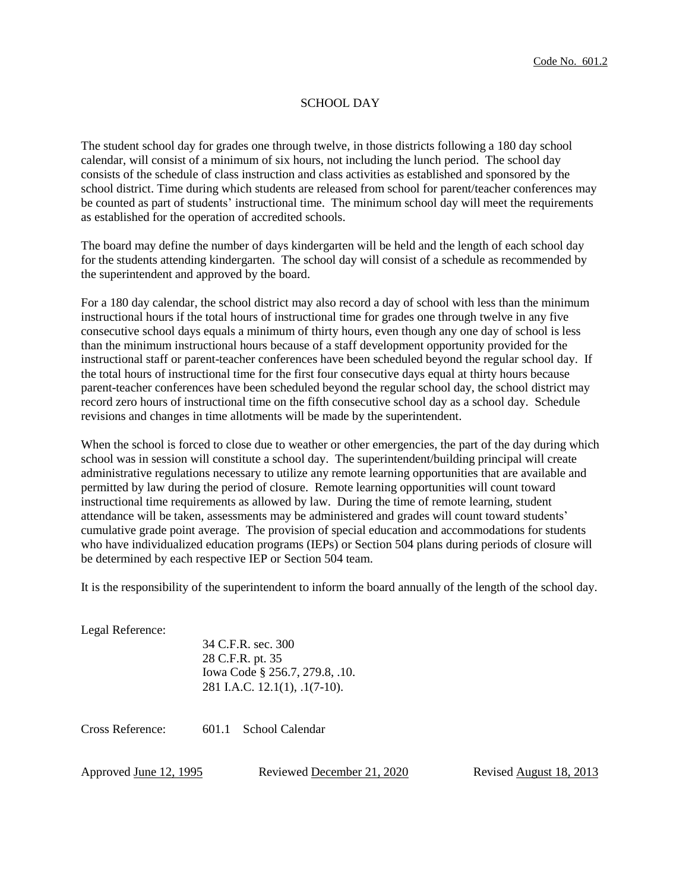Code No. 601.2

# SCHOOL DAY

The student school day for grades one through twelve, in those districts following a 180 day school calendar, will consist of a minimum of six hours, not including the lunch period. The school day consists of the schedule of class instruction and class activities as established and sponsored by the school district. Time during which students are released from school for parent/teacher conferences may be counted as part of students' instructional time. The minimum school day will meet the requirements as established for the operation of accredited schools.

The board may define the number of days kindergarten will be held and the length of each school day for the students attending kindergarten. The school day will consist of a schedule as recommended by the superintendent and approved by the board.

For a 180 day calendar, the school district may also record a day of school with less than the minimum instructional hours if the total hours of instructional time for grades one through twelve in any five consecutive school days equals a minimum of thirty hours, even though any one day of school is less than the minimum instructional hours because of a staff development opportunity provided for the instructional staff or parent-teacher conferences have been scheduled beyond the regular school day. If the total hours of instructional time for the first four consecutive days equal at thirty hours because parent-teacher conferences have been scheduled beyond the regular school day, the school district may record zero hours of instructional time on the fifth consecutive school day as a school day. Schedule revisions and changes in time allotments will be made by the superintendent.

When the school is forced to close due to weather or other emergencies, the part of the day during which school was in session will constitute a school day. The superintendent/building principal will create administrative regulations necessary to utilize any remote learning opportunities that are available and permitted by law during the period of closure. Remote learning opportunities will count toward instructional time requirements as allowed by law. During the time of remote learning, student attendance will be taken, assessments may be administered and grades will count toward students' cumulative grade point average. The provision of special education and accommodations for students who have individualized education programs (IEPs) or Section 504 plans during periods of closure will be determined by each respective IEP or Section 504 team.

It is the responsibility of the superintendent to inform the board annually of the length of the school day.

Legal Reference:

34 C.F.R. sec. 300
28 C.F.R. pt. 35
Iowa Code § 256.7, 279.8, .10.
281 I.A.C. 12.1(1), .1(7-10).

Cross Reference: 601.1 School Calendar

Approved June 12, 1995 Reviewed December 21, 2020 Revised August 18, 2013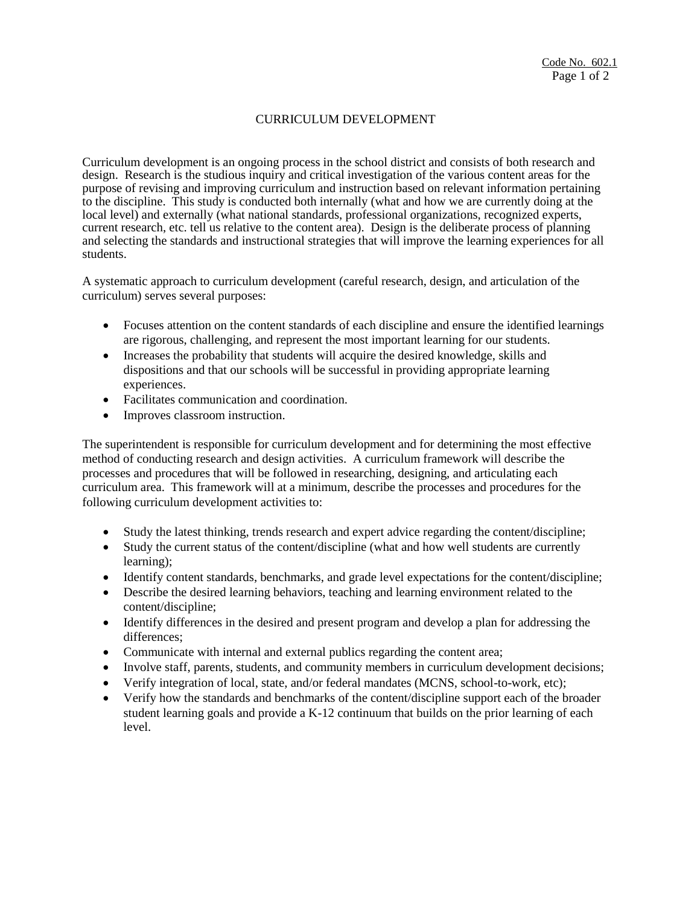Code No. 602.1

# CURRICULUM DEVELOPMENT

Curriculum development is an ongoing process in the school district and consists of both research and design. Research is the studious inquiry and critical investigation of the various content areas for the purpose of revising and improving curriculum and instruction based on relevant information pertaining to the discipline. This study is conducted both internally (what and how we are currently doing at the local level) and externally (what national standards, professional organizations, recognized experts, current research, etc. tell us relative to the content area). Design is the deliberate process of planning and selecting the standards and instructional strategies that will improve the learning experiences for all students.

A systematic approach to curriculum development (careful research, design, and articulation of the curriculum) serves several purposes:

- Focuses attention on the content standards of each discipline and ensure the identified learnings are rigorous, challenging, and represent the most important learning for our students.
- Increases the probability that students will acquire the desired knowledge, skills and dispositions and that our schools will be successful in providing appropriate learning experiences.
- Facilitates communication and coordination.
- Improves classroom instruction.

The superintendent is responsible for curriculum development and for determining the most effective method of conducting research and design activities. A curriculum framework will describe the processes and procedures that will be followed in researching, designing, and articulating each curriculum area. This framework will at a minimum, describe the processes and procedures for the following curriculum development activities to:

- Study the latest thinking, trends research and expert advice regarding the content/discipline;
- Study the current status of the content/discipline (what and how well students are currently learning);
- Identify content standards, benchmarks, and grade level expectations for the content/discipline;
- Describe the desired learning behaviors, teaching and learning environment related to the content/discipline;
- Identify differences in the desired and present program and develop a plan for addressing the differences;
- Communicate with internal and external publics regarding the content area;
- Involve staff, parents, students, and community members in curriculum development decisions;
- Verify integration of local, state, and/or federal mandates (MCNS, school-to-work, etc);
- Verify how the standards and benchmarks of the content/discipline support each of the broader student learning goals and provide a K-12 continuum that builds on the prior learning of each level.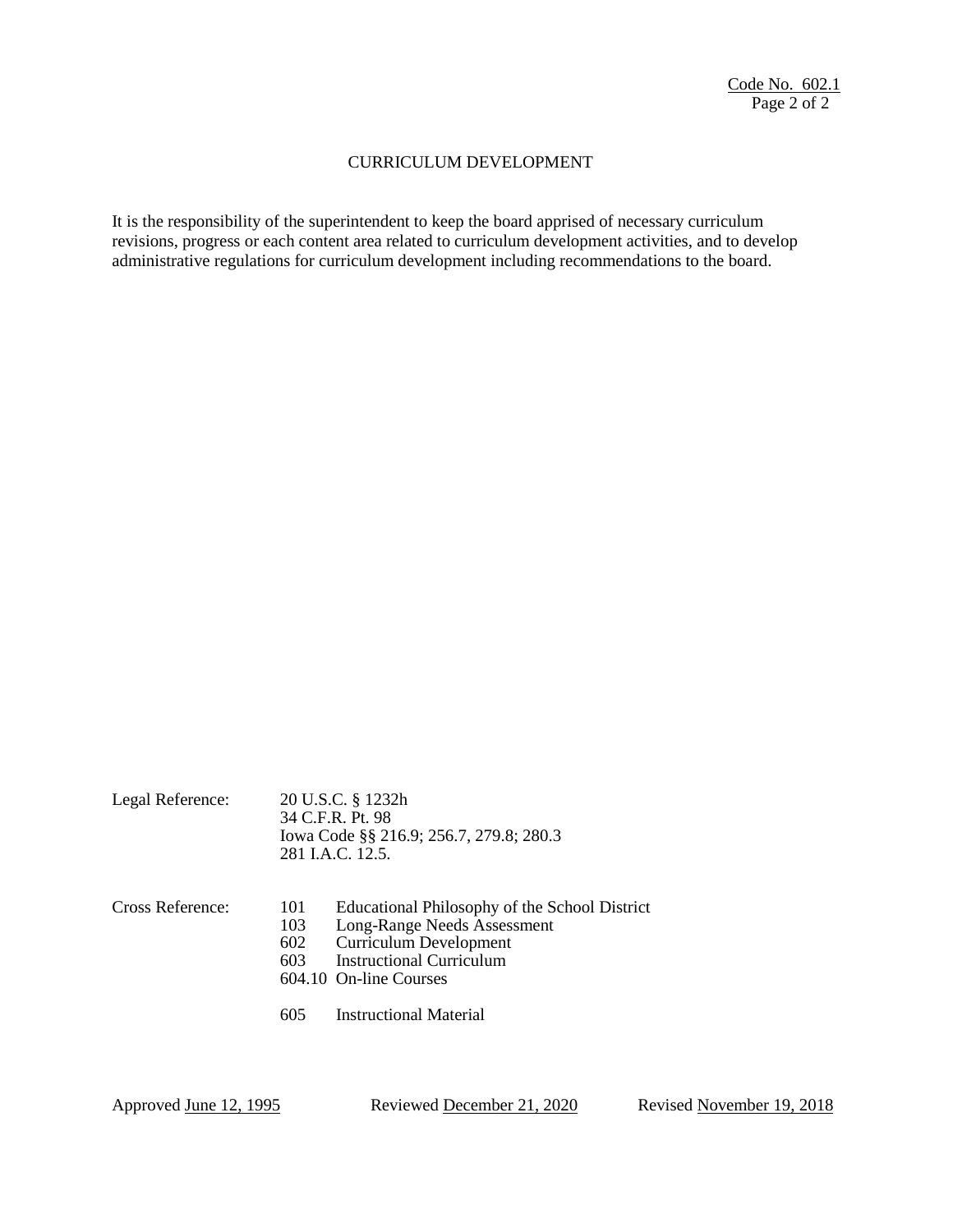Code No. 602.1

# CURRICULUM DEVELOPMENT

It is the responsibility of the superintendent to keep the board apprised of necessary curriculum revisions, progress or each content area related to curriculum development activities, and to develop administrative regulations for curriculum development including recommendations to the board.

Legal Reference:
20 U.S.C. § 1232h
34 C.F.R. Pt. 98
Iowa Code §§ 216.9; 256.7, 279.8; 280.3
281 I.A.C. 12.5.

Cross Reference:
101 Educational Philosophy of the School District
103 Long-Range Needs Assessment
602 Curriculum Development
603 Instructional Curriculum
604.10 On-line Courses

605 Instructional Material

Approved June 12, 1995 Reviewed December 21, 2020 Revised November 19, 2018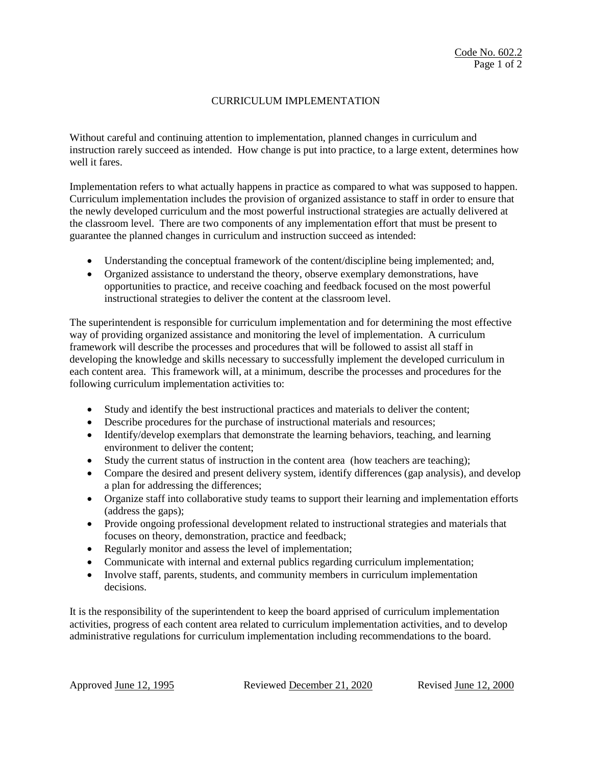Code No. 602.2

# CURRICULUM IMPLEMENTATION

Without careful and continuing attention to implementation, planned changes in curriculum and instruction rarely succeed as intended. How change is put into practice, to a large extent, determines how well it fares.

Implementation refers to what actually happens in practice as compared to what was supposed to happen. Curriculum implementation includes the provision of organized assistance to staff in order to ensure that the newly developed curriculum and the most powerful instructional strategies are actually delivered at the classroom level. There are two components of any implementation effort that must be present to guarantee the planned changes in curriculum and instruction succeed as intended:

- Understanding the conceptual framework of the content/discipline being implemented; and,
- Organized assistance to understand the theory, observe exemplary demonstrations, have opportunities to practice, and receive coaching and feedback focused on the most powerful instructional strategies to deliver the content at the classroom level.

The superintendent is responsible for curriculum implementation and for determining the most effective way of providing organized assistance and monitoring the level of implementation. A curriculum framework will describe the processes and procedures that will be followed to assist all staff in developing the knowledge and skills necessary to successfully implement the developed curriculum in each content area. This framework will, at a minimum, describe the processes and procedures for the following curriculum implementation activities to:

- Study and identify the best instructional practices and materials to deliver the content;
- Describe procedures for the purchase of instructional materials and resources;
- Identify/develop exemplars that demonstrate the learning behaviors, teaching, and learning environment to deliver the content;
- Study the current status of instruction in the content area (how teachers are teaching);
- Compare the desired and present delivery system, identify differences (gap analysis), and develop a plan for addressing the differences;
- Organize staff into collaborative study teams to support their learning and implementation efforts (address the gaps);
- Provide ongoing professional development related to instructional strategies and materials that focuses on theory, demonstration, practice and feedback;
- Regularly monitor and assess the level of implementation;
- Communicate with internal and external publics regarding curriculum implementation;
- Involve staff, parents, students, and community members in curriculum implementation decisions.

It is the responsibility of the superintendent to keep the board apprised of curriculum implementation activities, progress of each content area related to curriculum implementation activities, and to develop administrative regulations for curriculum implementation including recommendations to the board.

Approved June 12, 1995 Reviewed December 21, 2020 Revised June 12, 2000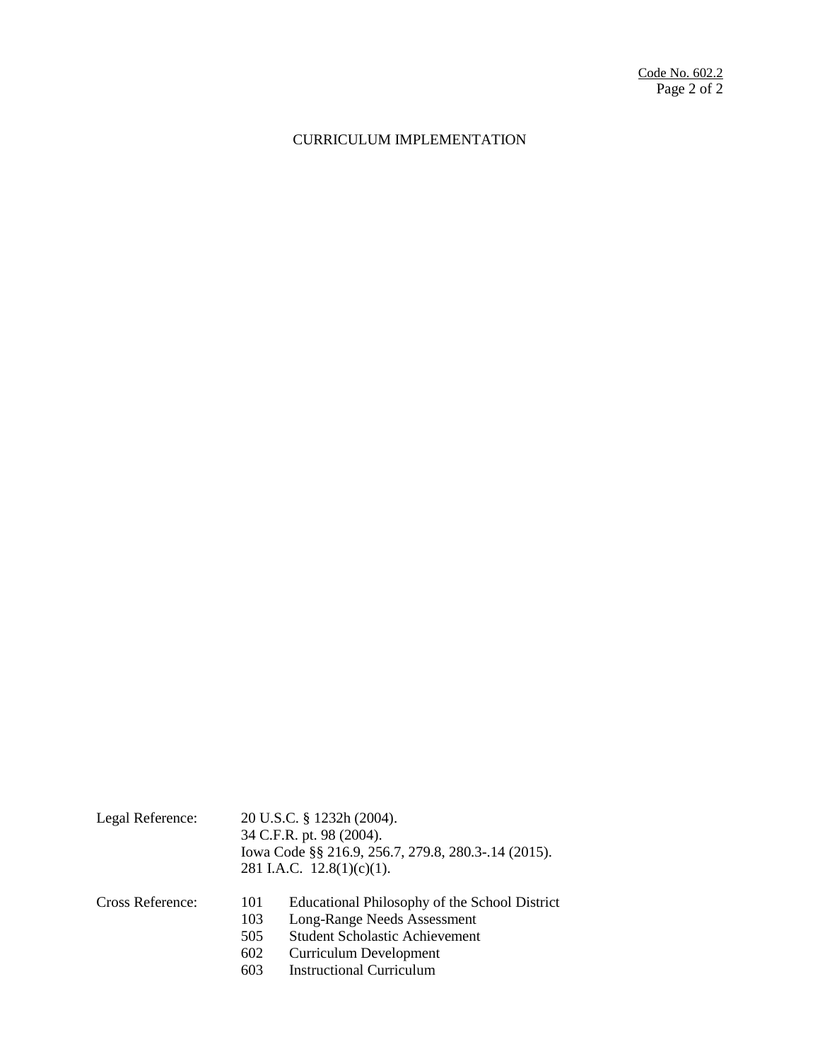# CURRICULUM IMPLEMENTATION

Legal Reference: 20 U.S.C. § 1232h (2004).
34 C.F.R. pt. 98 (2004).
Iowa Code §§ 216.9, 256.7, 279.8, 280.3-.14 (2015).
281 I.A.C. 12.8(1)(c)(1).

Cross Reference:
- 101 Educational Philosophy of the School District
- 103 Long-Range Needs Assessment
- 505 Student Scholastic Achievement
- 602 Curriculum Development
- 603 Instructional Curriculum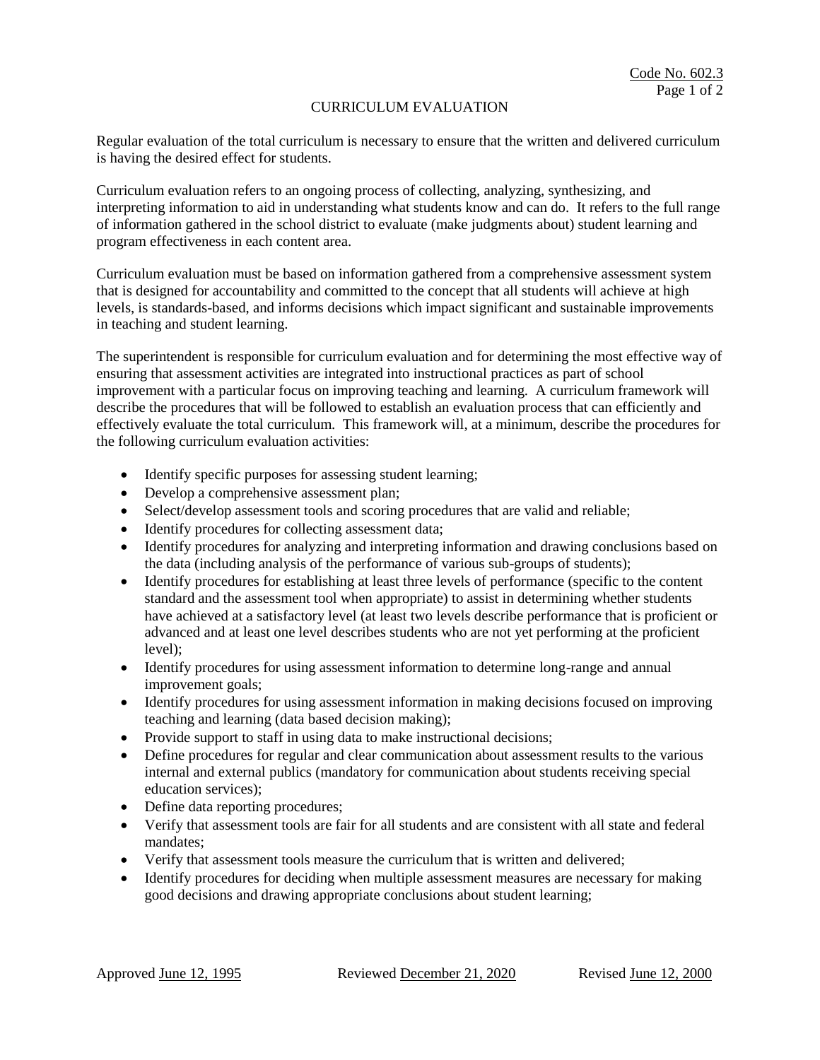# CURRICULUM EVALUATION

Regular evaluation of the total curriculum is necessary to ensure that the written and delivered curriculum is having the desired effect for students.

Curriculum evaluation refers to an ongoing process of collecting, analyzing, synthesizing, and interpreting information to aid in understanding what students know and can do. It refers to the full range of information gathered in the school district to evaluate (make judgments about) student learning and program effectiveness in each content area.

Curriculum evaluation must be based on information gathered from a comprehensive assessment system that is designed for accountability and committed to the concept that all students will achieve at high levels, is standards-based, and informs decisions which impact significant and sustainable improvements in teaching and student learning.

The superintendent is responsible for curriculum evaluation and for determining the most effective way of ensuring that assessment activities are integrated into instructional practices as part of school improvement with a particular focus on improving teaching and learning. A curriculum framework will describe the procedures that will be followed to establish an evaluation process that can efficiently and effectively evaluate the total curriculum. This framework will, at a minimum, describe the procedures for the following curriculum evaluation activities:

- Identify specific purposes for assessing student learning;
- Develop a comprehensive assessment plan;
- Select/develop assessment tools and scoring procedures that are valid and reliable;
- Identify procedures for collecting assessment data;
- Identify procedures for analyzing and interpreting information and drawing conclusions based on the data (including analysis of the performance of various sub-groups of students);
- Identify procedures for establishing at least three levels of performance (specific to the content standard and the assessment tool when appropriate) to assist in determining whether students have achieved at a satisfactory level (at least two levels describe performance that is proficient or advanced and at least one level describes students who are not yet performing at the proficient level);
- Identify procedures for using assessment information to determine long-range and annual improvement goals;
- Identify procedures for using assessment information in making decisions focused on improving teaching and learning (data based decision making);
- Provide support to staff in using data to make instructional decisions;
- Define procedures for regular and clear communication about assessment results to the various internal and external publics (mandatory for communication about students receiving special education services);
- Define data reporting procedures;
- Verify that assessment tools are fair for all students and are consistent with all state and federal mandates;
- Verify that assessment tools measure the curriculum that is written and delivered;
- Identify procedures for deciding when multiple assessment measures are necessary for making good decisions and drawing appropriate conclusions about student learning;

Approved June 12, 1995 Reviewed December 21, 2020 Revised June 12, 2000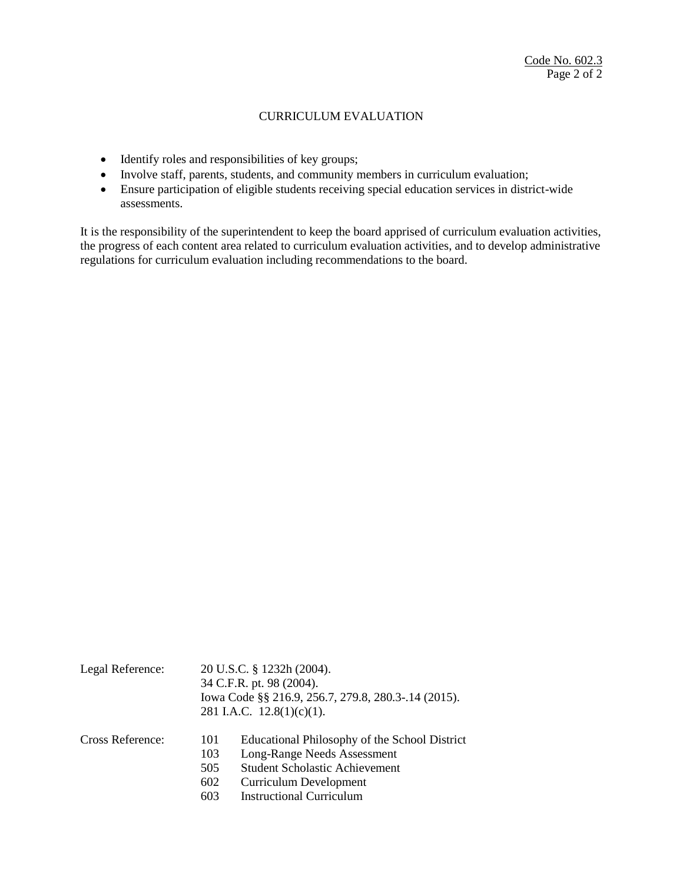## CURRICULUM EVALUATION

- Identify roles and responsibilities of key groups;
- Involve staff, parents, students, and community members in curriculum evaluation;
- Ensure participation of eligible students receiving special education services in district-wide assessments.

It is the responsibility of the superintendent to keep the board apprised of curriculum evaluation activities, the progress of each content area related to curriculum evaluation activities, and to develop administrative regulations for curriculum evaluation including recommendations to the board.

Legal Reference: 20 U.S.C. § 1232h (2004).
34 C.F.R. pt. 98 (2004).
Iowa Code §§ 216.9, 256.7, 279.8, 280.3-.14 (2015).
281 I.A.C. 12.8(1)(c)(1).

Cross Reference:
101 Educational Philosophy of the School District
103 Long-Range Needs Assessment
505 Student Scholastic Achievement
602 Curriculum Development
603 Instructional Curriculum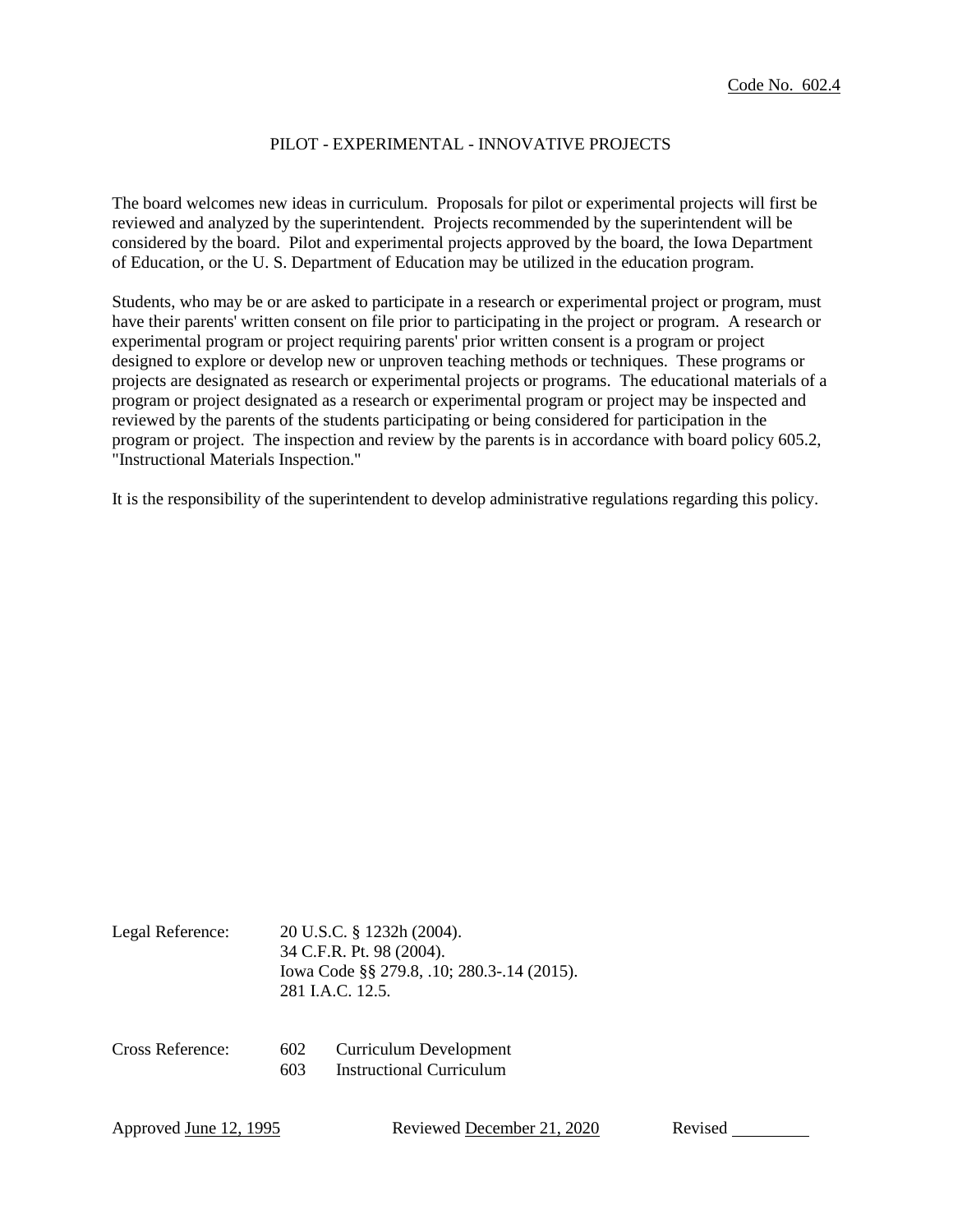Code No. 602.4

# PILOT - EXPERIMENTAL - INNOVATIVE PROJECTS

The board welcomes new ideas in curriculum. Proposals for pilot or experimental projects will first be reviewed and analyzed by the superintendent. Projects recommended by the superintendent will be considered by the board. Pilot and experimental projects approved by the board, the Iowa Department of Education, or the U. S. Department of Education may be utilized in the education program.

Students, who may be or are asked to participate in a research or experimental project or program, must have their parents' written consent on file prior to participating in the project or program. A research or experimental program or project requiring parents' prior written consent is a program or project designed to explore or develop new or unproven teaching methods or techniques. These programs or projects are designated as research or experimental projects or programs. The educational materials of a program or project designated as a research or experimental program or project may be inspected and reviewed by the parents of the students participating or being considered for participation in the program or project. The inspection and review by the parents is in accordance with board policy 605.2, "Instructional Materials Inspection."

It is the responsibility of the superintendent to develop administrative regulations regarding this policy.

Legal Reference: 20 U.S.C. § 1232h (2004).
34 C.F.R. Pt. 98 (2004).
Iowa Code §§ 279.8, .10; 280.3-.14 (2015).
281 I.A.C. 12.5.

Cross Reference: 602 Curriculum Development
603 Instructional Curriculum

Approved June 12, 1995 Reviewed December 21, 2020 Revised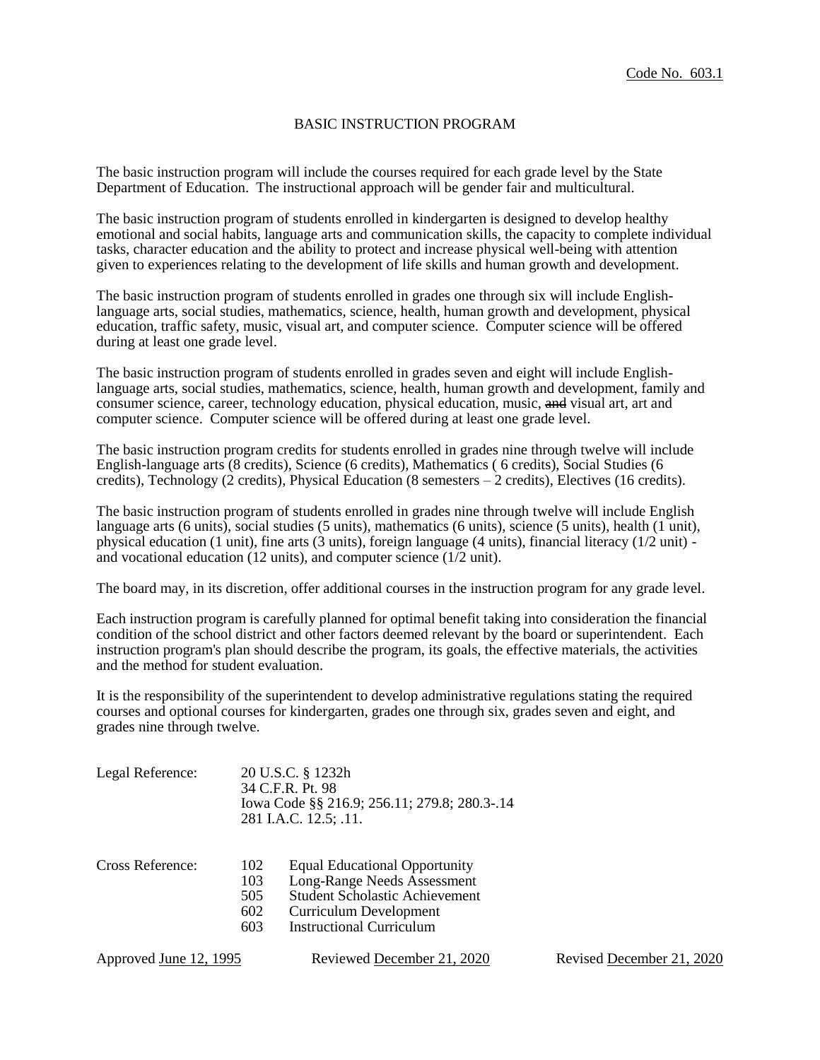Code No. 603.1

# BASIC INSTRUCTION PROGRAM

The basic instruction program will include the courses required for each grade level by the State Department of Education. The instructional approach will be gender fair and multicultural.

The basic instruction program of students enrolled in kindergarten is designed to develop healthy emotional and social habits, language arts and communication skills, the capacity to complete individual tasks, character education and the ability to protect and increase physical well-being with attention given to experiences relating to the development of life skills and human growth and development.

The basic instruction program of students enrolled in grades one through six will include English-language arts, social studies, mathematics, science, health, human growth and development, physical education, traffic safety, music, visual art, and computer science. Computer science will be offered during at least one grade level.

The basic instruction program of students enrolled in grades seven and eight will include English-language arts, social studies, mathematics, science, health, human growth and development, family and consumer science, career, technology education, physical education, music, ~~and~~ visual art, art and computer science. Computer science will be offered during at least one grade level.

The basic instruction program credits for students enrolled in grades nine through twelve will include English-language arts (8 credits), Science (6 credits), Mathematics ( 6 credits), Social Studies (6 credits), Technology (2 credits), Physical Education (8 semesters – 2 credits), Electives (16 credits).

The basic instruction program of students enrolled in grades nine through twelve will include English language arts (6 units), social studies (5 units), mathematics (6 units), science (5 units), health (1 unit), physical education (1 unit), fine arts (3 units), foreign language (4 units), financial literacy (1/2 unit) - and vocational education (12 units), and computer science (1/2 unit).

The board may, in its discretion, offer additional courses in the instruction program for any grade level.

Each instruction program is carefully planned for optimal benefit taking into consideration the financial condition of the school district and other factors deemed relevant by the board or superintendent. Each instruction program's plan should describe the program, its goals, the effective materials, the activities and the method for student evaluation.

It is the responsibility of the superintendent to develop administrative regulations stating the required courses and optional courses for kindergarten, grades one through six, grades seven and eight, and grades nine through twelve.

Legal Reference: 20 U.S.C. § 1232h
34 C.F.R. Pt. 98
Iowa Code §§ 216.9; 256.11; 279.8; 280.3-.14
281 I.A.C. 12.5; .11.

Cross Reference:
- 102 Equal Educational Opportunity
- 103 Long-Range Needs Assessment
- 505 Student Scholastic Achievement
- 602 Curriculum Development
- 603 Instructional Curriculum

Approved June 12, 1995 Reviewed December 21, 2020 Revised December 21, 2020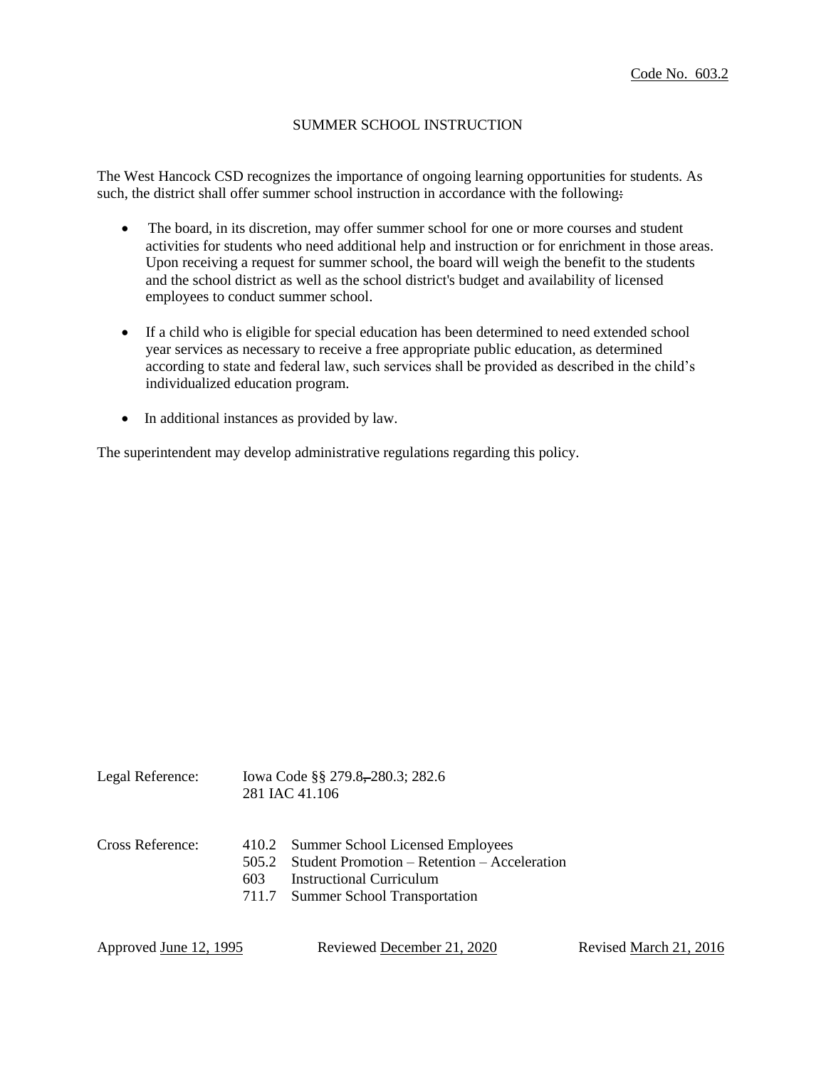Code No. 603.2

# SUMMER SCHOOL INSTRUCTION

The West Hancock CSD recognizes the importance of ongoing learning opportunities for students. As such, the district shall offer summer school instruction in accordance with the following:

- The board, in its discretion, may offer summer school for one or more courses and student activities for students who need additional help and instruction or for enrichment in those areas. Upon receiving a request for summer school, the board will weigh the benefit to the students and the school district as well as the school district's budget and availability of licensed employees to conduct summer school.

- If a child who is eligible for special education has been determined to need extended school year services as necessary to receive a free appropriate public education, as determined according to state and federal law, such services shall be provided as described in the child's individualized education program.

- In additional instances as provided by law.

The superintendent may develop administrative regulations regarding this policy.

Legal Reference: Iowa Code §§ 279.8, 280.3; 282.6
281 IAC 41.106

Cross Reference:
410.2 Summer School Licensed Employees
505.2 Student Promotion – Retention – Acceleration
603 Instructional Curriculum
711.7 Summer School Transportation

Approved June 12, 1995 Reviewed December 21, 2020 Revised March 21, 2016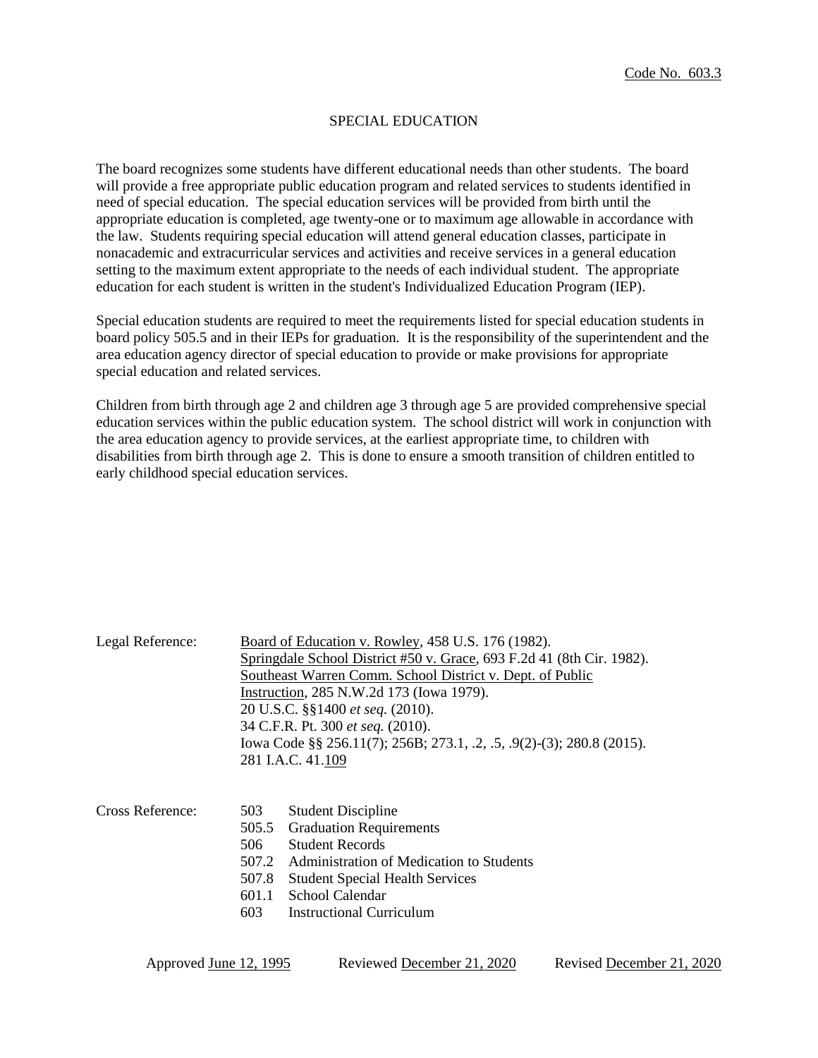Code No. 603.3

# SPECIAL EDUCATION

The board recognizes some students have different educational needs than other students. The board will provide a free appropriate public education program and related services to students identified in need of special education. The special education services will be provided from birth until the appropriate education is completed, age twenty-one or to maximum age allowable in accordance with the law. Students requiring special education will attend general education classes, participate in nonacademic and extracurricular services and activities and receive services in a general education setting to the maximum extent appropriate to the needs of each individual student. The appropriate education for each student is written in the student's Individualized Education Program (IEP).

Special education students are required to meet the requirements listed for special education students in board policy 505.5 and in their IEPs for graduation. It is the responsibility of the superintendent and the area education agency director of special education to provide or make provisions for appropriate special education and related services.

Children from birth through age 2 and children age 3 through age 5 are provided comprehensive special education services within the public education system. The school district will work in conjunction with the area education agency to provide services, at the earliest appropriate time, to children with disabilities from birth through age 2. This is done to ensure a smooth transition of children entitled to early childhood special education services.

Legal Reference:

Board of Education v. Rowley, 458 U.S. 176 (1982).
Springdale School District #50 v. Grace, 693 F.2d 41 (8th Cir. 1982).
Southeast Warren Comm. School District v. Dept. of Public Instruction, 285 N.W.2d 173 (Iowa 1979).
20 U.S.C. §§1400 *et seq.* (2010).
34 C.F.R. Pt. 300 *et seq.* (2010).
Iowa Code §§ 256.11(7); 256B; 273.1, .2, .5, .9(2)-(3); 280.8 (2015).
281 I.A.C. 41.109

Cross Reference:

503 Student Discipline
505.5 Graduation Requirements
506 Student Records
507.2 Administration of Medication to Students
507.8 Student Special Health Services
601.1 School Calendar
603 Instructional Curriculum

Approved June 12, 1995 Reviewed December 21, 2020 Revised December 21, 2020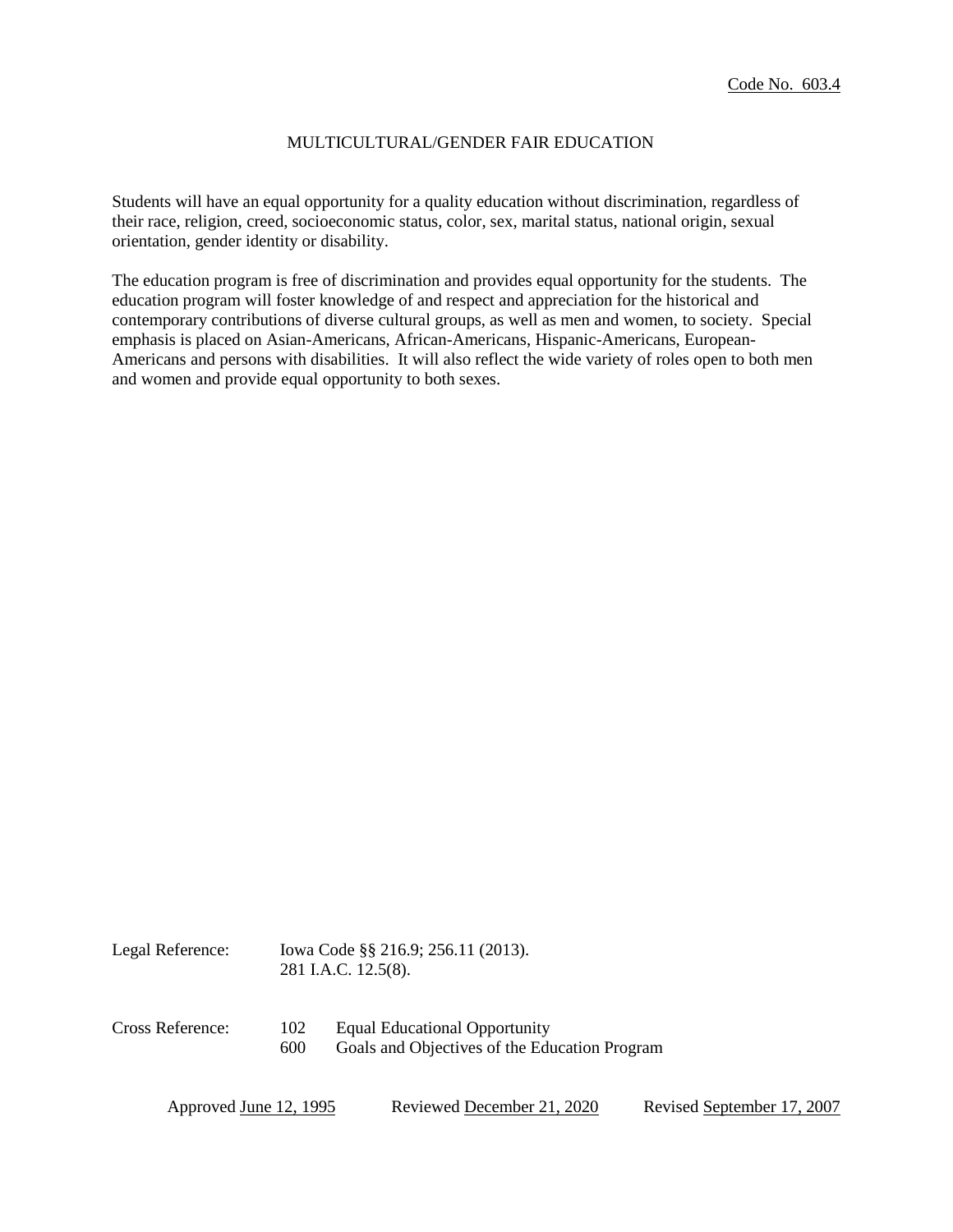Code No. 603.4

# MULTICULTURAL/GENDER FAIR EDUCATION

Students will have an equal opportunity for a quality education without discrimination, regardless of their race, religion, creed, socioeconomic status, color, sex, marital status, national origin, sexual orientation, gender identity or disability.

The education program is free of discrimination and provides equal opportunity for the students. The education program will foster knowledge of and respect and appreciation for the historical and contemporary contributions of diverse cultural groups, as well as men and women, to society. Special emphasis is placed on Asian-Americans, African-Americans, Hispanic-Americans, European-Americans and persons with disabilities. It will also reflect the wide variety of roles open to both men and women and provide equal opportunity to both sexes.

Legal Reference: Iowa Code §§ 216.9; 256.11 (2013).
281 I.A.C. 12.5(8).

Cross Reference:
102 Equal Educational Opportunity
600 Goals and Objectives of the Education Program

Approved June 12, 1995 Reviewed December 21, 2020 Revised September 17, 2007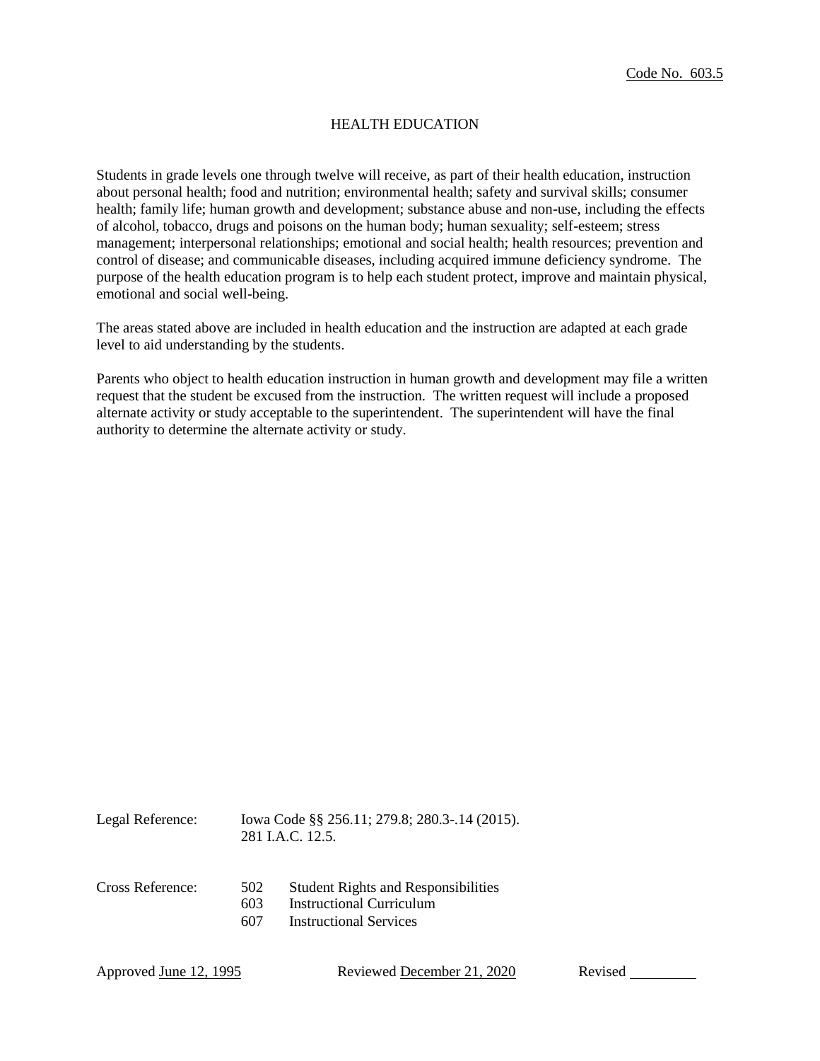Code No. 603.5

# HEALTH EDUCATION

Students in grade levels one through twelve will receive, as part of their health education, instruction about personal health; food and nutrition; environmental health; safety and survival skills; consumer health; family life; human growth and development; substance abuse and non-use, including the effects of alcohol, tobacco, drugs and poisons on the human body; human sexuality; self-esteem; stress management; interpersonal relationships; emotional and social health; health resources; prevention and control of disease; and communicable diseases, including acquired immune deficiency syndrome. The purpose of the health education program is to help each student protect, improve and maintain physical, emotional and social well-being.

The areas stated above are included in health education and the instruction are adapted at each grade level to aid understanding by the students.

Parents who object to health education instruction in human growth and development may file a written request that the student be excused from the instruction. The written request will include a proposed alternate activity or study acceptable to the superintendent. The superintendent will have the final authority to determine the alternate activity or study.

Legal Reference: Iowa Code §§ 256.11; 279.8; 280.3-.14 (2015).
281 I.A.C. 12.5.

Cross Reference:
502 Student Rights and Responsibilities
603 Instructional Curriculum
607 Instructional Services

Approved June 12, 1995 Reviewed December 21, 2020 Revised ________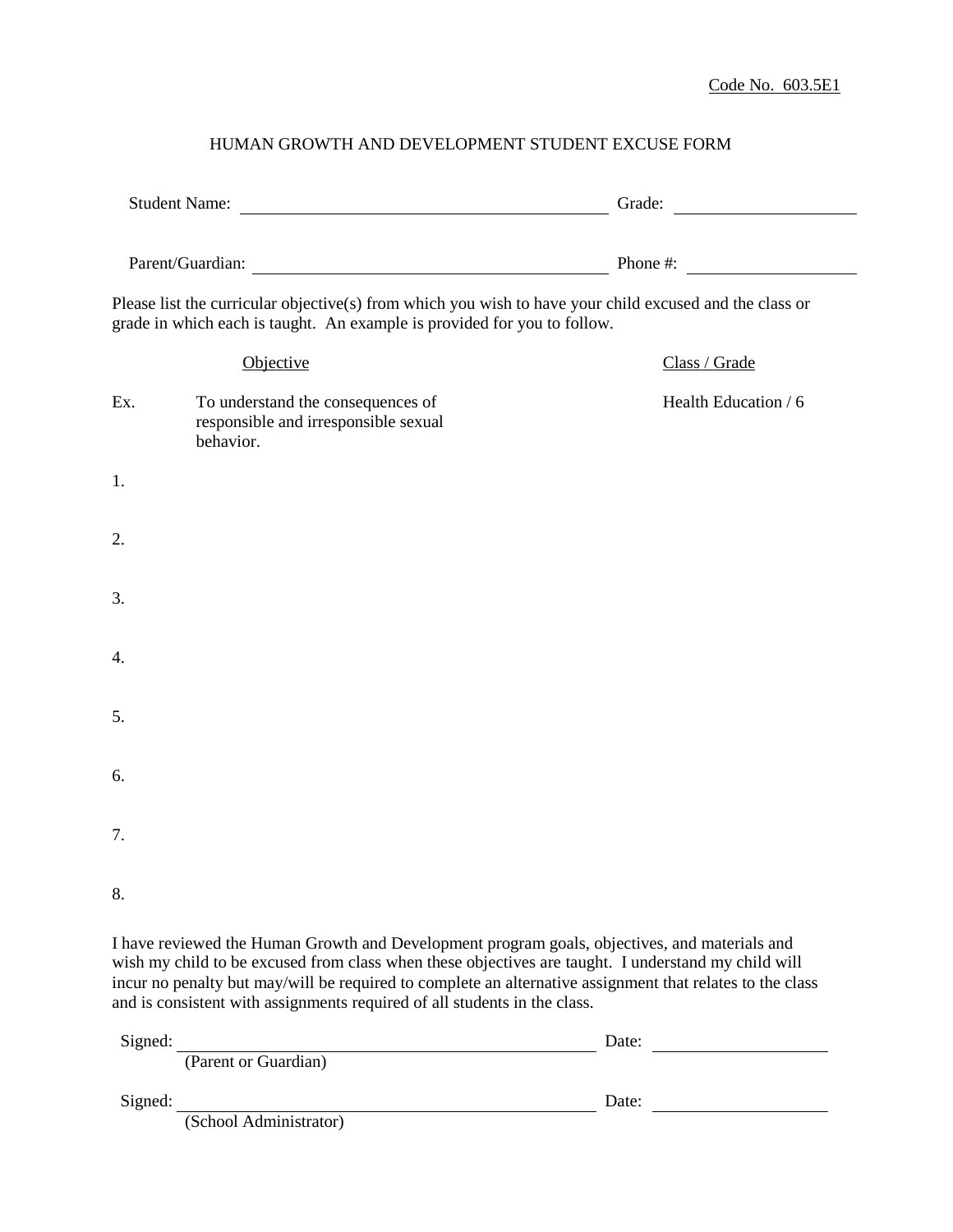Code No. 603.5E1

# HUMAN GROWTH AND DEVELOPMENT STUDENT EXCUSE FORM

Student Name: ______________________________ Grade: ______________

Parent/Guardian: ______________________________ Phone #: ______________

Please list the curricular objective(s) from which you wish to have your child excused and the class or grade in which each is taught. An example is provided for you to follow.

| | Objective | Class / Grade |
|---|---|---|
| Ex. | To understand the consequences of responsible and irresponsible sexual behavior. | Health Education / 6 |
| 1. | | |
| 2. | | |
| 3. | | |
| 4. | | |
| 5. | | |
| 6. | | |
| 7. | | |
| 8. | | |

I have reviewed the Human Growth and Development program goals, objectives, and materials and wish my child to be excused from class when these objectives are taught. I understand my child will incur no penalty but may/will be required to complete an alternative assignment that relates to the class and is consistent with assignments required of all students in the class.

Signed: ______________________________ Date: ______________
(Parent or Guardian)

Signed: ______________________________ Date: ______________
(School Administrator)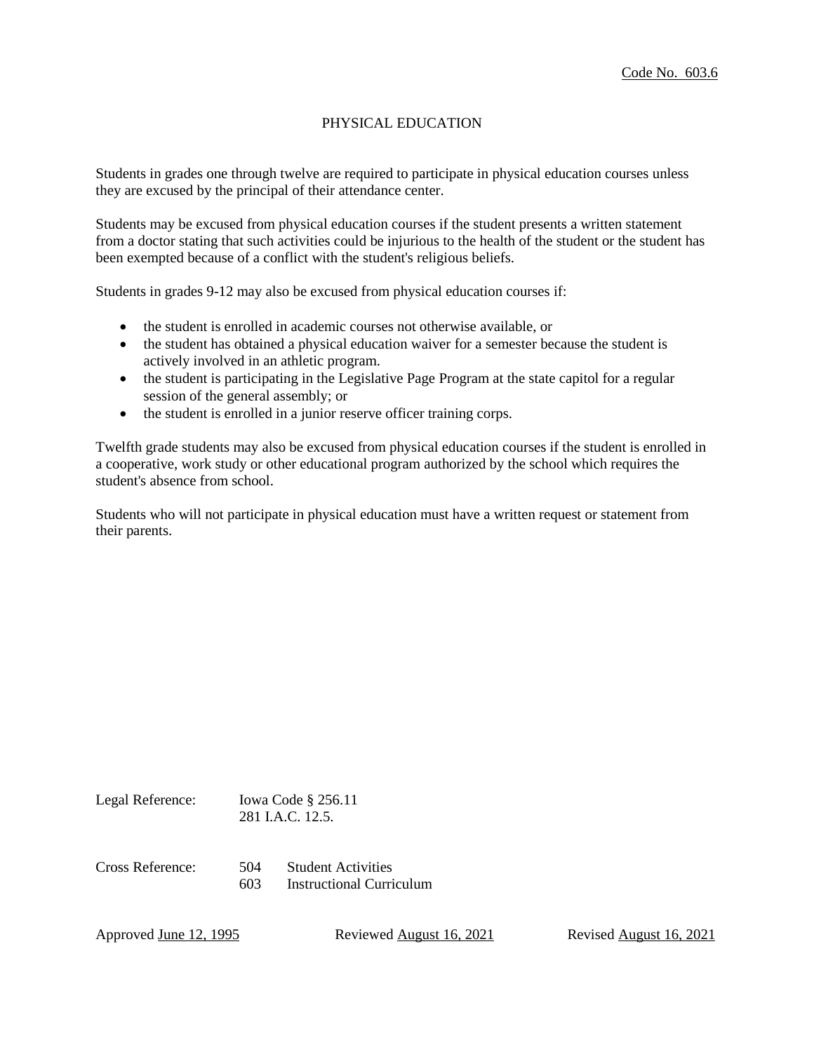Code No. 603.6

# PHYSICAL EDUCATION

Students in grades one through twelve are required to participate in physical education courses unless they are excused by the principal of their attendance center.

Students may be excused from physical education courses if the student presents a written statement from a doctor stating that such activities could be injurious to the health of the student or the student has been exempted because of a conflict with the student's religious beliefs.

Students in grades 9-12 may also be excused from physical education courses if:

- the student is enrolled in academic courses not otherwise available, or
- the student has obtained a physical education waiver for a semester because the student is actively involved in an athletic program.
- the student is participating in the Legislative Page Program at the state capitol for a regular session of the general assembly; or
- the student is enrolled in a junior reserve officer training corps.

Twelfth grade students may also be excused from physical education courses if the student is enrolled in a cooperative, work study or other educational program authorized by the school which requires the student's absence from school.

Students who will not participate in physical education must have a written request or statement from their parents.

Legal Reference: Iowa Code § 256.11
281 I.A.C. 12.5.

Cross Reference: 504 Student Activities
603 Instructional Curriculum

Approved June 12, 1995 Reviewed August 16, 2021 Revised August 16, 2021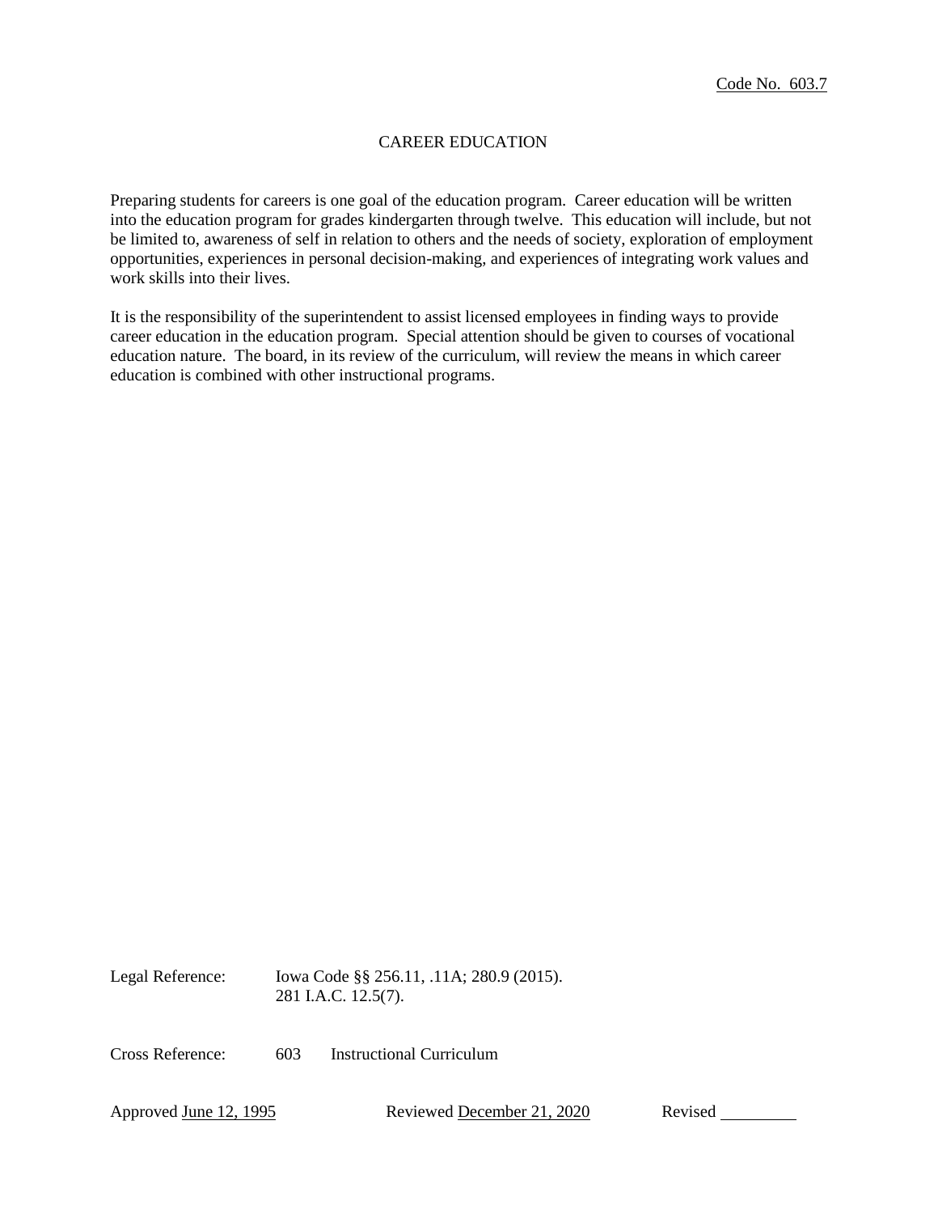Code No. 603.7

# CAREER EDUCATION

Preparing students for careers is one goal of the education program. Career education will be written into the education program for grades kindergarten through twelve. This education will include, but not be limited to, awareness of self in relation to others and the needs of society, exploration of employment opportunities, experiences in personal decision-making, and experiences of integrating work values and work skills into their lives.

It is the responsibility of the superintendent to assist licensed employees in finding ways to provide career education in the education program. Special attention should be given to courses of vocational education nature. The board, in its review of the curriculum, will review the means in which career education is combined with other instructional programs.

Legal Reference: Iowa Code §§ 256.11, .11A; 280.9 (2015).
281 I.A.C. 12.5(7).

Cross Reference: 603 Instructional Curriculum

Approved June 12, 1995 Reviewed December 21, 2020 Revised \_\_\_\_\_\_\_\_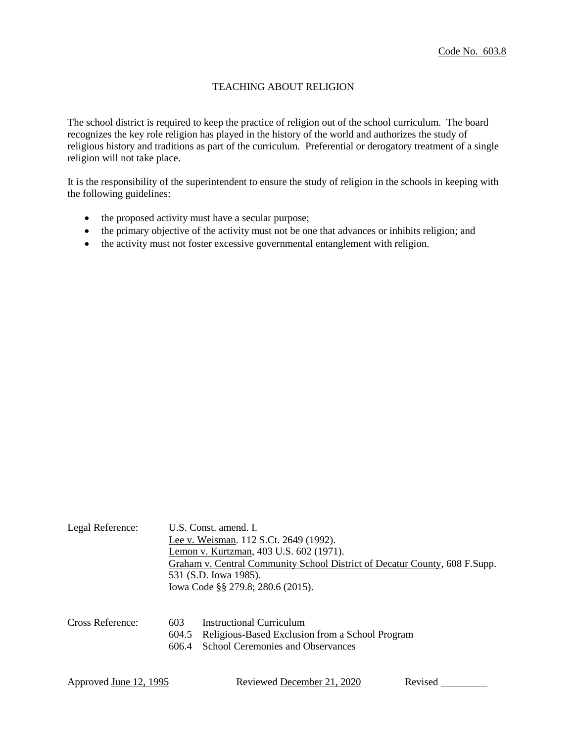Code No. 603.8

# TEACHING ABOUT RELIGION

The school district is required to keep the practice of religion out of the school curriculum. The board recognizes the key role religion has played in the history of the world and authorizes the study of religious history and traditions as part of the curriculum. Preferential or derogatory treatment of a single religion will not take place.

It is the responsibility of the superintendent to ensure the study of religion in the schools in keeping with the following guidelines:

- the proposed activity must have a secular purpose;
- the primary objective of the activity must not be one that advances or inhibits religion; and
- the activity must not foster excessive governmental entanglement with religion.

Legal Reference: U.S. Const. amend. I.
Lee v. Weisman. 112 S.Ct. 2649 (1992).
Lemon v. Kurtzman, 403 U.S. 602 (1971).
Graham v. Central Community School District of Decatur County, 608 F.Supp. 531 (S.D. Iowa 1985).
Iowa Code §§ 279.8; 280.6 (2015).

Cross Reference:
603 Instructional Curriculum
604.5 Religious-Based Exclusion from a School Program
606.4 School Ceremonies and Observances

Approved June 12, 1995 Reviewed December 21, 2020 Revised ________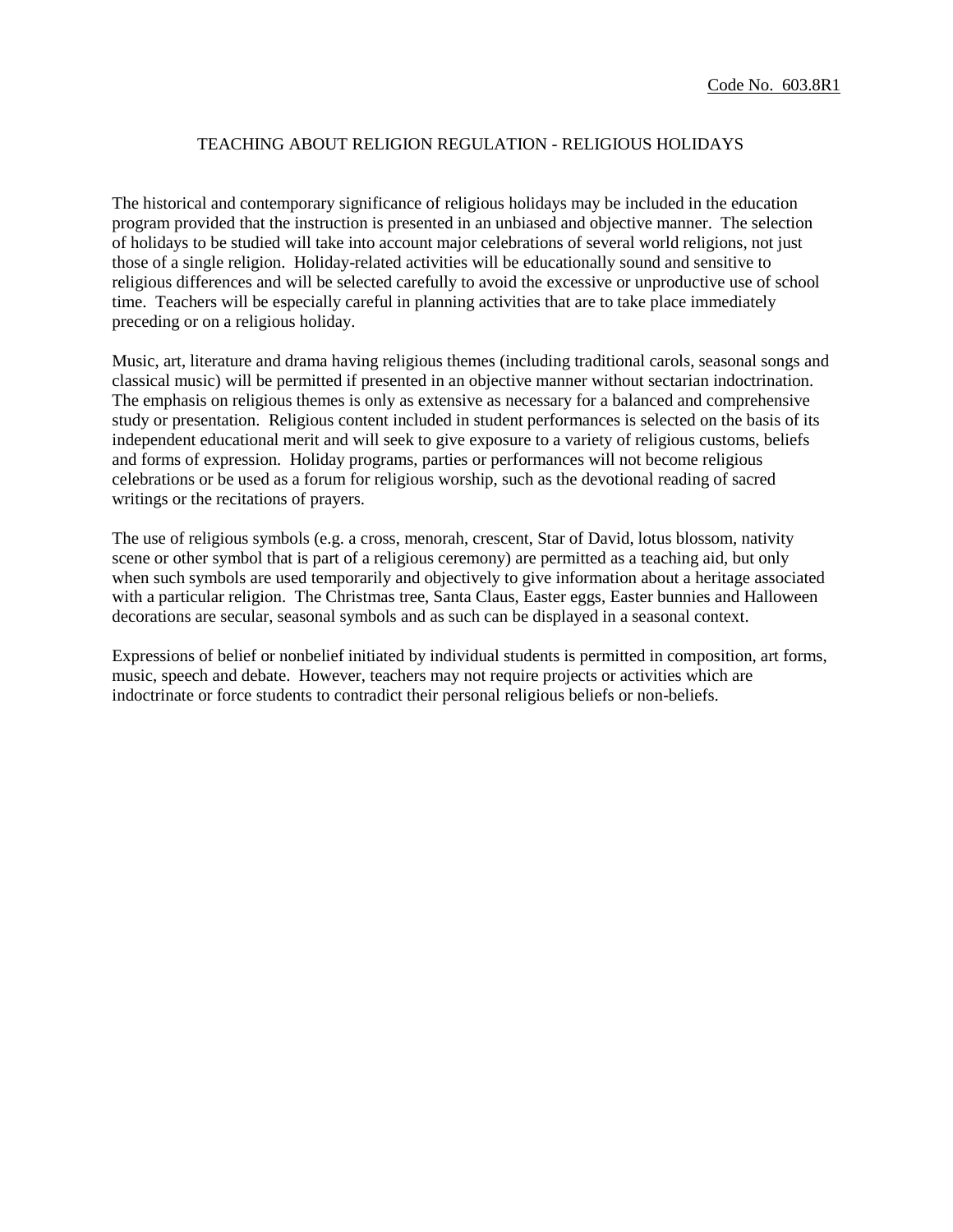Code No. 603.8R1

# TEACHING ABOUT RELIGION REGULATION - RELIGIOUS HOLIDAYS

The historical and contemporary significance of religious holidays may be included in the education program provided that the instruction is presented in an unbiased and objective manner. The selection of holidays to be studied will take into account major celebrations of several world religions, not just those of a single religion. Holiday-related activities will be educationally sound and sensitive to religious differences and will be selected carefully to avoid the excessive or unproductive use of school time. Teachers will be especially careful in planning activities that are to take place immediately preceding or on a religious holiday.

Music, art, literature and drama having religious themes (including traditional carols, seasonal songs and classical music) will be permitted if presented in an objective manner without sectarian indoctrination. The emphasis on religious themes is only as extensive as necessary for a balanced and comprehensive study or presentation. Religious content included in student performances is selected on the basis of its independent educational merit and will seek to give exposure to a variety of religious customs, beliefs and forms of expression. Holiday programs, parties or performances will not become religious celebrations or be used as a forum for religious worship, such as the devotional reading of sacred writings or the recitations of prayers.

The use of religious symbols (e.g. a cross, menorah, crescent, Star of David, lotus blossom, nativity scene or other symbol that is part of a religious ceremony) are permitted as a teaching aid, but only when such symbols are used temporarily and objectively to give information about a heritage associated with a particular religion. The Christmas tree, Santa Claus, Easter eggs, Easter bunnies and Halloween decorations are secular, seasonal symbols and as such can be displayed in a seasonal context.

Expressions of belief or nonbelief initiated by individual students is permitted in composition, art forms, music, speech and debate. However, teachers may not require projects or activities which are indoctrinate or force students to contradict their personal religious beliefs or non-beliefs.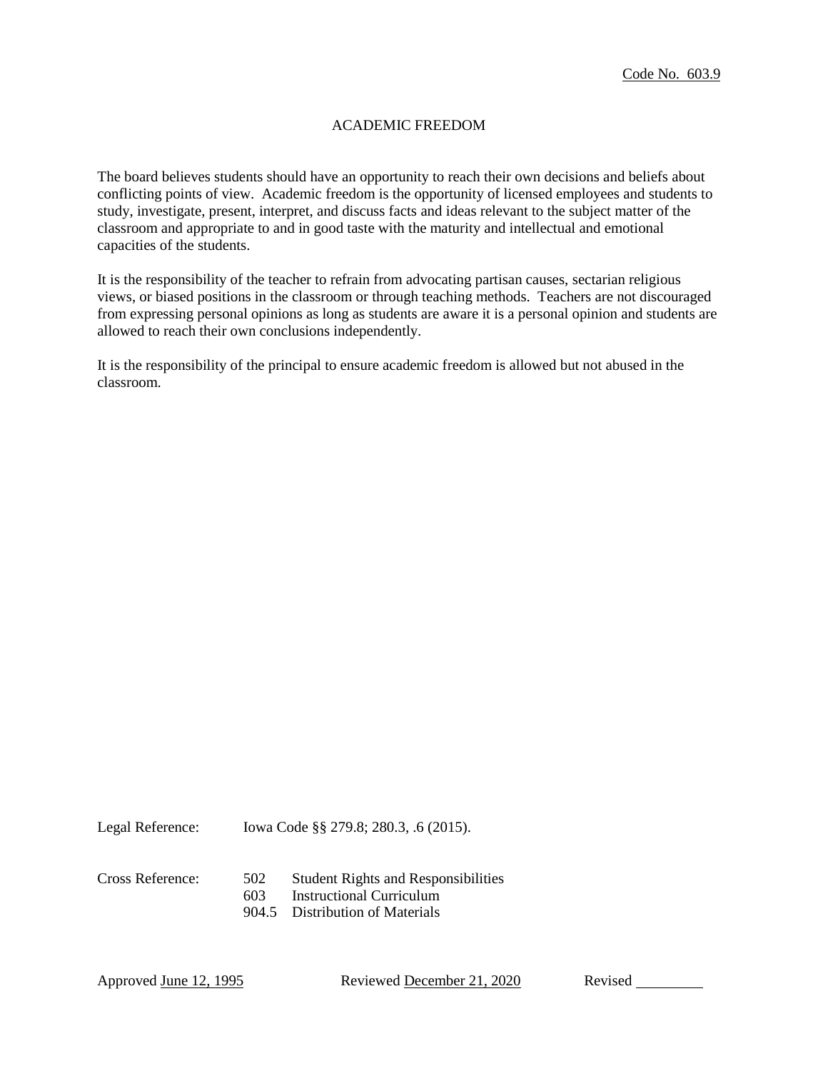Code No. 603.9

# ACADEMIC FREEDOM

The board believes students should have an opportunity to reach their own decisions and beliefs about conflicting points of view. Academic freedom is the opportunity of licensed employees and students to study, investigate, present, interpret, and discuss facts and ideas relevant to the subject matter of the classroom and appropriate to and in good taste with the maturity and intellectual and emotional capacities of the students.

It is the responsibility of the teacher to refrain from advocating partisan causes, sectarian religious views, or biased positions in the classroom or through teaching methods. Teachers are not discouraged from expressing personal opinions as long as students are aware it is a personal opinion and students are allowed to reach their own conclusions independently.

It is the responsibility of the principal to ensure academic freedom is allowed but not abused in the classroom.

Legal Reference: Iowa Code §§ 279.8; 280.3, .6 (2015).

Cross Reference:
- 502 Student Rights and Responsibilities
- 603 Instructional Curriculum
- 904.5 Distribution of Materials

Approved June 12, 1995 Reviewed December 21, 2020 Revised \_\_\_\_\_\_\_\_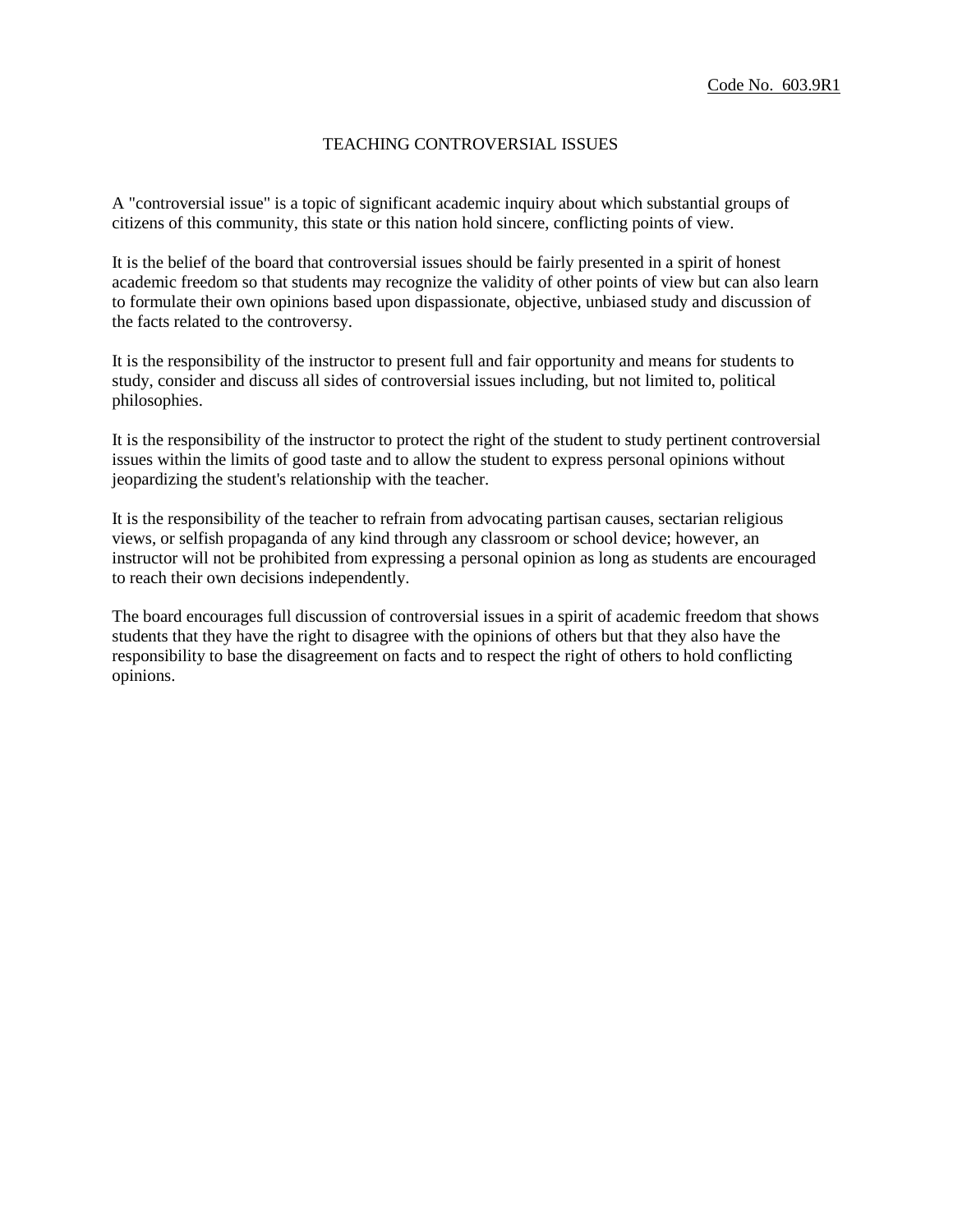Code No. 603.9R1

# TEACHING CONTROVERSIAL ISSUES

A "controversial issue" is a topic of significant academic inquiry about which substantial groups of citizens of this community, this state or this nation hold sincere, conflicting points of view.

It is the belief of the board that controversial issues should be fairly presented in a spirit of honest academic freedom so that students may recognize the validity of other points of view but can also learn to formulate their own opinions based upon dispassionate, objective, unbiased study and discussion of the facts related to the controversy.

It is the responsibility of the instructor to present full and fair opportunity and means for students to study, consider and discuss all sides of controversial issues including, but not limited to, political philosophies.

It is the responsibility of the instructor to protect the right of the student to study pertinent controversial issues within the limits of good taste and to allow the student to express personal opinions without jeopardizing the student's relationship with the teacher.

It is the responsibility of the teacher to refrain from advocating partisan causes, sectarian religious views, or selfish propaganda of any kind through any classroom or school device; however, an instructor will not be prohibited from expressing a personal opinion as long as students are encouraged to reach their own decisions independently.

The board encourages full discussion of controversial issues in a spirit of academic freedom that shows students that they have the right to disagree with the opinions of others but that they also have the responsibility to base the disagreement on facts and to respect the right of others to hold conflicting opinions.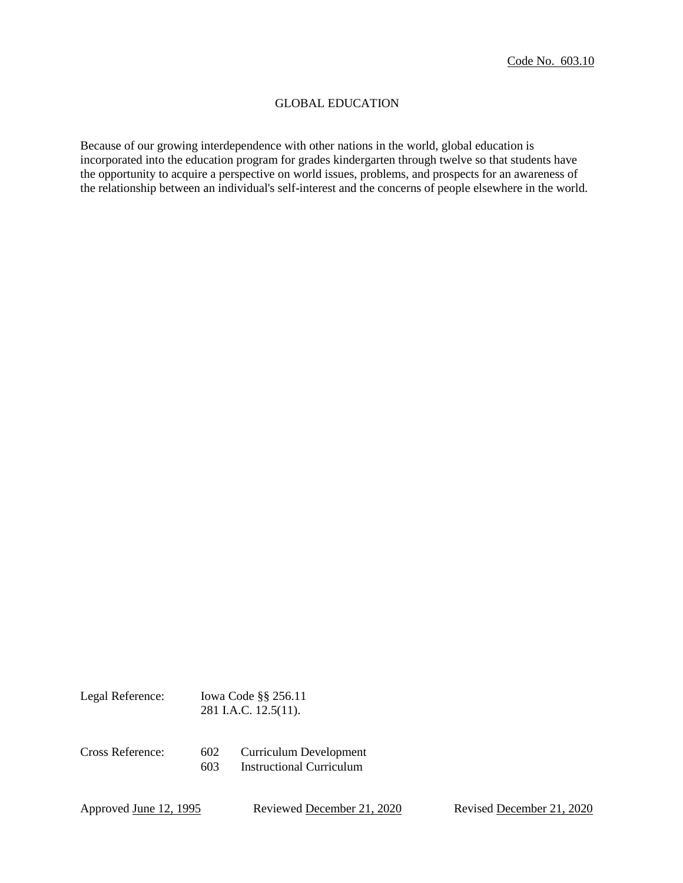Code No. 603.10

# GLOBAL EDUCATION

Because of our growing interdependence with other nations in the world, global education is incorporated into the education program for grades kindergarten through twelve so that students have the opportunity to acquire a perspective on world issues, problems, and prospects for an awareness of the relationship between an individual's self-interest and the concerns of people elsewhere in the world.

Legal Reference: Iowa Code §§ 256.11
281 I.A.C. 12.5(11).

Cross Reference: 602 Curriculum Development
603 Instructional Curriculum

Approved June 12, 1995    Reviewed December 21, 2020    Revised December 21, 2020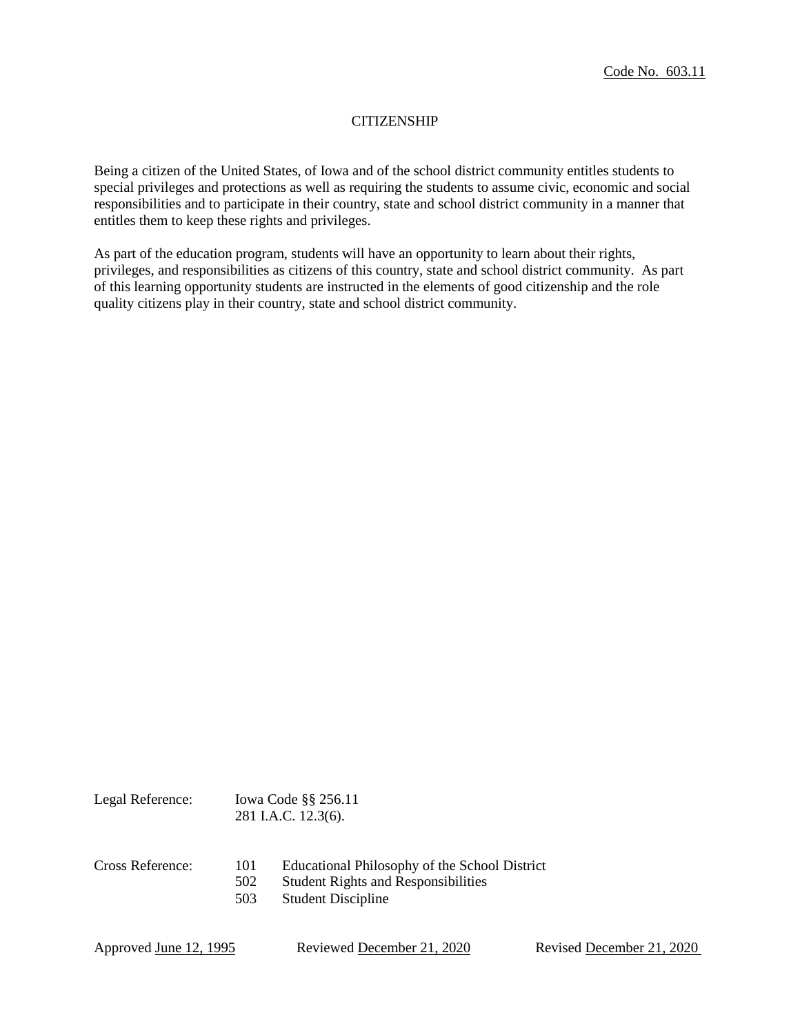Code No. 603.11

# CITIZENSHIP

Being a citizen of the United States, of Iowa and of the school district community entitles students to special privileges and protections as well as requiring the students to assume civic, economic and social responsibilities and to participate in their country, state and school district community in a manner that entitles them to keep these rights and privileges.

As part of the education program, students will have an opportunity to learn about their rights, privileges, and responsibilities as citizens of this country, state and school district community. As part of this learning opportunity students are instructed in the elements of good citizenship and the role quality citizens play in their country, state and school district community.

Legal Reference: Iowa Code §§ 256.11
281 I.A.C. 12.3(6).

Cross Reference:
101 Educational Philosophy of the School District
502 Student Rights and Responsibilities
503 Student Discipline

Approved June 12, 1995 Reviewed December 21, 2020 Revised December 21, 2020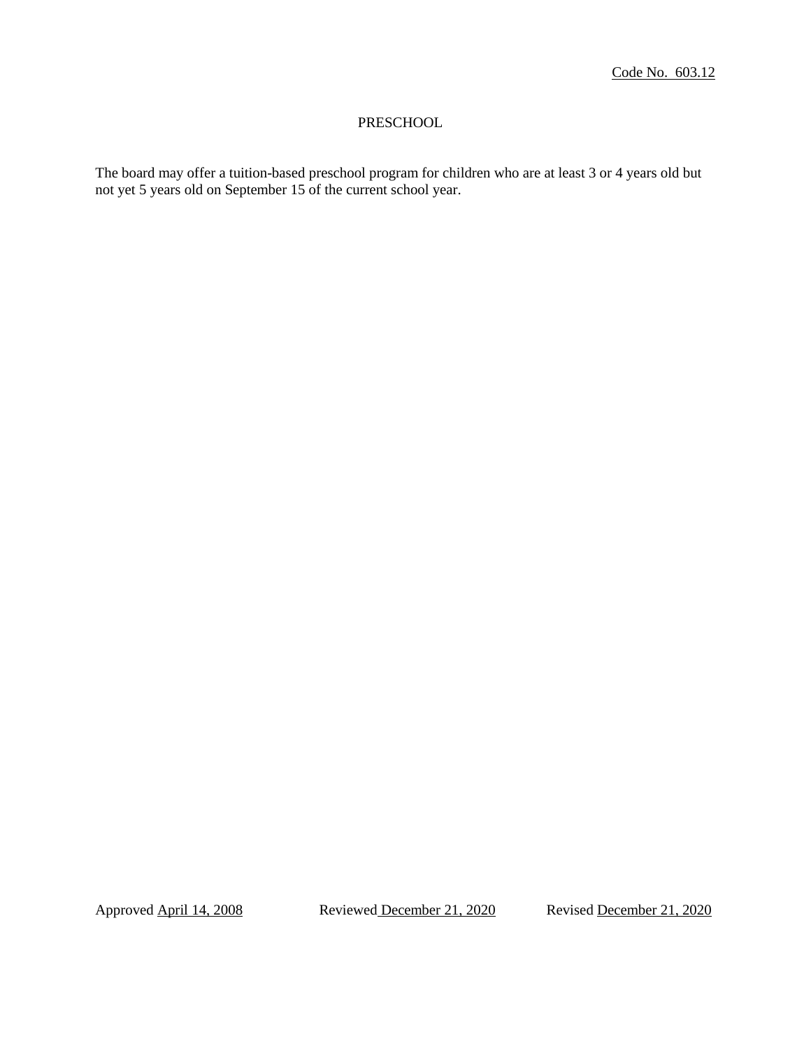Code No. 603.12

# PRESCHOOL

The board may offer a tuition-based preschool program for children who are at least 3 or 4 years old but not yet 5 years old on September 15 of the current school year.

Approved April 14, 2008 Reviewed December 21, 2020 Revised December 21, 2020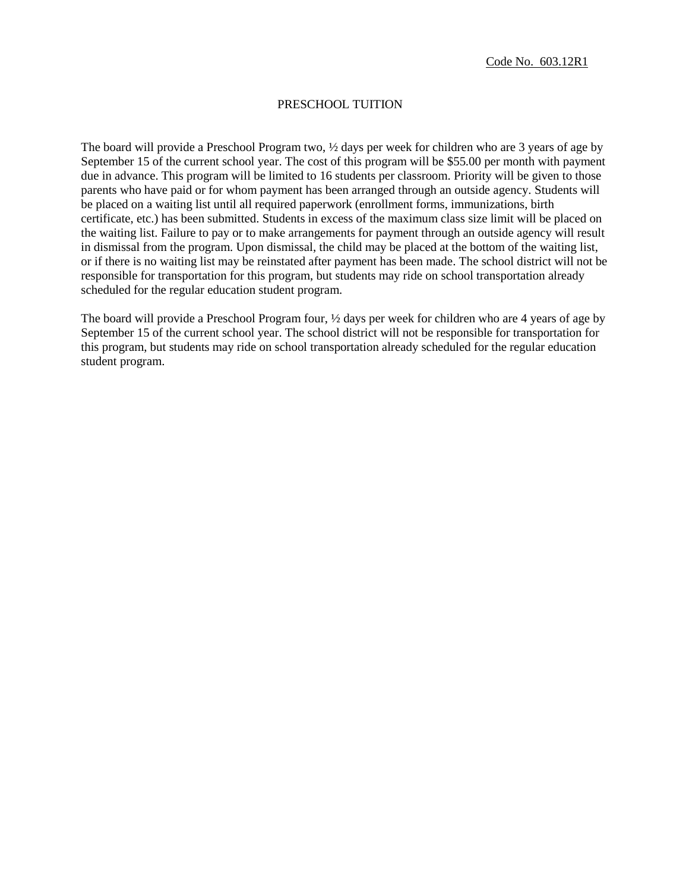Code No. 603.12R1

# PRESCHOOL TUITION

The board will provide a Preschool Program two, ½ days per week for children who are 3 years of age by September 15 of the current school year. The cost of this program will be $55.00 per month with payment due in advance. This program will be limited to 16 students per classroom. Priority will be given to those parents who have paid or for whom payment has been arranged through an outside agency. Students will be placed on a waiting list until all required paperwork (enrollment forms, immunizations, birth certificate, etc.) has been submitted. Students in excess of the maximum class size limit will be placed on the waiting list. Failure to pay or to make arrangements for payment through an outside agency will result in dismissal from the program. Upon dismissal, the child may be placed at the bottom of the waiting list, or if there is no waiting list may be reinstated after payment has been made. The school district will not be responsible for transportation for this program, but students may ride on school transportation already scheduled for the regular education student program.

The board will provide a Preschool Program four, ½ days per week for children who are 4 years of age by September 15 of the current school year. The school district will not be responsible for transportation for this program, but students may ride on school transportation already scheduled for the regular education student program.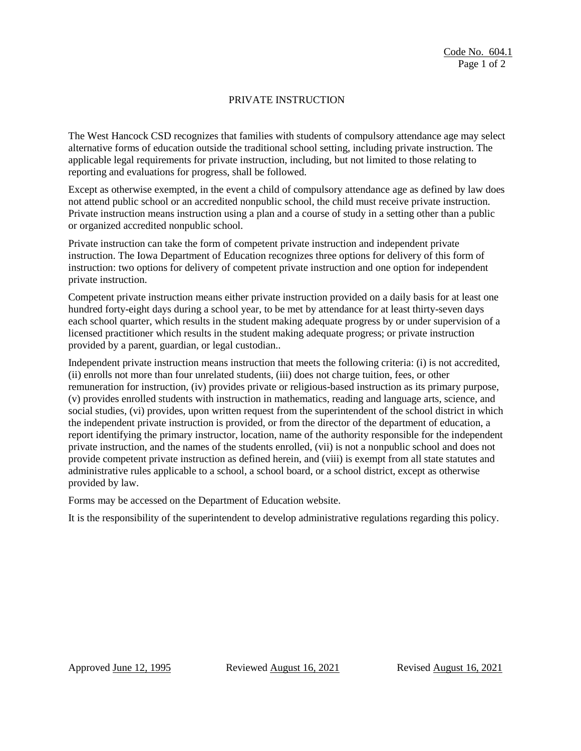# PRIVATE INSTRUCTION

The West Hancock CSD recognizes that families with students of compulsory attendance age may select alternative forms of education outside the traditional school setting, including private instruction. The applicable legal requirements for private instruction, including, but not limited to those relating to reporting and evaluations for progress, shall be followed.

Except as otherwise exempted, in the event a child of compulsory attendance age as defined by law does not attend public school or an accredited nonpublic school, the child must receive private instruction. Private instruction means instruction using a plan and a course of study in a setting other than a public or organized accredited nonpublic school.

Private instruction can take the form of competent private instruction and independent private instruction. The Iowa Department of Education recognizes three options for delivery of this form of instruction: two options for delivery of competent private instruction and one option for independent private instruction.

Competent private instruction means either private instruction provided on a daily basis for at least one hundred forty-eight days during a school year, to be met by attendance for at least thirty-seven days each school quarter, which results in the student making adequate progress by or under supervision of a licensed practitioner which results in the student making adequate progress; or private instruction provided by a parent, guardian, or legal custodian..

Independent private instruction means instruction that meets the following criteria: (i) is not accredited, (ii) enrolls not more than four unrelated students, (iii) does not charge tuition, fees, or other remuneration for instruction, (iv) provides private or religious-based instruction as its primary purpose, (v) provides enrolled students with instruction in mathematics, reading and language arts, science, and social studies, (vi) provides, upon written request from the superintendent of the school district in which the independent private instruction is provided, or from the director of the department of education, a report identifying the primary instructor, location, name of the authority responsible for the independent private instruction, and the names of the students enrolled, (vii) is not a nonpublic school and does not provide competent private instruction as defined herein, and (viii) is exempt from all state statutes and administrative rules applicable to a school, a school board, or a school district, except as otherwise provided by law.

Forms may be accessed on the Department of Education website.

It is the responsibility of the superintendent to develop administrative regulations regarding this policy.

Approved June 12, 1995 Reviewed August 16, 2021 Revised August 16, 2021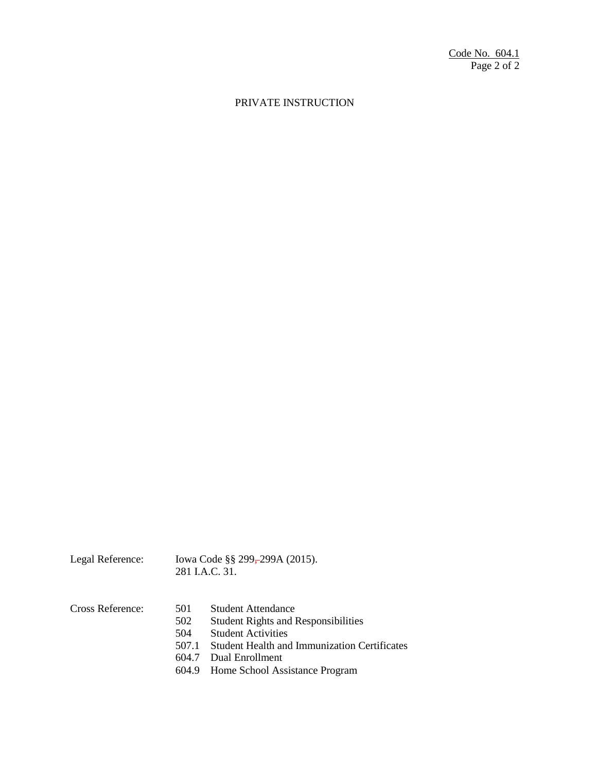Code No. 604.1

# PRIVATE INSTRUCTION

Legal Reference: Iowa Code §§ 299, 299A (2015).
281 I.A.C. 31.

Cross Reference:
501 Student Attendance
502 Student Rights and Responsibilities
504 Student Activities
507.1 Student Health and Immunization Certificates
604.7 Dual Enrollment
604.9 Home School Assistance Program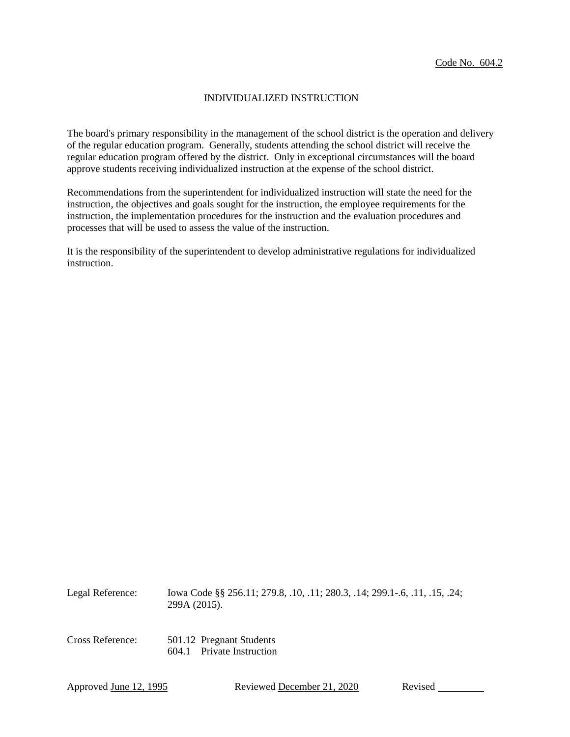Code No. 604.2

# INDIVIDUALIZED INSTRUCTION

The board's primary responsibility in the management of the school district is the operation and delivery of the regular education program. Generally, students attending the school district will receive the regular education program offered by the district. Only in exceptional circumstances will the board approve students receiving individualized instruction at the expense of the school district.

Recommendations from the superintendent for individualized instruction will state the need for the instruction, the objectives and goals sought for the instruction, the employee requirements for the instruction, the implementation procedures for the instruction and the evaluation procedures and processes that will be used to assess the value of the instruction.

It is the responsibility of the superintendent to develop administrative regulations for individualized instruction.

Legal Reference: Iowa Code §§ 256.11; 279.8, .10, .11; 280.3, .14; 299.1-.6, .11, .15, .24; 299A (2015).

Cross Reference: 501.12 Pregnant Students
604.1 Private Instruction

Approved June 12, 1995 Reviewed December 21, 2020 Revised ________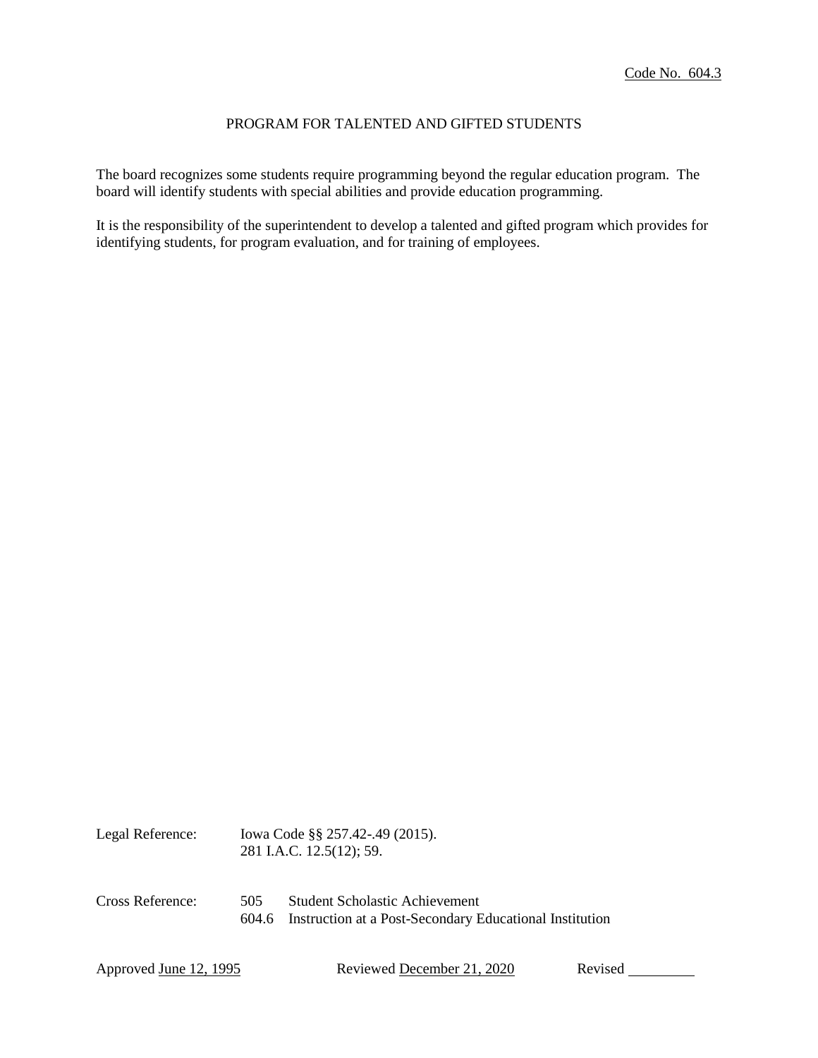Code No. 604.3

# PROGRAM FOR TALENTED AND GIFTED STUDENTS

The board recognizes some students require programming beyond the regular education program. The board will identify students with special abilities and provide education programming.

It is the responsibility of the superintendent to develop a talented and gifted program which provides for identifying students, for program evaluation, and for training of employees.

Legal Reference: Iowa Code §§ 257.42-.49 (2015).
281 I.A.C. 12.5(12); 59.

Cross Reference:
505 Student Scholastic Achievement
604.6 Instruction at a Post-Secondary Educational Institution

Approved June 12, 1995 Reviewed December 21, 2020 Revised ________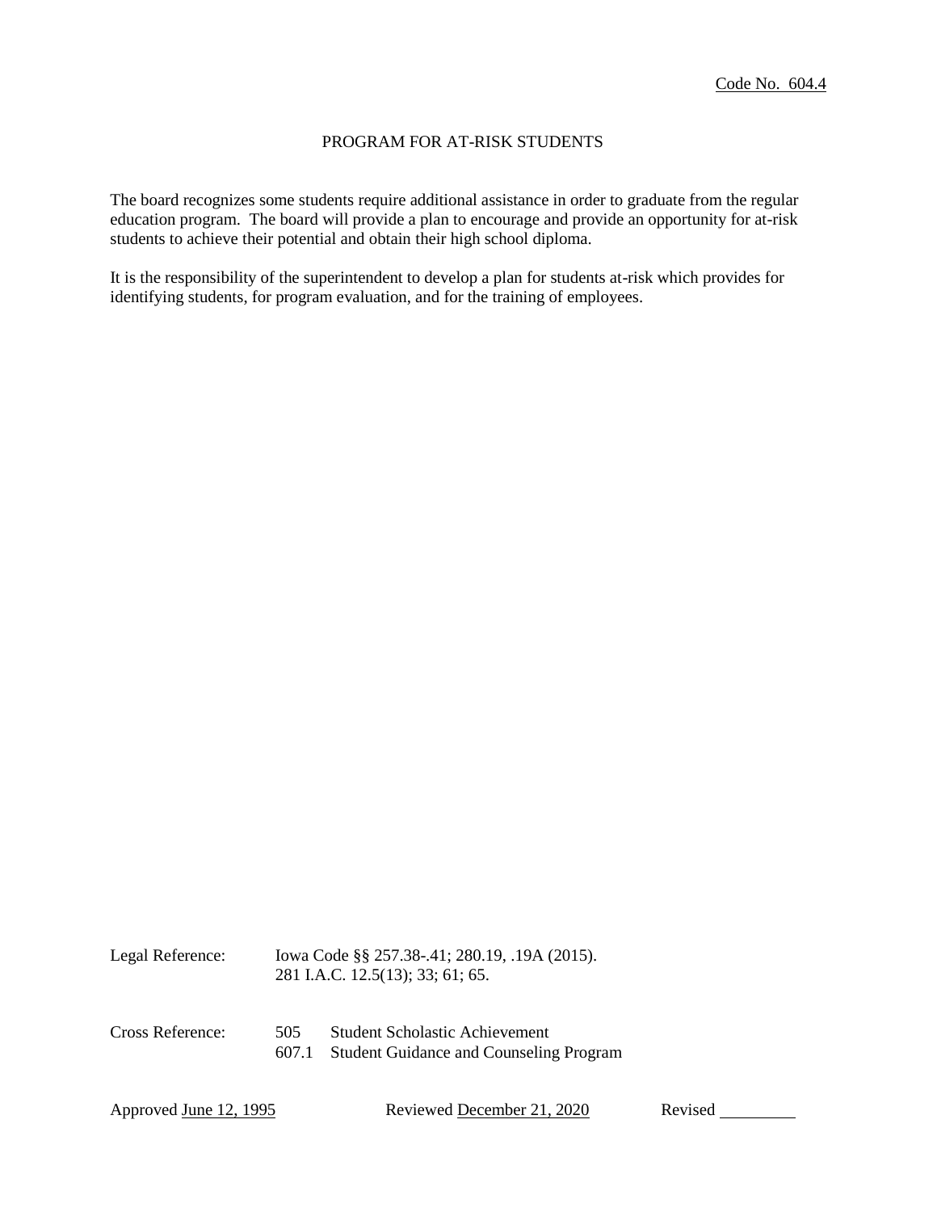Code No. 604.4

## PROGRAM FOR AT-RISK STUDENTS

The board recognizes some students require additional assistance in order to graduate from the regular education program. The board will provide a plan to encourage and provide an opportunity for at-risk students to achieve their potential and obtain their high school diploma.

It is the responsibility of the superintendent to develop a plan for students at-risk which provides for identifying students, for program evaluation, and for the training of employees.

Legal Reference: Iowa Code §§ 257.38-.41; 280.19, .19A (2015).
281 I.A.C. 12.5(13); 33; 61; 65.

Cross Reference: 505 Student Scholastic Achievement
607.1 Student Guidance and Counseling Program

Approved June 12, 1995 Reviewed December 21, 2020 Revised ________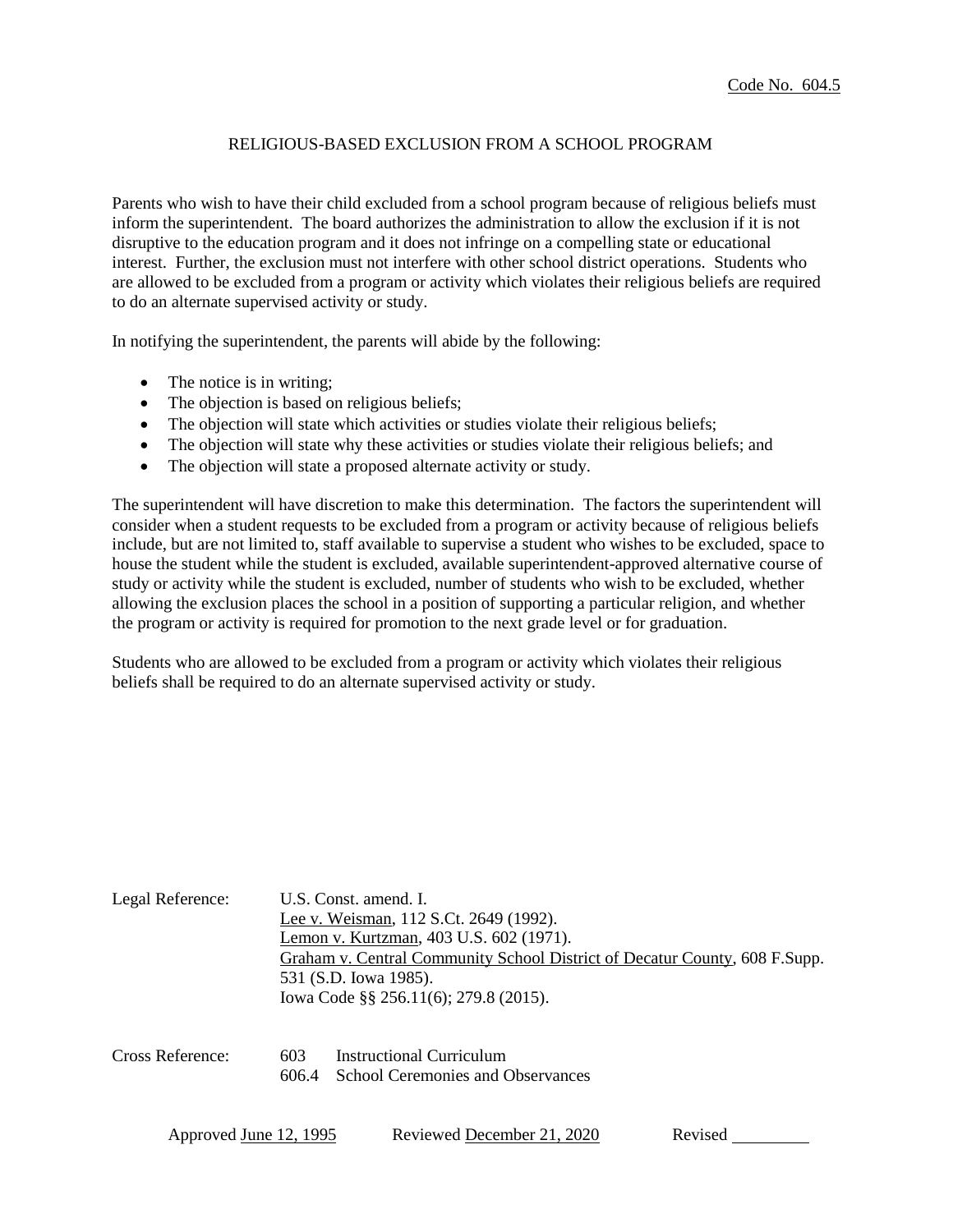Code No. 604.5

# RELIGIOUS-BASED EXCLUSION FROM A SCHOOL PROGRAM

Parents who wish to have their child excluded from a school program because of religious beliefs must inform the superintendent. The board authorizes the administration to allow the exclusion if it is not disruptive to the education program and it does not infringe on a compelling state or educational interest. Further, the exclusion must not interfere with other school district operations. Students who are allowed to be excluded from a program or activity which violates their religious beliefs are required to do an alternate supervised activity or study.

In notifying the superintendent, the parents will abide by the following:

- The notice is in writing;
- The objection is based on religious beliefs;
- The objection will state which activities or studies violate their religious beliefs;
- The objection will state why these activities or studies violate their religious beliefs; and
- The objection will state a proposed alternate activity or study.

The superintendent will have discretion to make this determination. The factors the superintendent will consider when a student requests to be excluded from a program or activity because of religious beliefs include, but are not limited to, staff available to supervise a student who wishes to be excluded, space to house the student while the student is excluded, available superintendent-approved alternative course of study or activity while the student is excluded, number of students who wish to be excluded, whether allowing the exclusion places the school in a position of supporting a particular religion, and whether the program or activity is required for promotion to the next grade level or for graduation.

Students who are allowed to be excluded from a program or activity which violates their religious beliefs shall be required to do an alternate supervised activity or study.

Legal Reference: U.S. Const. amend. I.
Lee v. Weisman, 112 S.Ct. 2649 (1992).
Lemon v. Kurtzman, 403 U.S. 602 (1971).
Graham v. Central Community School District of Decatur County, 608 F.Supp. 531 (S.D. Iowa 1985).
Iowa Code §§ 256.11(6); 279.8 (2015).

Cross Reference: 603 Instructional Curriculum
606.4 School Ceremonies and Observances

Approved June 12, 1995 Reviewed December 21, 2020 Revised ________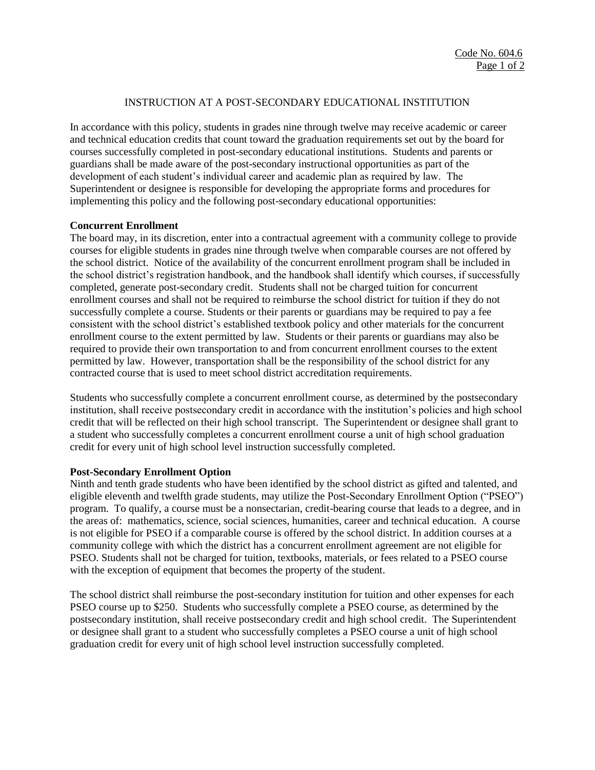# INSTRUCTION AT A POST-SECONDARY EDUCATIONAL INSTITUTION

In accordance with this policy, students in grades nine through twelve may receive academic or career and technical education credits that count toward the graduation requirements set out by the board for courses successfully completed in post-secondary educational institutions. Students and parents or guardians shall be made aware of the post-secondary instructional opportunities as part of the development of each student's individual career and academic plan as required by law. The Superintendent or designee is responsible for developing the appropriate forms and procedures for implementing this policy and the following post-secondary educational opportunities:

**Concurrent Enrollment**

The board may, in its discretion, enter into a contractual agreement with a community college to provide courses for eligible students in grades nine through twelve when comparable courses are not offered by the school district. Notice of the availability of the concurrent enrollment program shall be included in the school district's registration handbook, and the handbook shall identify which courses, if successfully completed, generate post-secondary credit. Students shall not be charged tuition for concurrent enrollment courses and shall not be required to reimburse the school district for tuition if they do not successfully complete a course. Students or their parents or guardians may be required to pay a fee consistent with the school district's established textbook policy and other materials for the concurrent enrollment course to the extent permitted by law. Students or their parents or guardians may also be required to provide their own transportation to and from concurrent enrollment courses to the extent permitted by law. However, transportation shall be the responsibility of the school district for any contracted course that is used to meet school district accreditation requirements.

Students who successfully complete a concurrent enrollment course, as determined by the postsecondary institution, shall receive postsecondary credit in accordance with the institution's policies and high school credit that will be reflected on their high school transcript. The Superintendent or designee shall grant to a student who successfully completes a concurrent enrollment course a unit of high school graduation credit for every unit of high school level instruction successfully completed.

**Post-Secondary Enrollment Option**

Ninth and tenth grade students who have been identified by the school district as gifted and talented, and eligible eleventh and twelfth grade students, may utilize the Post-Secondary Enrollment Option ("PSEO") program. To qualify, a course must be a nonsectarian, credit-bearing course that leads to a degree, and in the areas of: mathematics, science, social sciences, humanities, career and technical education. A course is not eligible for PSEO if a comparable course is offered by the school district. In addition courses at a community college with which the district has a concurrent enrollment agreement are not eligible for PSEO. Students shall not be charged for tuition, textbooks, materials, or fees related to a PSEO course with the exception of equipment that becomes the property of the student.

The school district shall reimburse the post-secondary institution for tuition and other expenses for each PSEO course up to $250. Students who successfully complete a PSEO course, as determined by the postsecondary institution, shall receive postsecondary credit and high school credit. The Superintendent or designee shall grant to a student who successfully completes a PSEO course a unit of high school graduation credit for every unit of high school level instruction successfully completed.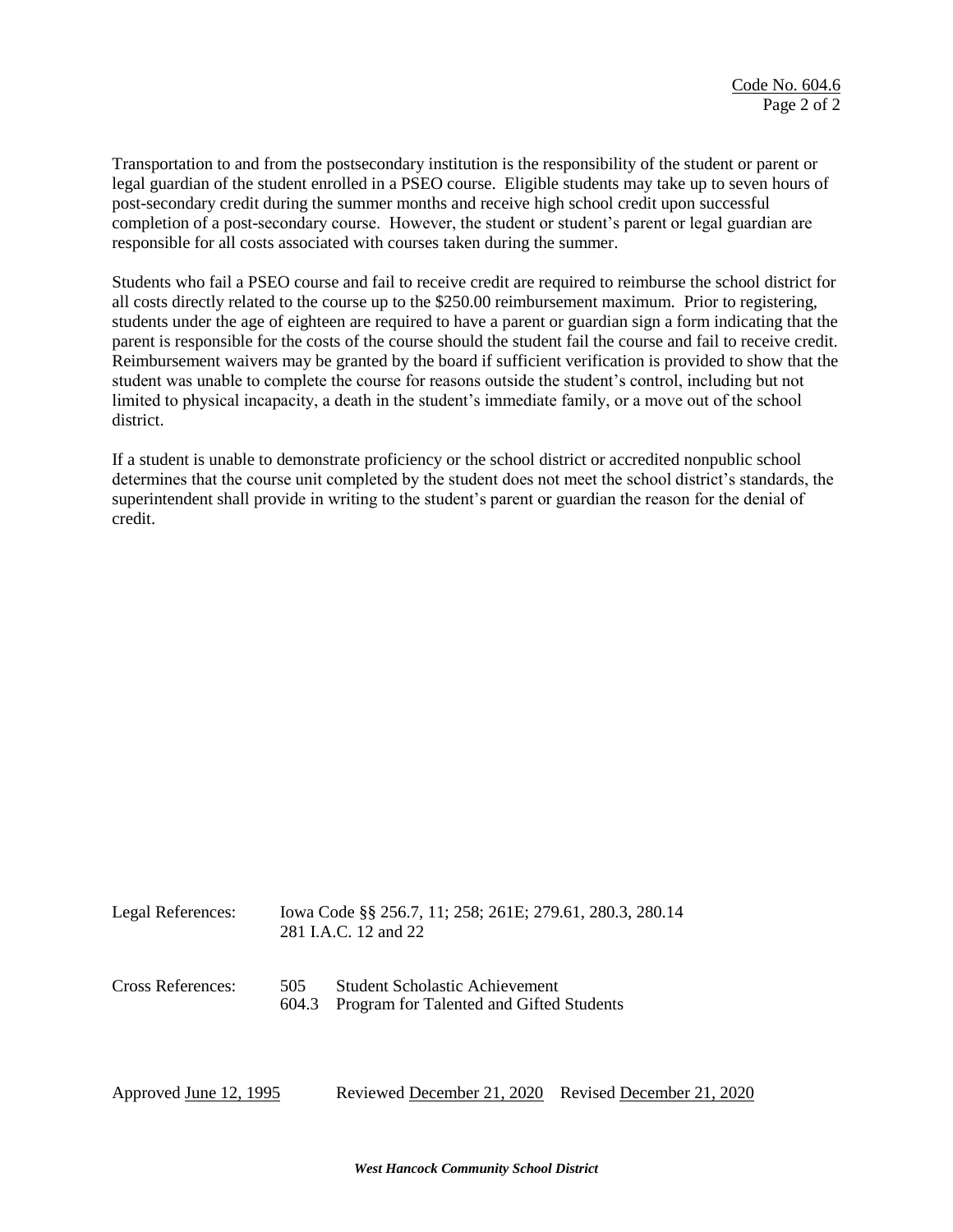Transportation to and from the postsecondary institution is the responsibility of the student or parent or legal guardian of the student enrolled in a PSEO course. Eligible students may take up to seven hours of post-secondary credit during the summer months and receive high school credit upon successful completion of a post-secondary course. However, the student or student's parent or legal guardian are responsible for all costs associated with courses taken during the summer.

Students who fail a PSEO course and fail to receive credit are required to reimburse the school district for all costs directly related to the course up to the $250.00 reimbursement maximum. Prior to registering, students under the age of eighteen are required to have a parent or guardian sign a form indicating that the parent is responsible for the costs of the course should the student fail the course and fail to receive credit. Reimbursement waivers may be granted by the board if sufficient verification is provided to show that the student was unable to complete the course for reasons outside the student's control, including but not limited to physical incapacity, a death in the student's immediate family, or a move out of the school district.

If a student is unable to demonstrate proficiency or the school district or accredited nonpublic school determines that the course unit completed by the student does not meet the school district's standards, the superintendent shall provide in writing to the student's parent or guardian the reason for the denial of credit.

Legal References: Iowa Code §§ 256.7, 11; 258; 261E; 279.61, 280.3, 280.14
281 I.A.C. 12 and 22

Cross References:
505 Student Scholastic Achievement
604.3 Program for Talented and Gifted Students

Approved June 12, 1995 Reviewed December 21, 2020 Revised December 21, 2020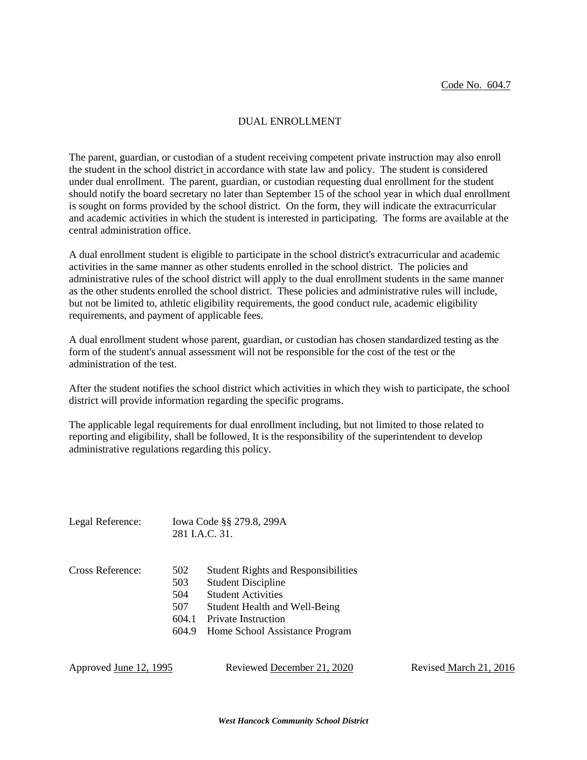Code No. 604.7

# DUAL ENROLLMENT

The parent, guardian, or custodian of a student receiving competent private instruction may also enroll the student in the school district in accordance with state law and policy. The student is considered under dual enrollment. The parent, guardian, or custodian requesting dual enrollment for the student should notify the board secretary no later than September 15 of the school year in which dual enrollment is sought on forms provided by the school district. On the form, they will indicate the extracurricular and academic activities in which the student is interested in participating. The forms are available at the central administration office.

A dual enrollment student is eligible to participate in the school district's extracurricular and academic activities in the same manner as other students enrolled in the school district. The policies and administrative rules of the school district will apply to the dual enrollment students in the same manner as the other students enrolled the school district. These policies and administrative rules will include, but not be limited to, athletic eligibility requirements, the good conduct rule, academic eligibility requirements, and payment of applicable fees.

A dual enrollment student whose parent, guardian, or custodian has chosen standardized testing as the form of the student's annual assessment will not be responsible for the cost of the test or the administration of the test.

After the student notifies the school district which activities in which they wish to participate, the school district will provide information regarding the specific programs.

The applicable legal requirements for dual enrollment including, but not limited to those related to reporting and eligibility, shall be followed. It is the responsibility of the superintendent to develop administrative regulations regarding this policy.

Legal Reference: Iowa Code §§ 279.8, 299A
281 I.A.C. 31.

Cross Reference:
- 502 Student Rights and Responsibilities
- 503 Student Discipline
- 504 Student Activities
- 507 Student Health and Well-Being
- 604.1 Private Instruction
- 604.9 Home School Assistance Program

Approved June 12, 1995 Reviewed December 21, 2020 Revised March 21, 2016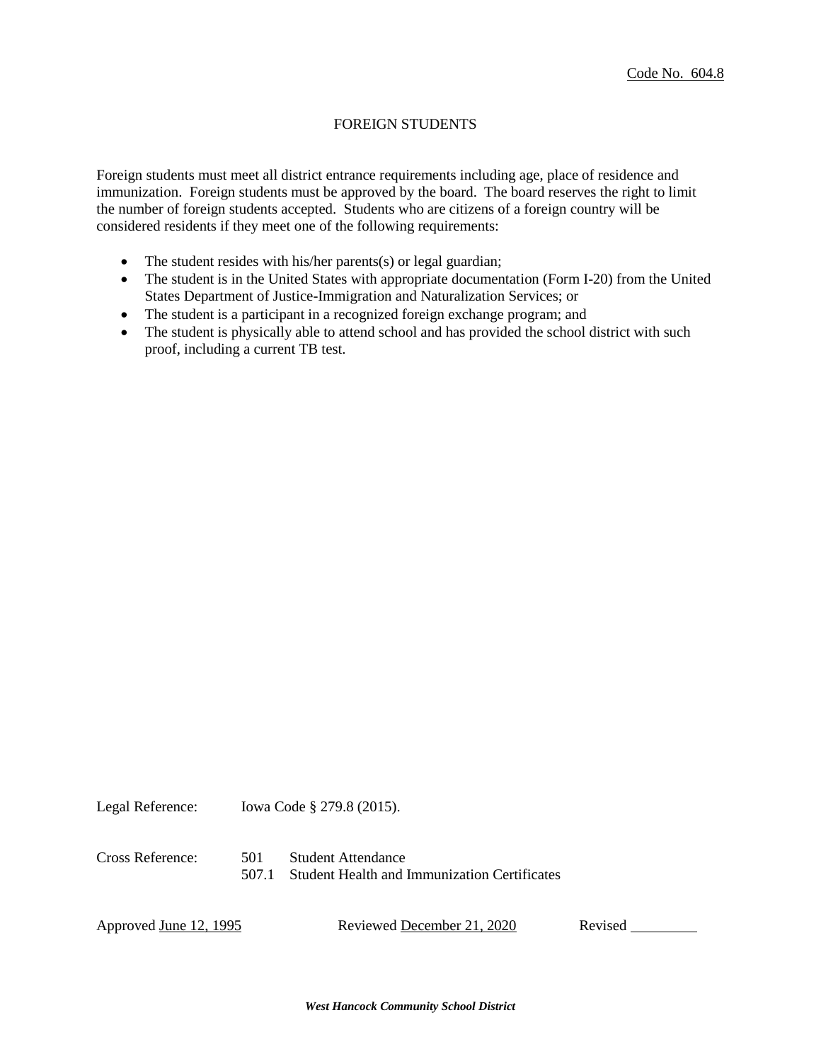Code No. 604.8

# FOREIGN STUDENTS

Foreign students must meet all district entrance requirements including age, place of residence and immunization. Foreign students must be approved by the board. The board reserves the right to limit the number of foreign students accepted. Students who are citizens of a foreign country will be considered residents if they meet one of the following requirements:

- The student resides with his/her parents(s) or legal guardian;
- The student is in the United States with appropriate documentation (Form I-20) from the United States Department of Justice-Immigration and Naturalization Services; or
- The student is a participant in a recognized foreign exchange program; and
- The student is physically able to attend school and has provided the school district with such proof, including a current TB test.

Legal Reference: Iowa Code § 279.8 (2015).

Cross Reference: 501 Student Attendance
507.1 Student Health and Immunization Certificates

Approved June 12, 1995 Reviewed December 21, 2020 Revised _________

***West Hancock Community School District***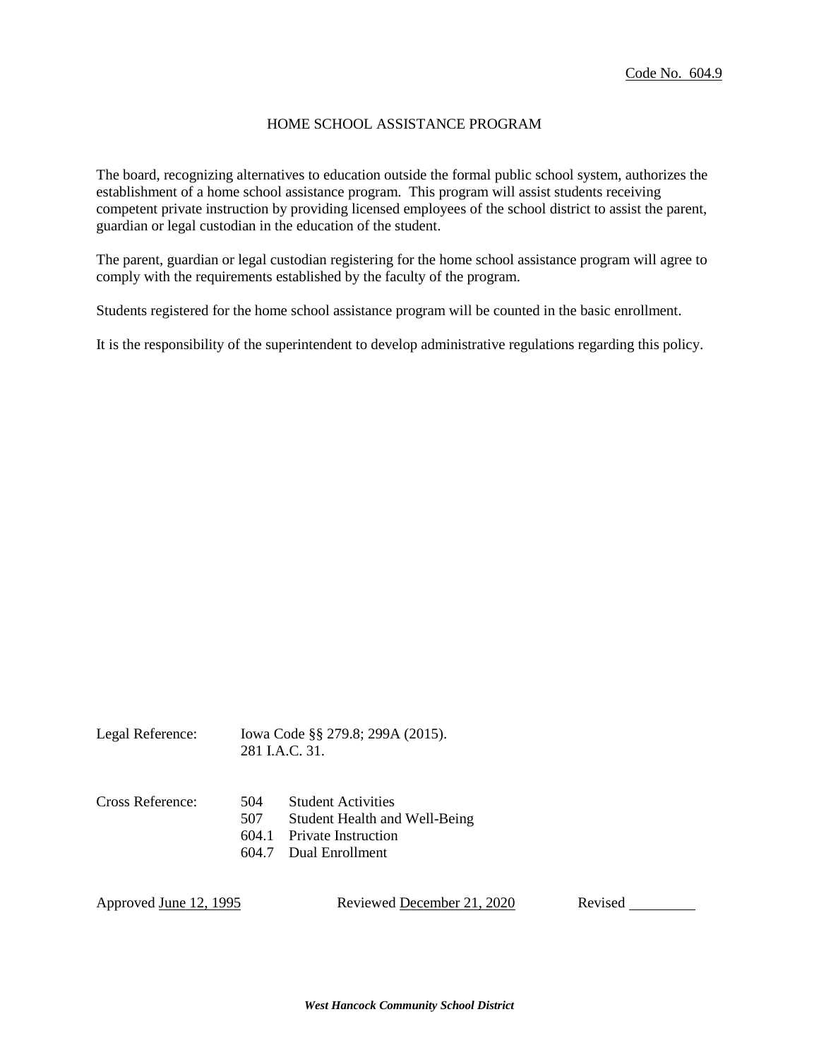Code No. 604.9

# HOME SCHOOL ASSISTANCE PROGRAM

The board, recognizing alternatives to education outside the formal public school system, authorizes the establishment of a home school assistance program. This program will assist students receiving competent private instruction by providing licensed employees of the school district to assist the parent, guardian or legal custodian in the education of the student.

The parent, guardian or legal custodian registering for the home school assistance program will agree to comply with the requirements established by the faculty of the program.

Students registered for the home school assistance program will be counted in the basic enrollment.

It is the responsibility of the superintendent to develop administrative regulations regarding this policy.

Legal Reference: Iowa Code §§ 279.8; 299A (2015).
281 I.A.C. 31.

Cross Reference:
- 504 Student Activities
- 507 Student Health and Well-Being
- 604.1 Private Instruction
- 604.7 Dual Enrollment

Approved June 12, 1995 Reviewed December 21, 2020 Revised ________

*West Hancock Community School District*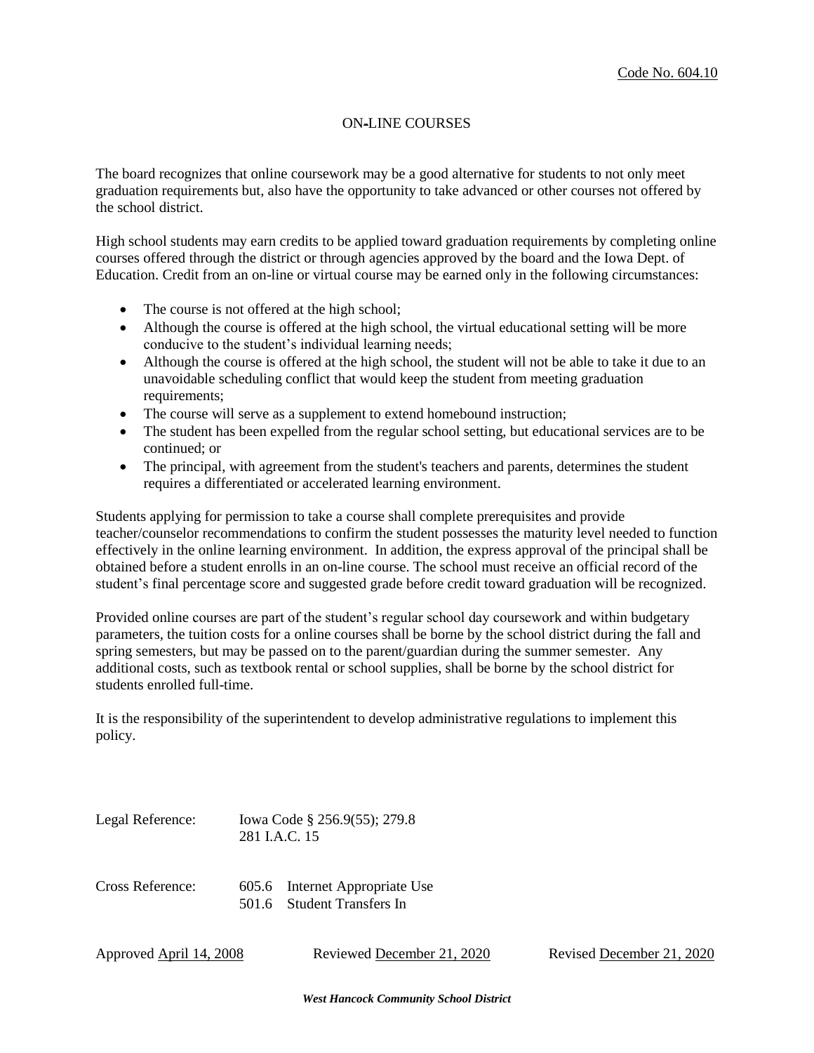Code No. 604.10

# ON-LINE COURSES

The board recognizes that online coursework may be a good alternative for students to not only meet graduation requirements but, also have the opportunity to take advanced or other courses not offered by the school district.

High school students may earn credits to be applied toward graduation requirements by completing online courses offered through the district or through agencies approved by the board and the Iowa Dept. of Education. Credit from an on-line or virtual course may be earned only in the following circumstances:

- The course is not offered at the high school;
- Although the course is offered at the high school, the virtual educational setting will be more conducive to the student's individual learning needs;
- Although the course is offered at the high school, the student will not be able to take it due to an unavoidable scheduling conflict that would keep the student from meeting graduation requirements;
- The course will serve as a supplement to extend homebound instruction;
- The student has been expelled from the regular school setting, but educational services are to be continued; or
- The principal, with agreement from the student's teachers and parents, determines the student requires a differentiated or accelerated learning environment.

Students applying for permission to take a course shall complete prerequisites and provide teacher/counselor recommendations to confirm the student possesses the maturity level needed to function effectively in the online learning environment. In addition, the express approval of the principal shall be obtained before a student enrolls in an on-line course. The school must receive an official record of the student's final percentage score and suggested grade before credit toward graduation will be recognized.

Provided online courses are part of the student's regular school day coursework and within budgetary parameters, the tuition costs for a online courses shall be borne by the school district during the fall and spring semesters, but may be passed on to the parent/guardian during the summer semester. Any additional costs, such as textbook rental or school supplies, shall be borne by the school district for students enrolled full-time.

It is the responsibility of the superintendent to develop administrative regulations to implement this policy.

Legal Reference: Iowa Code § 256.9(55); 279.8
281 I.A.C. 15

Cross Reference: 605.6 Internet Appropriate Use
501.6 Student Transfers In

Approved April 14, 2008 Reviewed December 21, 2020 Revised December 21, 2020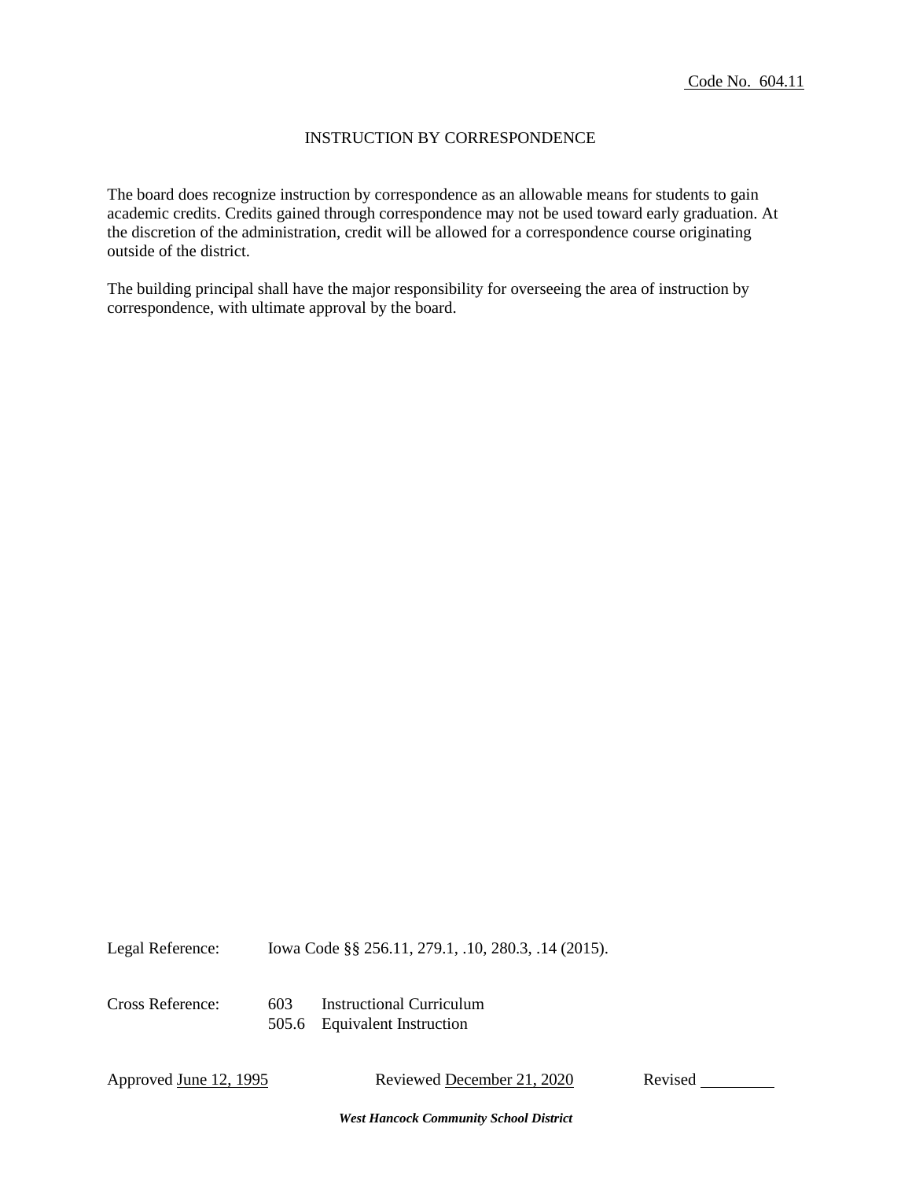Code No. 604.11

# INSTRUCTION BY CORRESPONDENCE

The board does recognize instruction by correspondence as an allowable means for students to gain academic credits. Credits gained through correspondence may not be used toward early graduation. At the discretion of the administration, credit will be allowed for a correspondence course originating outside of the district.

The building principal shall have the major responsibility for overseeing the area of instruction by correspondence, with ultimate approval by the board.

Legal Reference: Iowa Code §§ 256.11, 279.1, .10, 280.3, .14 (2015).

Cross Reference:
603 Instructional Curriculum
505.6 Equivalent Instruction

Approved June 12, 1995 Reviewed December 21, 2020 Revised ________

***West Hancock Community School District***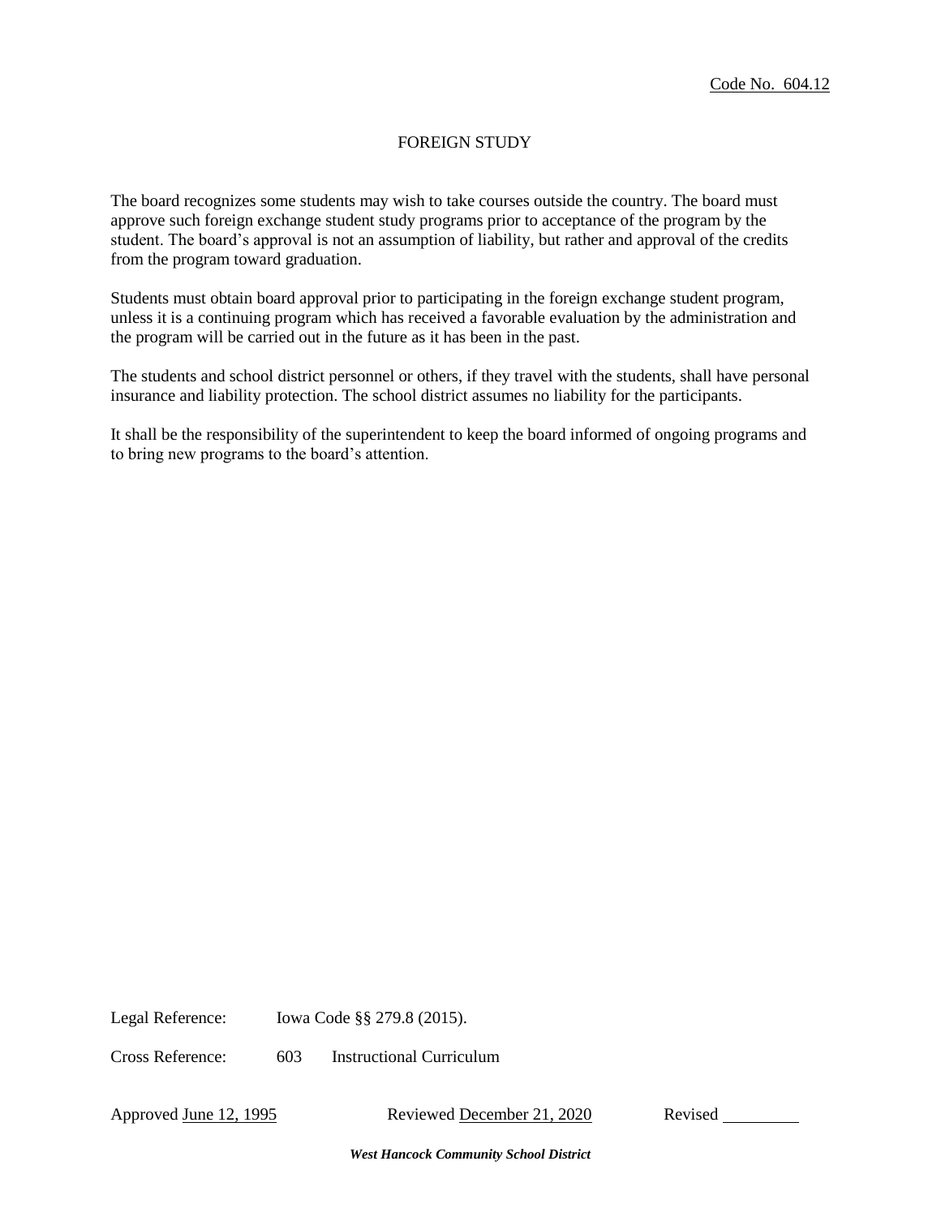Code No. 604.12

# FOREIGN STUDY

The board recognizes some students may wish to take courses outside the country. The board must approve such foreign exchange student study programs prior to acceptance of the program by the student. The board's approval is not an assumption of liability, but rather and approval of the credits from the program toward graduation.

Students must obtain board approval prior to participating in the foreign exchange student program, unless it is a continuing program which has received a favorable evaluation by the administration and the program will be carried out in the future as it has been in the past.

The students and school district personnel or others, if they travel with the students, shall have personal insurance and liability protection. The school district assumes no liability for the participants.

It shall be the responsibility of the superintendent to keep the board informed of ongoing programs and to bring new programs to the board's attention.

Legal Reference: Iowa Code §§ 279.8 (2015).

Cross Reference: 603 Instructional Curriculum

Approved June 12, 1995 Reviewed December 21, 2020 Revised _________

***West Hancock Community School District***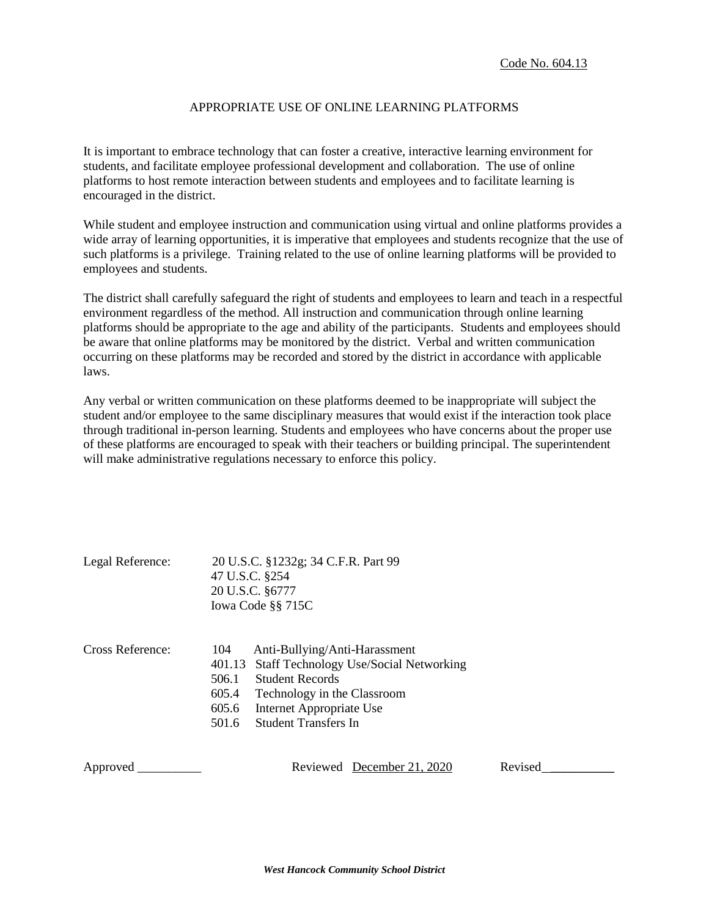Code No. 604.13

# APPROPRIATE USE OF ONLINE LEARNING PLATFORMS

It is important to embrace technology that can foster a creative, interactive learning environment for students, and facilitate employee professional development and collaboration. The use of online platforms to host remote interaction between students and employees and to facilitate learning is encouraged in the district.

While student and employee instruction and communication using virtual and online platforms provides a wide array of learning opportunities, it is imperative that employees and students recognize that the use of such platforms is a privilege. Training related to the use of online learning platforms will be provided to employees and students.

The district shall carefully safeguard the right of students and employees to learn and teach in a respectful environment regardless of the method. All instruction and communication through online learning platforms should be appropriate to the age and ability of the participants. Students and employees should be aware that online platforms may be monitored by the district. Verbal and written communication occurring on these platforms may be recorded and stored by the district in accordance with applicable laws.

Any verbal or written communication on these platforms deemed to be inappropriate will subject the student and/or employee to the same disciplinary measures that would exist if the interaction took place through traditional in-person learning. Students and employees who have concerns about the proper use of these platforms are encouraged to speak with their teachers or building principal. The superintendent will make administrative regulations necessary to enforce this policy.

Legal Reference: 20 U.S.C. §1232g; 34 C.F.R. Part 99
47 U.S.C. §254
20 U.S.C. §6777
Iowa Code §§ 715C

Cross Reference:
104 Anti-Bullying/Anti-Harassment
401.13 Staff Technology Use/Social Networking
506.1 Student Records
605.4 Technology in the Classroom
605.6 Internet Appropriate Use
501.6 Student Transfers In

Approved __________ Reviewed December 21, 2020 Revised__________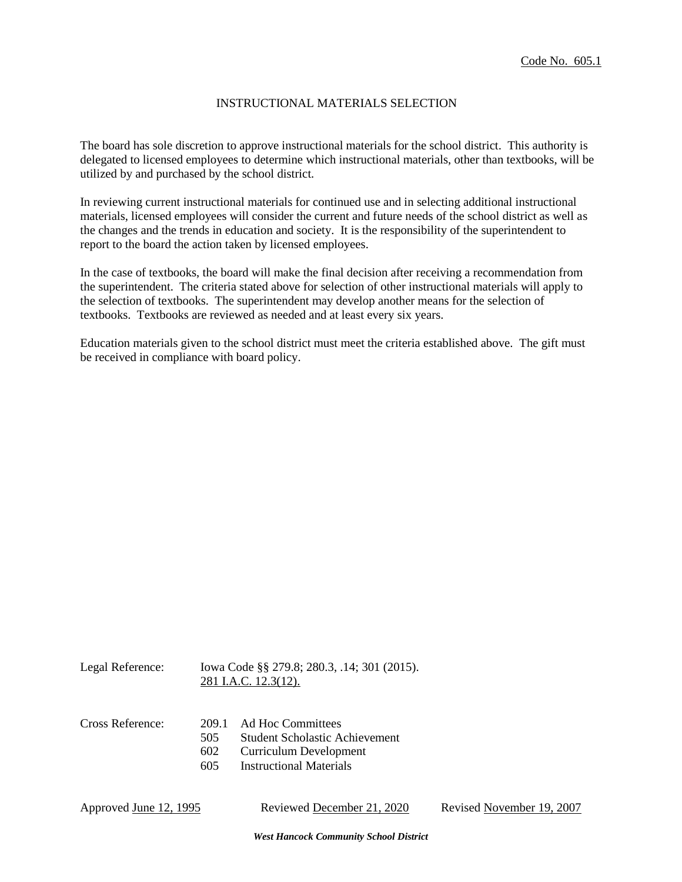Code No. 605.1

# INSTRUCTIONAL MATERIALS SELECTION

The board has sole discretion to approve instructional materials for the school district. This authority is delegated to licensed employees to determine which instructional materials, other than textbooks, will be utilized by and purchased by the school district.

In reviewing current instructional materials for continued use and in selecting additional instructional materials, licensed employees will consider the current and future needs of the school district as well as the changes and the trends in education and society. It is the responsibility of the superintendent to report to the board the action taken by licensed employees.

In the case of textbooks, the board will make the final decision after receiving a recommendation from the superintendent. The criteria stated above for selection of other instructional materials will apply to the selection of textbooks. The superintendent may develop another means for the selection of textbooks. Textbooks are reviewed as needed and at least every six years.

Education materials given to the school district must meet the criteria established above. The gift must be received in compliance with board policy.

Legal Reference: Iowa Code §§ 279.8; 280.3, .14; 301 (2015).
281 I.A.C. 12.3(12).

Cross Reference:
- 209.1 Ad Hoc Committees
- 505 Student Scholastic Achievement
- 602 Curriculum Development
- 605 Instructional Materials

Approved June 12, 1995 Reviewed December 21, 2020 Revised November 19, 2007

***West Hancock Community School District***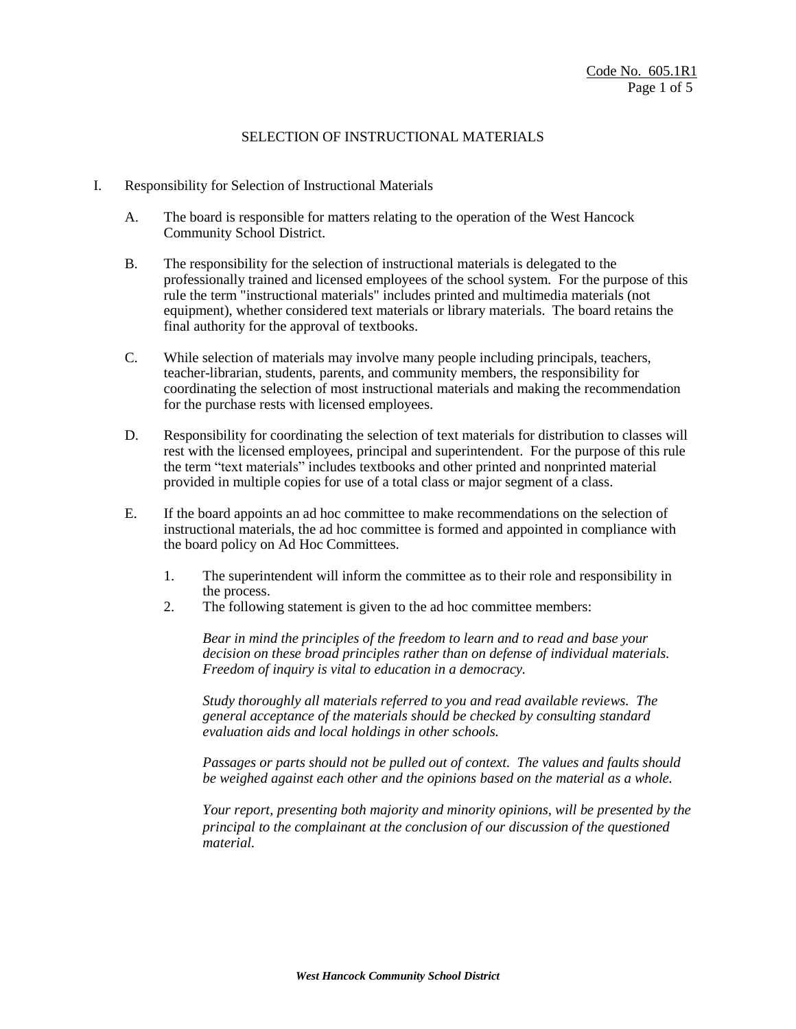Code No. 605.1R1

# SELECTION OF INSTRUCTIONAL MATERIALS

I. Responsibility for Selection of Instructional Materials

A. The board is responsible for matters relating to the operation of the West Hancock Community School District.

B. The responsibility for the selection of instructional materials is delegated to the professionally trained and licensed employees of the school system. For the purpose of this rule the term "instructional materials" includes printed and multimedia materials (not equipment), whether considered text materials or library materials. The board retains the final authority for the approval of textbooks.

C. While selection of materials may involve many people including principals, teachers, teacher-librarian, students, parents, and community members, the responsibility for coordinating the selection of most instructional materials and making the recommendation for the purchase rests with licensed employees.

D. Responsibility for coordinating the selection of text materials for distribution to classes will rest with the licensed employees, principal and superintendent. For the purpose of this rule the term "text materials" includes textbooks and other printed and nonprinted material provided in multiple copies for use of a total class or major segment of a class.

E. If the board appoints an ad hoc committee to make recommendations on the selection of instructional materials, the ad hoc committee is formed and appointed in compliance with the board policy on Ad Hoc Committees.

1. The superintendent will inform the committee as to their role and responsibility in the process.
2. The following statement is given to the ad hoc committee members:

   *Bear in mind the principles of the freedom to learn and to read and base your decision on these broad principles rather than on defense of individual materials. Freedom of inquiry is vital to education in a democracy.*

   *Study thoroughly all materials referred to you and read available reviews. The general acceptance of the materials should be checked by consulting standard evaluation aids and local holdings in other schools.*

   *Passages or parts should not be pulled out of context. The values and faults should be weighed against each other and the opinions based on the material as a whole.*

   *Your report, presenting both majority and minority opinions, will be presented by the principal to the complainant at the conclusion of our discussion of the questioned material.*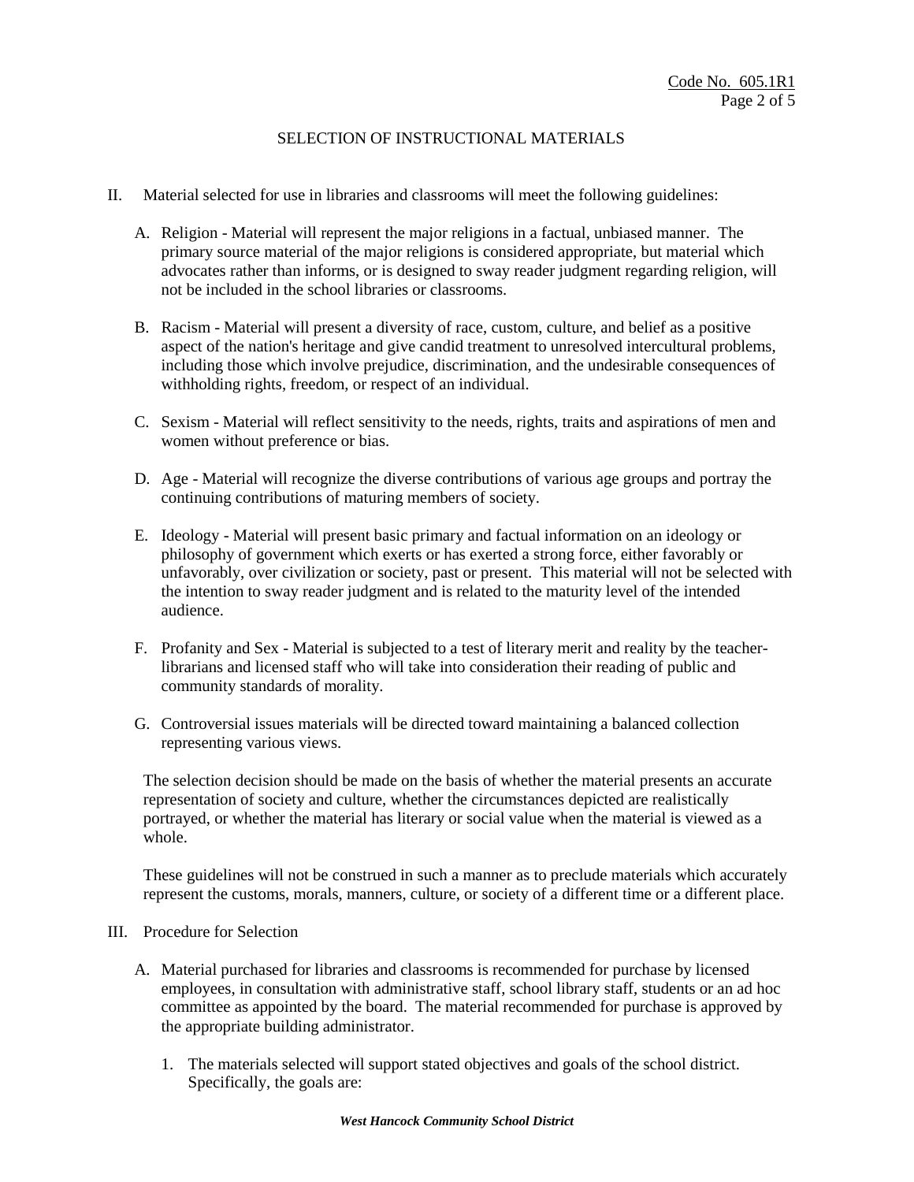## SELECTION OF INSTRUCTIONAL MATERIALS

II. Material selected for use in libraries and classrooms will meet the following guidelines:

   A. Religion - Material will represent the major religions in a factual, unbiased manner. The primary source material of the major religions is considered appropriate, but material which advocates rather than informs, or is designed to sway reader judgment regarding religion, will not be included in the school libraries or classrooms.

   B. Racism - Material will present a diversity of race, custom, culture, and belief as a positive aspect of the nation's heritage and give candid treatment to unresolved intercultural problems, including those which involve prejudice, discrimination, and the undesirable consequences of withholding rights, freedom, or respect of an individual.

   C. Sexism - Material will reflect sensitivity to the needs, rights, traits and aspirations of men and women without preference or bias.

   D. Age - Material will recognize the diverse contributions of various age groups and portray the continuing contributions of maturing members of society.

   E. Ideology - Material will present basic primary and factual information on an ideology or philosophy of government which exerts or has exerted a strong force, either favorably or unfavorably, over civilization or society, past or present. This material will not be selected with the intention to sway reader judgment and is related to the maturity level of the intended audience.

   F. Profanity and Sex - Material is subjected to a test of literary merit and reality by the teacher-librarians and licensed staff who will take into consideration their reading of public and community standards of morality.

   G. Controversial issues materials will be directed toward maintaining a balanced collection representing various views.

   The selection decision should be made on the basis of whether the material presents an accurate representation of society and culture, whether the circumstances depicted are realistically portrayed, or whether the material has literary or social value when the material is viewed as a whole.

   These guidelines will not be construed in such a manner as to preclude materials which accurately represent the customs, morals, manners, culture, or society of a different time or a different place.

III. Procedure for Selection

   A. Material purchased for libraries and classrooms is recommended for purchase by licensed employees, in consultation with administrative staff, school library staff, students or an ad hoc committee as appointed by the board. The material recommended for purchase is approved by the appropriate building administrator.

      1. The materials selected will support stated objectives and goals of the school district. Specifically, the goals are: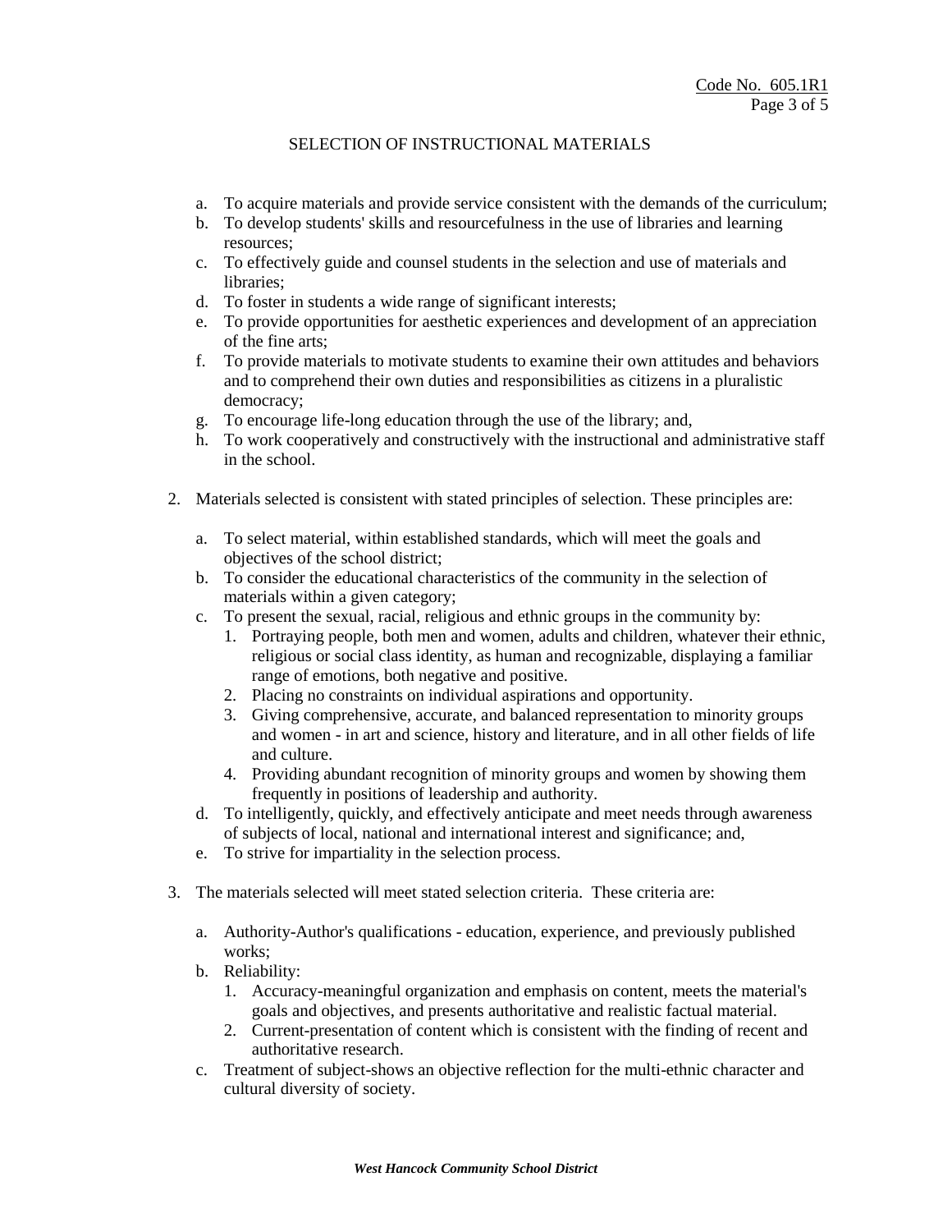## SELECTION OF INSTRUCTIONAL MATERIALS

   a. To acquire materials and provide service consistent with the demands of the curriculum;
   b. To develop students' skills and resourcefulness in the use of libraries and learning resources;
   c. To effectively guide and counsel students in the selection and use of materials and libraries;
   d. To foster in students a wide range of significant interests;
   e. To provide opportunities for aesthetic experiences and development of an appreciation of the fine arts;
   f. To provide materials to motivate students to examine their own attitudes and behaviors and to comprehend their own duties and responsibilities as citizens in a pluralistic democracy;
   g. To encourage life-long education through the use of the library; and,
   h. To work cooperatively and constructively with the instructional and administrative staff in the school.

2. Materials selected is consistent with stated principles of selection. These principles are:

   a. To select material, within established standards, which will meet the goals and objectives of the school district;
   b. To consider the educational characteristics of the community in the selection of materials within a given category;
   c. To present the sexual, racial, religious and ethnic groups in the community by:
      1. Portraying people, both men and women, adults and children, whatever their ethnic, religious or social class identity, as human and recognizable, displaying a familiar range of emotions, both negative and positive.
      2. Placing no constraints on individual aspirations and opportunity.
      3. Giving comprehensive, accurate, and balanced representation to minority groups and women - in art and science, history and literature, and in all other fields of life and culture.
      4. Providing abundant recognition of minority groups and women by showing them frequently in positions of leadership and authority.
   d. To intelligently, quickly, and effectively anticipate and meet needs through awareness of subjects of local, national and international interest and significance; and,
   e. To strive for impartiality in the selection process.

3. The materials selected will meet stated selection criteria. These criteria are:

   a. Authority-Author's qualifications - education, experience, and previously published works;
   b. Reliability:
      1. Accuracy-meaningful organization and emphasis on content, meets the material's goals and objectives, and presents authoritative and realistic factual material.
      2. Current-presentation of content which is consistent with the finding of recent and authoritative research.
   c. Treatment of subject-shows an objective reflection for the multi-ethnic character and cultural diversity of society.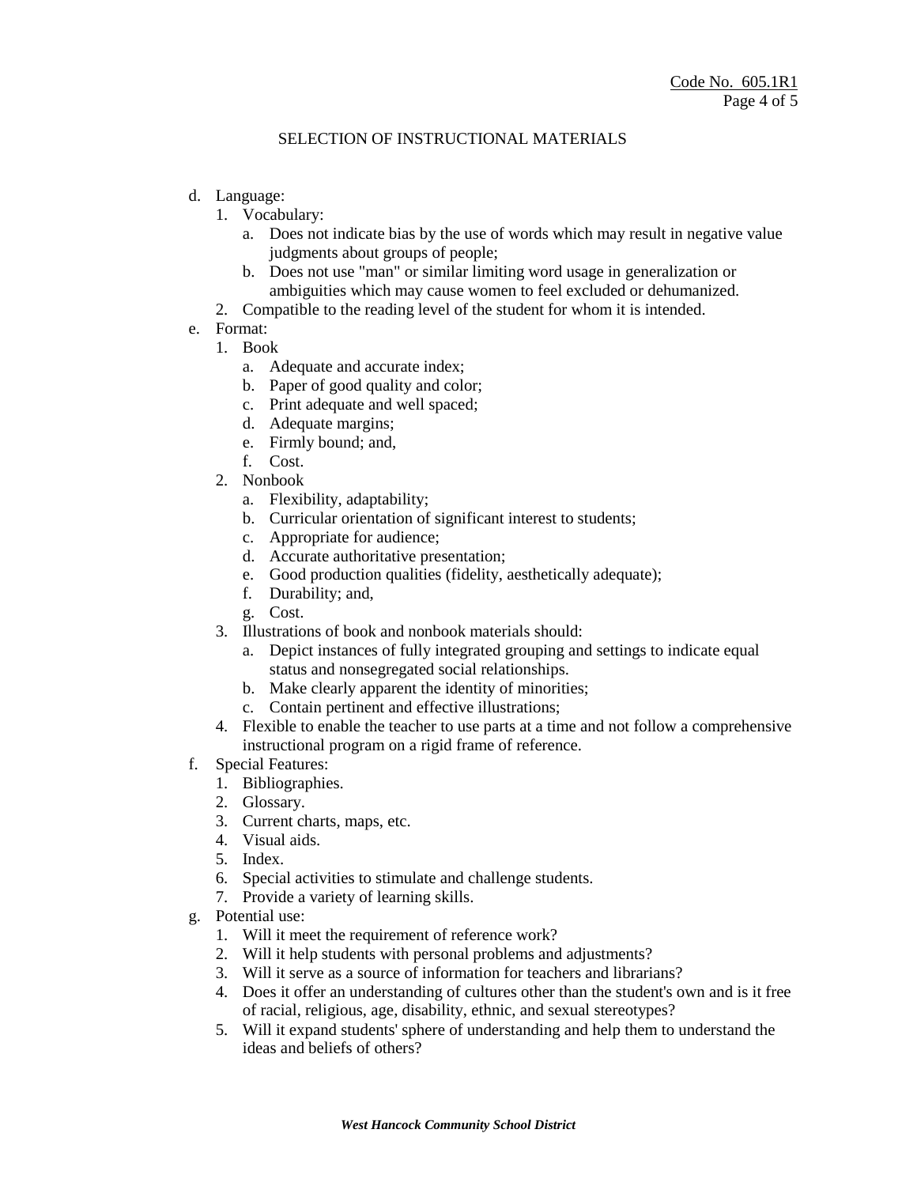SELECTION OF INSTRUCTIONAL MATERIALS

d. Language:
   1. Vocabulary:
      a. Does not indicate bias by the use of words which may result in negative value judgments about groups of people;
      b. Does not use "man" or similar limiting word usage in generalization or ambiguities which may cause women to feel excluded or dehumanized.
   2. Compatible to the reading level of the student for whom it is intended.
e. Format:
   1. Book
      a. Adequate and accurate index;
      b. Paper of good quality and color;
      c. Print adequate and well spaced;
      d. Adequate margins;
      e. Firmly bound; and,
      f. Cost.
   2. Nonbook
      a. Flexibility, adaptability;
      b. Curricular orientation of significant interest to students;
      c. Appropriate for audience;
      d. Accurate authoritative presentation;
      e. Good production qualities (fidelity, aesthetically adequate);
      f. Durability; and,
      g. Cost.
   3. Illustrations of book and nonbook materials should:
      a. Depict instances of fully integrated grouping and settings to indicate equal status and nonsegregated social relationships.
      b. Make clearly apparent the identity of minorities;
      c. Contain pertinent and effective illustrations;
   4. Flexible to enable the teacher to use parts at a time and not follow a comprehensive instructional program on a rigid frame of reference.
f. Special Features:
   1. Bibliographies.
   2. Glossary.
   3. Current charts, maps, etc.
   4. Visual aids.
   5. Index.
   6. Special activities to stimulate and challenge students.
   7. Provide a variety of learning skills.
g. Potential use:
   1. Will it meet the requirement of reference work?
   2. Will it help students with personal problems and adjustments?
   3. Will it serve as a source of information for teachers and librarians?
   4. Does it offer an understanding of cultures other than the student's own and is it free of racial, religious, age, disability, ethnic, and sexual stereotypes?
   5. Will it expand students' sphere of understanding and help them to understand the ideas and beliefs of others?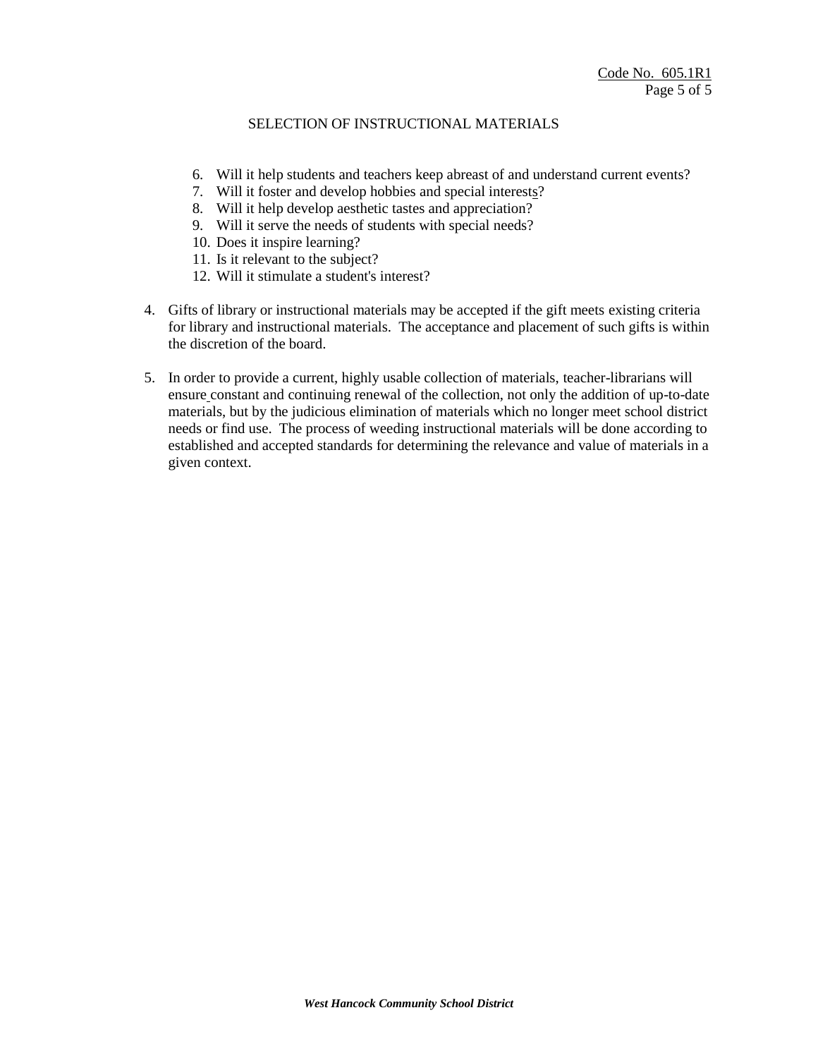## SELECTION OF INSTRUCTIONAL MATERIALS

6. Will it help students and teachers keep abreast of and understand current events?
7. Will it foster and develop hobbies and special interests?
8. Will it help develop aesthetic tastes and appreciation?
9. Will it serve the needs of students with special needs?
10. Does it inspire learning?
11. Is it relevant to the subject?
12. Will it stimulate a student's interest?

4. Gifts of library or instructional materials may be accepted if the gift meets existing criteria for library and instructional materials. The acceptance and placement of such gifts is within the discretion of the board.

5. In order to provide a current, highly usable collection of materials, teacher-librarians will ensure constant and continuing renewal of the collection, not only the addition of up-to-date materials, but by the judicious elimination of materials which no longer meet school district needs or find use. The process of weeding instructional materials will be done according to established and accepted standards for determining the relevance and value of materials in a given context.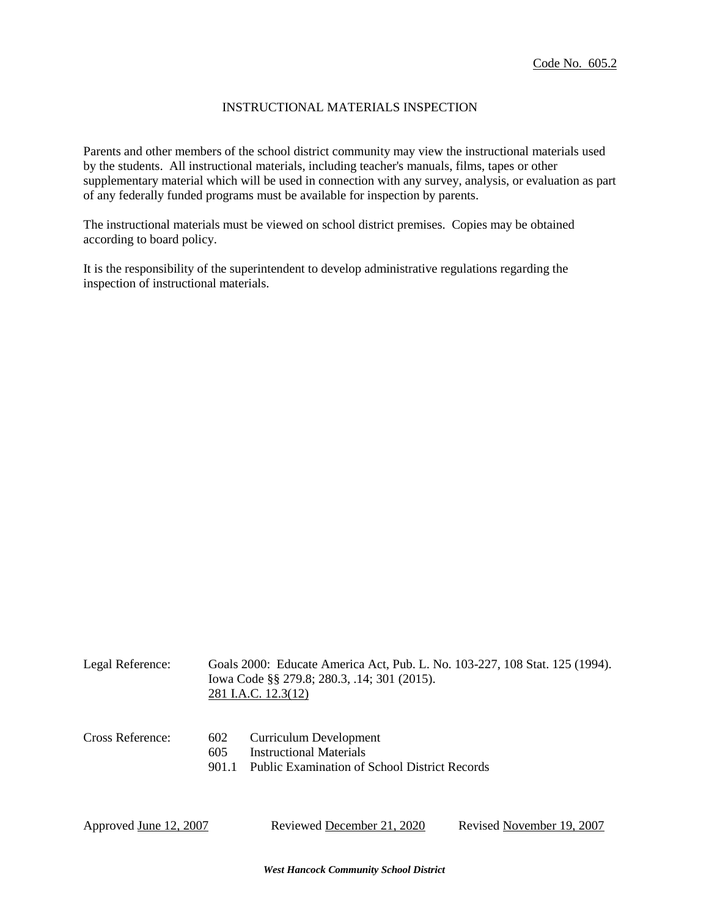Code No. 605.2

# INSTRUCTIONAL MATERIALS INSPECTION

Parents and other members of the school district community may view the instructional materials used by the students. All instructional materials, including teacher's manuals, films, tapes or other supplementary material which will be used in connection with any survey, analysis, or evaluation as part of any federally funded programs must be available for inspection by parents.

The instructional materials must be viewed on school district premises. Copies may be obtained according to board policy.

It is the responsibility of the superintendent to develop administrative regulations regarding the inspection of instructional materials.

Legal Reference: Goals 2000: Educate America Act, Pub. L. No. 103-227, 108 Stat. 125 (1994).
Iowa Code §§ 279.8; 280.3, .14; 301 (2015).
281 I.A.C. 12.3(12)

Cross Reference:
602 Curriculum Development
605 Instructional Materials
901.1 Public Examination of School District Records

Approved June 12, 2007 Reviewed December 21, 2020 Revised November 19, 2007

*West Hancock Community School District*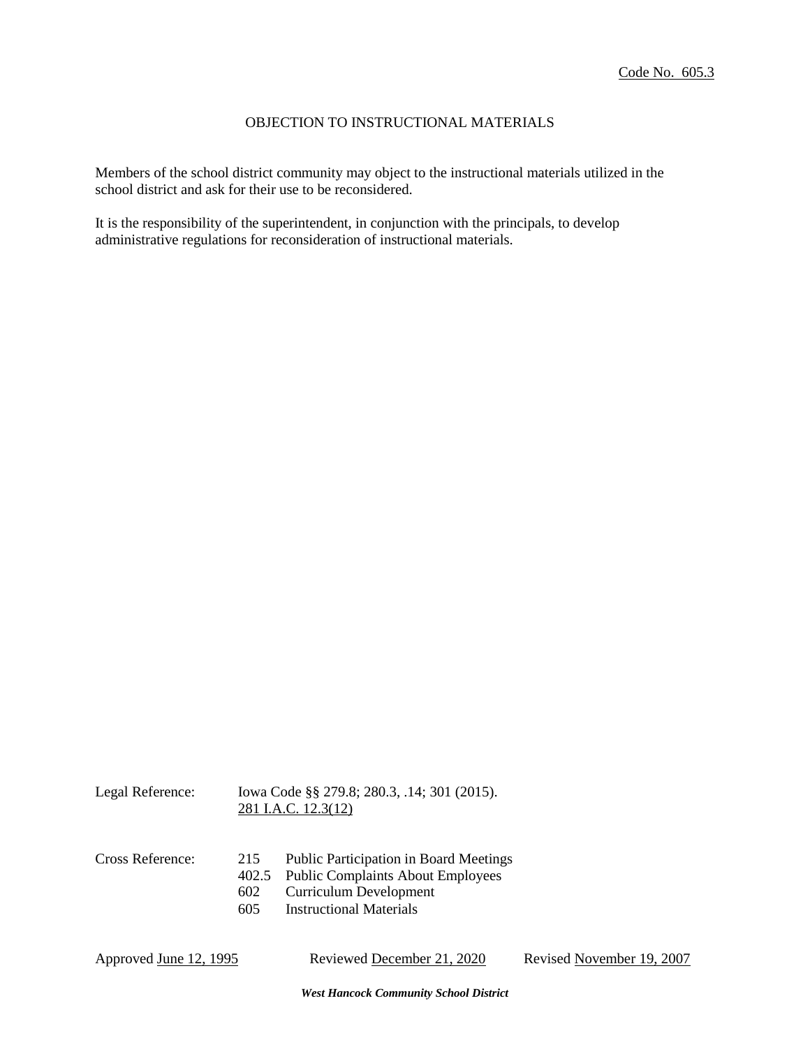Code No. 605.3

# OBJECTION TO INSTRUCTIONAL MATERIALS

Members of the school district community may object to the instructional materials utilized in the school district and ask for their use to be reconsidered.

It is the responsibility of the superintendent, in conjunction with the principals, to develop administrative regulations for reconsideration of instructional materials.

Legal Reference: Iowa Code §§ 279.8; 280.3, .14; 301 (2015).
281 I.A.C. 12.3(12)

Cross Reference:
- 215 Public Participation in Board Meetings
- 402.5 Public Complaints About Employees
- 602 Curriculum Development
- 605 Instructional Materials

Approved June 12, 1995 | Reviewed December 21, 2020 | Revised November 19, 2007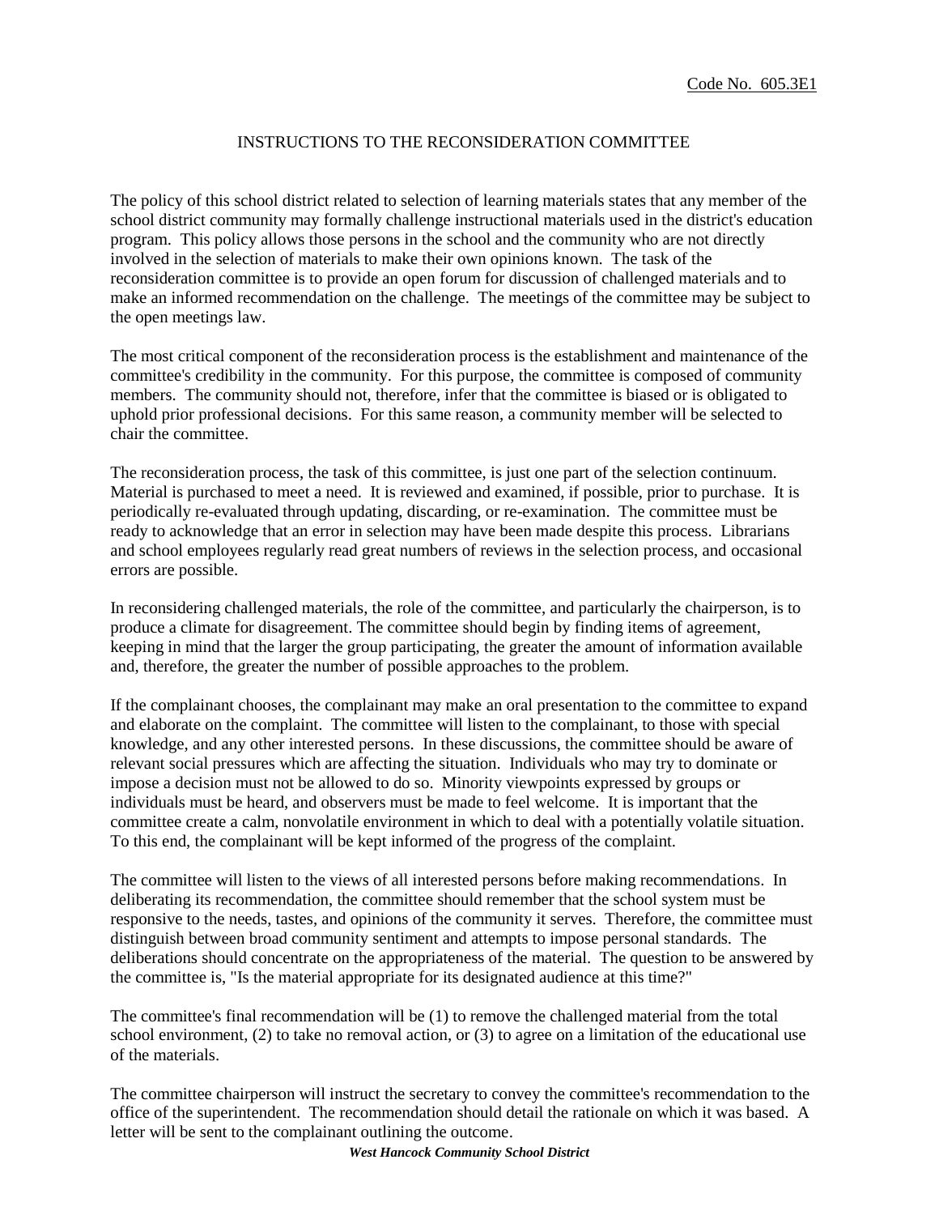Code No. 605.3E1

# INSTRUCTIONS TO THE RECONSIDERATION COMMITTEE

The policy of this school district related to selection of learning materials states that any member of the school district community may formally challenge instructional materials used in the district's education program. This policy allows those persons in the school and the community who are not directly involved in the selection of materials to make their own opinions known. The task of the reconsideration committee is to provide an open forum for discussion of challenged materials and to make an informed recommendation on the challenge. The meetings of the committee may be subject to the open meetings law.

The most critical component of the reconsideration process is the establishment and maintenance of the committee's credibility in the community. For this purpose, the committee is composed of community members. The community should not, therefore, infer that the committee is biased or is obligated to uphold prior professional decisions. For this same reason, a community member will be selected to chair the committee.

The reconsideration process, the task of this committee, is just one part of the selection continuum. Material is purchased to meet a need. It is reviewed and examined, if possible, prior to purchase. It is periodically re-evaluated through updating, discarding, or re-examination. The committee must be ready to acknowledge that an error in selection may have been made despite this process. Librarians and school employees regularly read great numbers of reviews in the selection process, and occasional errors are possible.

In reconsidering challenged materials, the role of the committee, and particularly the chairperson, is to produce a climate for disagreement. The committee should begin by finding items of agreement, keeping in mind that the larger the group participating, the greater the amount of information available and, therefore, the greater the number of possible approaches to the problem.

If the complainant chooses, the complainant may make an oral presentation to the committee to expand and elaborate on the complaint. The committee will listen to the complainant, to those with special knowledge, and any other interested persons. In these discussions, the committee should be aware of relevant social pressures which are affecting the situation. Individuals who may try to dominate or impose a decision must not be allowed to do so. Minority viewpoints expressed by groups or individuals must be heard, and observers must be made to feel welcome. It is important that the committee create a calm, nonvolatile environment in which to deal with a potentially volatile situation. To this end, the complainant will be kept informed of the progress of the complaint.

The committee will listen to the views of all interested persons before making recommendations. In deliberating its recommendation, the committee should remember that the school system must be responsive to the needs, tastes, and opinions of the community it serves. Therefore, the committee must distinguish between broad community sentiment and attempts to impose personal standards. The deliberations should concentrate on the appropriateness of the material. The question to be answered by the committee is, "Is the material appropriate for its designated audience at this time?"

The committee's final recommendation will be (1) to remove the challenged material from the total school environment, (2) to take no removal action, or (3) to agree on a limitation of the educational use of the materials.

The committee chairperson will instruct the secretary to convey the committee's recommendation to the office of the superintendent. The recommendation should detail the rationale on which it was based. A letter will be sent to the complainant outlining the outcome.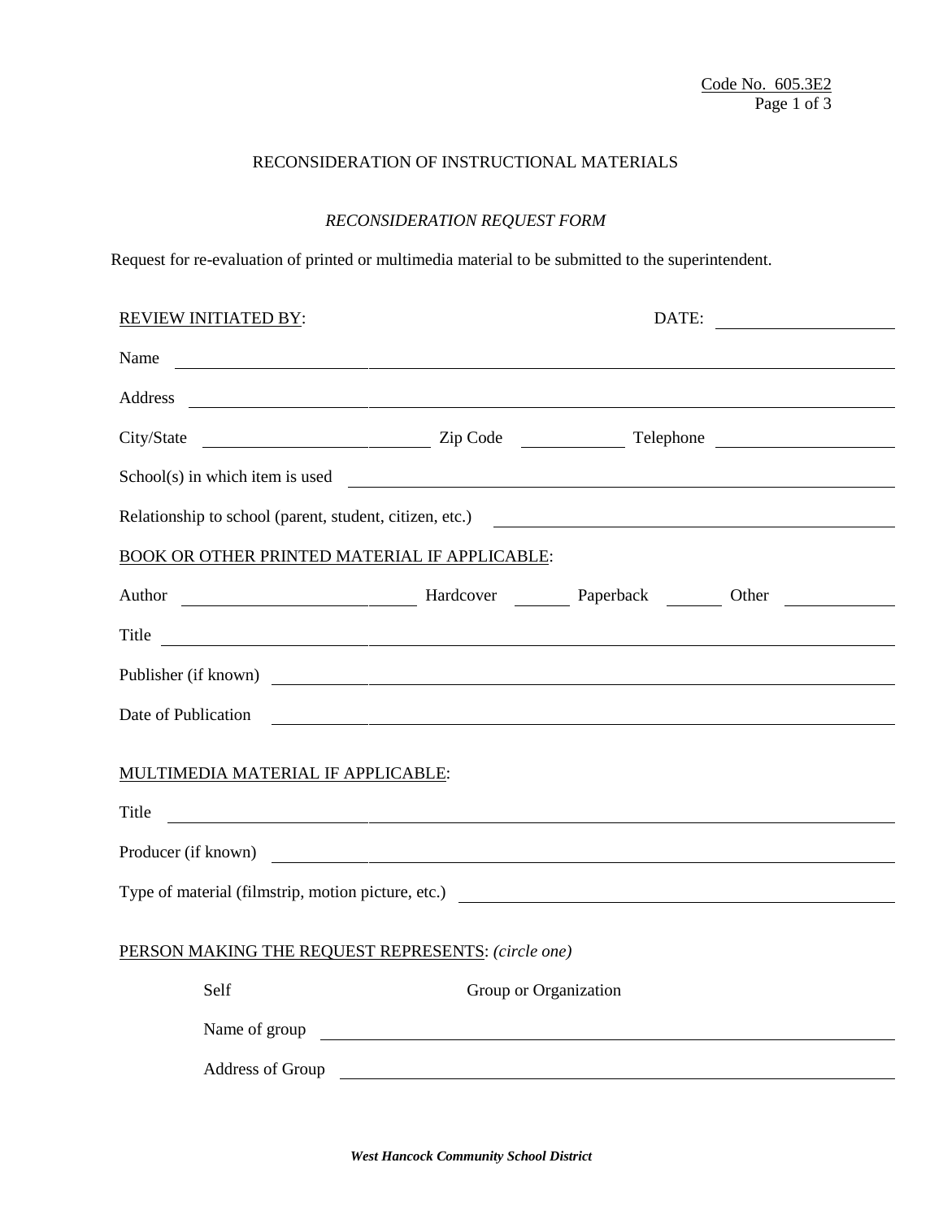Code No. 605.3E2

# RECONSIDERATION OF INSTRUCTIONAL MATERIALS

## *RECONSIDERATION REQUEST FORM*

Request for re-evaluation of printed or multimedia material to be submitted to the superintendent.

REVIEW INITIATED BY: DATE: ____________________

Name ________________________________________________________________

Address ______________________________________________________________

City/State ______________________ Zip Code ____________ Telephone ____________________

School(s) in which item is used ____________________________________________

Relationship to school (parent, student, citizen, etc.) ______________________________

BOOK OR OTHER PRINTED MATERIAL IF APPLICABLE:

Author ______________________ Hardcover _______ Paperback _______ Other ____________

Title ________________________________________________________________

Publisher (if known) ____________________________________________________

Date of Publication ____________________________________________________

MULTIMEDIA MATERIAL IF APPLICABLE:

Title ________________________________________________________________

Producer (if known) ____________________________________________________

Type of material (filmstrip, motion picture, etc.) ______________________________

PERSON MAKING THE REQUEST REPRESENTS: *(circle one)*

Self Group or Organization

Name of group ______________________________________________________

Address of Group ____________________________________________________

***West Hancock Community School District***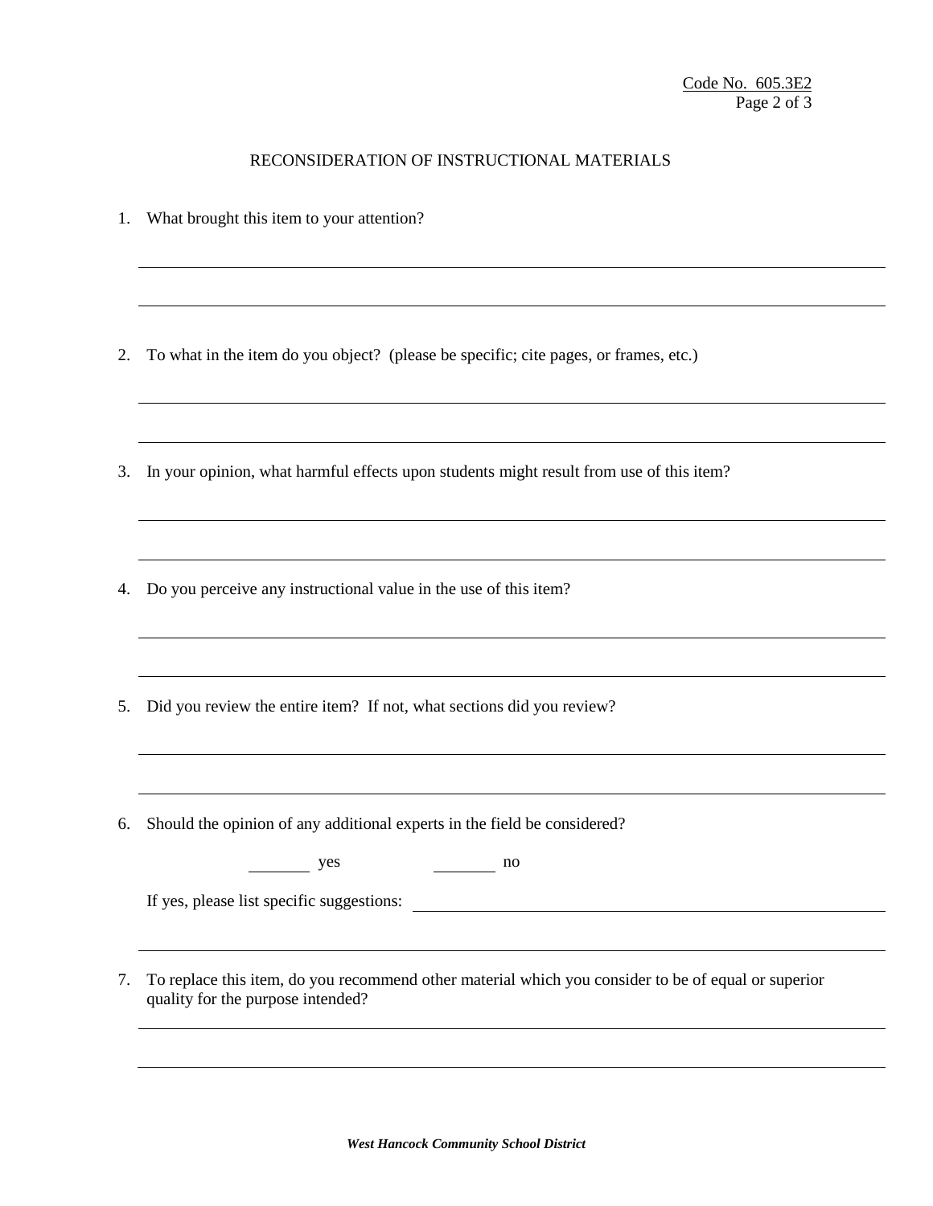# RECONSIDERATION OF INSTRUCTIONAL MATERIALS

1. What brought this item to your attention?

   \_\_\_\_\_\_\_\_\_\_\_\_\_\_\_\_\_\_\_\_\_\_\_\_\_\_\_\_\_\_\_\_\_\_\_\_\_\_\_\_\_\_\_\_\_\_\_\_\_\_\_\_\_\_\_\_\_\_\_\_\_\_\_\_\_\_\_\_\_\_\_\_

   \_\_\_\_\_\_\_\_\_\_\_\_\_\_\_\_\_\_\_\_\_\_\_\_\_\_\_\_\_\_\_\_\_\_\_\_\_\_\_\_\_\_\_\_\_\_\_\_\_\_\_\_\_\_\_\_\_\_\_\_\_\_\_\_\_\_\_\_\_\_\_\_

2. To what in the item do you object? (please be specific; cite pages, or frames, etc.)

   \_\_\_\_\_\_\_\_\_\_\_\_\_\_\_\_\_\_\_\_\_\_\_\_\_\_\_\_\_\_\_\_\_\_\_\_\_\_\_\_\_\_\_\_\_\_\_\_\_\_\_\_\_\_\_\_\_\_\_\_\_\_\_\_\_\_\_\_\_\_\_\_

   \_\_\_\_\_\_\_\_\_\_\_\_\_\_\_\_\_\_\_\_\_\_\_\_\_\_\_\_\_\_\_\_\_\_\_\_\_\_\_\_\_\_\_\_\_\_\_\_\_\_\_\_\_\_\_\_\_\_\_\_\_\_\_\_\_\_\_\_\_\_\_\_

3. In your opinion, what harmful effects upon students might result from use of this item?

   \_\_\_\_\_\_\_\_\_\_\_\_\_\_\_\_\_\_\_\_\_\_\_\_\_\_\_\_\_\_\_\_\_\_\_\_\_\_\_\_\_\_\_\_\_\_\_\_\_\_\_\_\_\_\_\_\_\_\_\_\_\_\_\_\_\_\_\_\_\_\_\_

   \_\_\_\_\_\_\_\_\_\_\_\_\_\_\_\_\_\_\_\_\_\_\_\_\_\_\_\_\_\_\_\_\_\_\_\_\_\_\_\_\_\_\_\_\_\_\_\_\_\_\_\_\_\_\_\_\_\_\_\_\_\_\_\_\_\_\_\_\_\_\_\_

4. Do you perceive any instructional value in the use of this item?

   \_\_\_\_\_\_\_\_\_\_\_\_\_\_\_\_\_\_\_\_\_\_\_\_\_\_\_\_\_\_\_\_\_\_\_\_\_\_\_\_\_\_\_\_\_\_\_\_\_\_\_\_\_\_\_\_\_\_\_\_\_\_\_\_\_\_\_\_\_\_\_\_

   \_\_\_\_\_\_\_\_\_\_\_\_\_\_\_\_\_\_\_\_\_\_\_\_\_\_\_\_\_\_\_\_\_\_\_\_\_\_\_\_\_\_\_\_\_\_\_\_\_\_\_\_\_\_\_\_\_\_\_\_\_\_\_\_\_\_\_\_\_\_\_\_

5. Did you review the entire item? If not, what sections did you review?

   \_\_\_\_\_\_\_\_\_\_\_\_\_\_\_\_\_\_\_\_\_\_\_\_\_\_\_\_\_\_\_\_\_\_\_\_\_\_\_\_\_\_\_\_\_\_\_\_\_\_\_\_\_\_\_\_\_\_\_\_\_\_\_\_\_\_\_\_\_\_\_\_

   \_\_\_\_\_\_\_\_\_\_\_\_\_\_\_\_\_\_\_\_\_\_\_\_\_\_\_\_\_\_\_\_\_\_\_\_\_\_\_\_\_\_\_\_\_\_\_\_\_\_\_\_\_\_\_\_\_\_\_\_\_\_\_\_\_\_\_\_\_\_\_\_

6. Should the opinion of any additional experts in the field be considered?

   \_\_\_\_\_\_\_\_ yes          \_\_\_\_\_\_\_\_ no

   If yes, please list specific suggestions: \_\_\_\_\_\_\_\_\_\_\_\_\_\_\_\_\_\_\_\_\_\_\_\_\_\_\_\_\_\_\_\_\_\_\_\_\_\_

   \_\_\_\_\_\_\_\_\_\_\_\_\_\_\_\_\_\_\_\_\_\_\_\_\_\_\_\_\_\_\_\_\_\_\_\_\_\_\_\_\_\_\_\_\_\_\_\_\_\_\_\_\_\_\_\_\_\_\_\_\_\_\_\_\_\_\_\_\_\_\_\_

7. To replace this item, do you recommend other material which you consider to be of equal or superior quality for the purpose intended?

   \_\_\_\_\_\_\_\_\_\_\_\_\_\_\_\_\_\_\_\_\_\_\_\_\_\_\_\_\_\_\_\_\_\_\_\_\_\_\_\_\_\_\_\_\_\_\_\_\_\_\_\_\_\_\_\_\_\_\_\_\_\_\_\_\_\_\_\_\_\_\_\_

   \_\_\_\_\_\_\_\_\_\_\_\_\_\_\_\_\_\_\_\_\_\_\_\_\_\_\_\_\_\_\_\_\_\_\_\_\_\_\_\_\_\_\_\_\_\_\_\_\_\_\_\_\_\_\_\_\_\_\_\_\_\_\_\_\_\_\_\_\_\_\_\_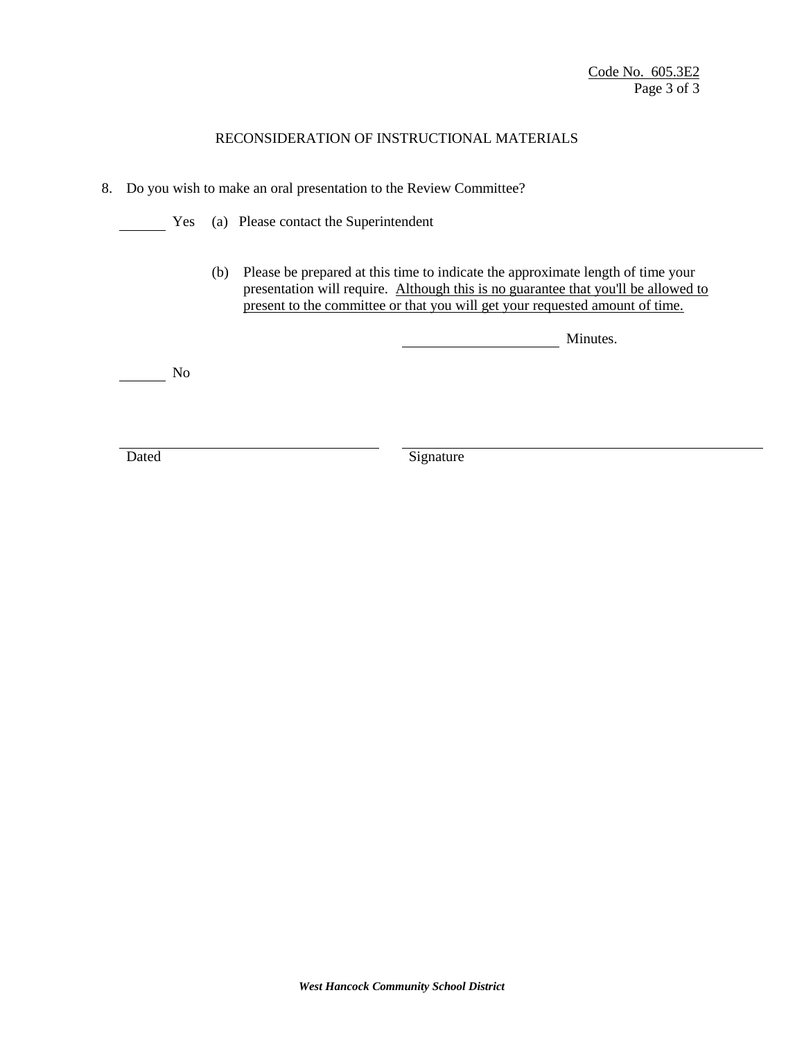Code No. 605.3E2

## RECONSIDERATION OF INSTRUCTIONAL MATERIALS

8. Do you wish to make an oral presentation to the Review Committee?

_______ Yes (a) Please contact the Superintendent

(b) Please be prepared at this time to indicate the approximate length of time your presentation will require. Although this is no guarantee that you'll be allowed to present to the committee or that you will get your requested amount of time.

_____________________ Minutes.

_______ No

_________________________ Dated

_________________________ Signature

***West Hancock Community School District***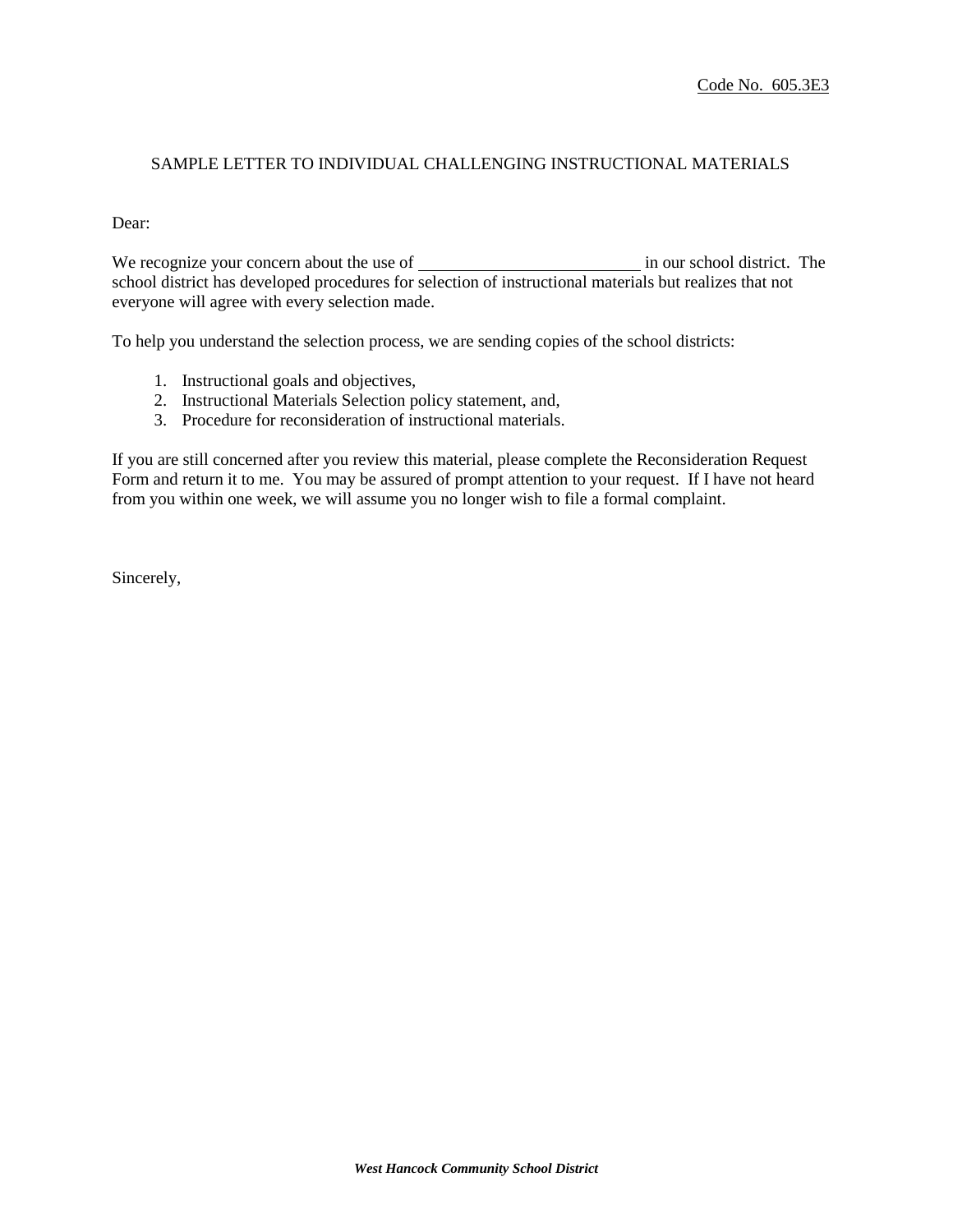Code No. 605.3E3

## SAMPLE LETTER TO INDIVIDUAL CHALLENGING INSTRUCTIONAL MATERIALS

Dear:

We recognize your concern about the use of __________________________ in our school district. The school district has developed procedures for selection of instructional materials but realizes that not everyone will agree with every selection made.

To help you understand the selection process, we are sending copies of the school districts:

1. Instructional goals and objectives,
2. Instructional Materials Selection policy statement, and,
3. Procedure for reconsideration of instructional materials.

If you are still concerned after you review this material, please complete the Reconsideration Request Form and return it to me. You may be assured of prompt attention to your request. If I have not heard from you within one week, we will assume you no longer wish to file a formal complaint.

Sincerely,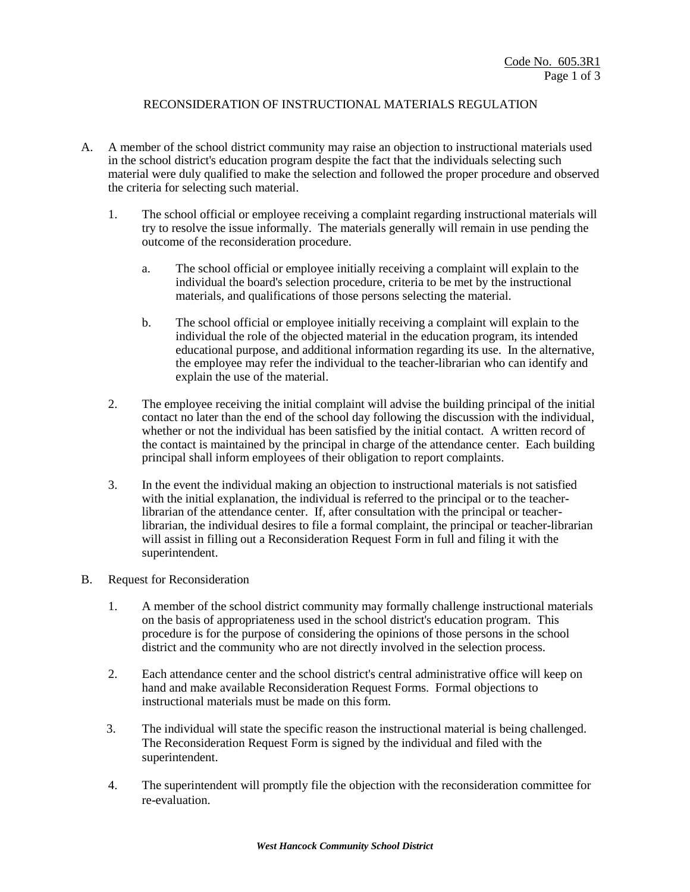Code No. 605.3R1

## RECONSIDERATION OF INSTRUCTIONAL MATERIALS REGULATION

A. A member of the school district community may raise an objection to instructional materials used in the school district's education program despite the fact that the individuals selecting such material were duly qualified to make the selection and followed the proper procedure and observed the criteria for selecting such material.

   1. The school official or employee receiving a complaint regarding instructional materials will try to resolve the issue informally. The materials generally will remain in use pending the outcome of the reconsideration procedure.

      a. The school official or employee initially receiving a complaint will explain to the individual the board's selection procedure, criteria to be met by the instructional materials, and qualifications of those persons selecting the material.

      b. The school official or employee initially receiving a complaint will explain to the individual the role of the objected material in the education program, its intended educational purpose, and additional information regarding its use. In the alternative, the employee may refer the individual to the teacher-librarian who can identify and explain the use of the material.

   2. The employee receiving the initial complaint will advise the building principal of the initial contact no later than the end of the school day following the discussion with the individual, whether or not the individual has been satisfied by the initial contact. A written record of the contact is maintained by the principal in charge of the attendance center. Each building principal shall inform employees of their obligation to report complaints.

   3. In the event the individual making an objection to instructional materials is not satisfied with the initial explanation, the individual is referred to the principal or to the teacher-librarian of the attendance center. If, after consultation with the principal or teacher-librarian, the individual desires to file a formal complaint, the principal or teacher-librarian will assist in filling out a Reconsideration Request Form in full and filing it with the superintendent.

B. Request for Reconsideration

   1. A member of the school district community may formally challenge instructional materials on the basis of appropriateness used in the school district's education program. This procedure is for the purpose of considering the opinions of those persons in the school district and the community who are not directly involved in the selection process.

   2. Each attendance center and the school district's central administrative office will keep on hand and make available Reconsideration Request Forms. Formal objections to instructional materials must be made on this form.

   3. The individual will state the specific reason the instructional material is being challenged. The Reconsideration Request Form is signed by the individual and filed with the superintendent.

   4. The superintendent will promptly file the objection with the reconsideration committee for re-evaluation.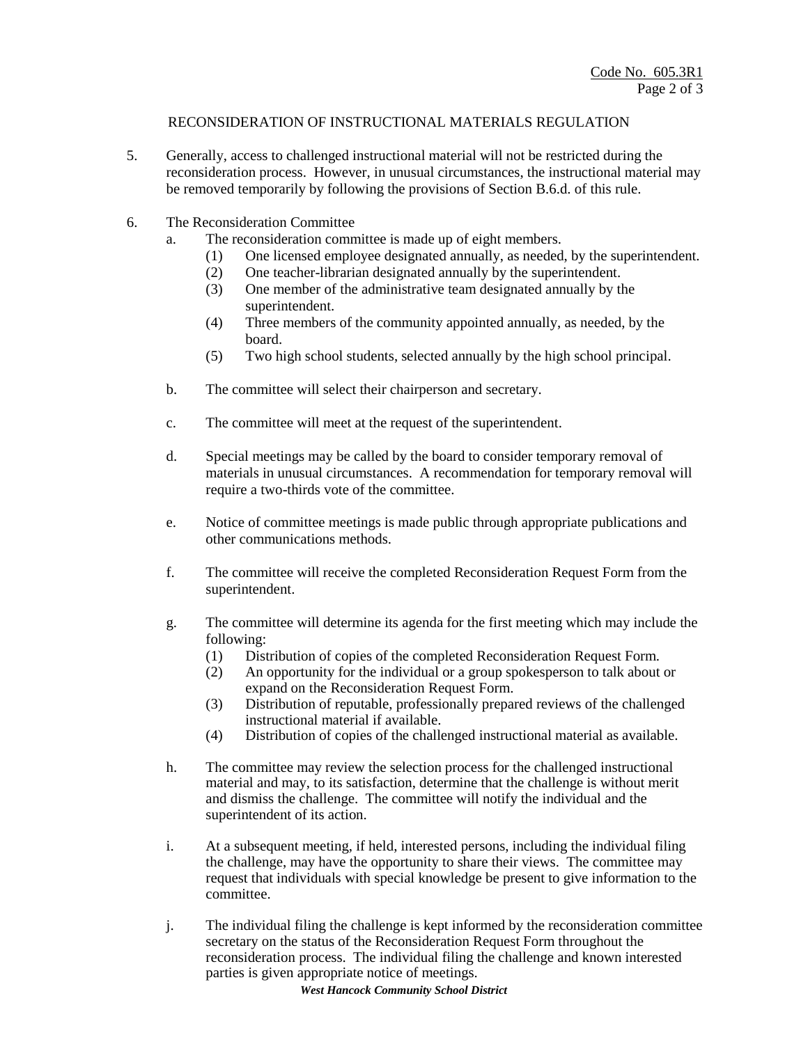## RECONSIDERATION OF INSTRUCTIONAL MATERIALS REGULATION

5. Generally, access to challenged instructional material will not be restricted during the reconsideration process. However, in unusual circumstances, the instructional material may be removed temporarily by following the provisions of Section B.6.d. of this rule.

6. The Reconsideration Committee
   a. The reconsideration committee is made up of eight members.
      (1) One licensed employee designated annually, as needed, by the superintendent.
      (2) One teacher-librarian designated annually by the superintendent.
      (3) One member of the administrative team designated annually by the superintendent.
      (4) Three members of the community appointed annually, as needed, by the board.
      (5) Two high school students, selected annually by the high school principal.

   b. The committee will select their chairperson and secretary.

   c. The committee will meet at the request of the superintendent.

   d. Special meetings may be called by the board to consider temporary removal of materials in unusual circumstances. A recommendation for temporary removal will require a two-thirds vote of the committee.

   e. Notice of committee meetings is made public through appropriate publications and other communications methods.

   f. The committee will receive the completed Reconsideration Request Form from the superintendent.

   g. The committee will determine its agenda for the first meeting which may include the following:
      (1) Distribution of copies of the completed Reconsideration Request Form.
      (2) An opportunity for the individual or a group spokesperson to talk about or expand on the Reconsideration Request Form.
      (3) Distribution of reputable, professionally prepared reviews of the challenged instructional material if available.
      (4) Distribution of copies of the challenged instructional material as available.

   h. The committee may review the selection process for the challenged instructional material and may, to its satisfaction, determine that the challenge is without merit and dismiss the challenge. The committee will notify the individual and the superintendent of its action.

   i. At a subsequent meeting, if held, interested persons, including the individual filing the challenge, may have the opportunity to share their views. The committee may request that individuals with special knowledge be present to give information to the committee.

   j. The individual filing the challenge is kept informed by the reconsideration committee secretary on the status of the Reconsideration Request Form throughout the reconsideration process. The individual filing the challenge and known interested parties is given appropriate notice of meetings.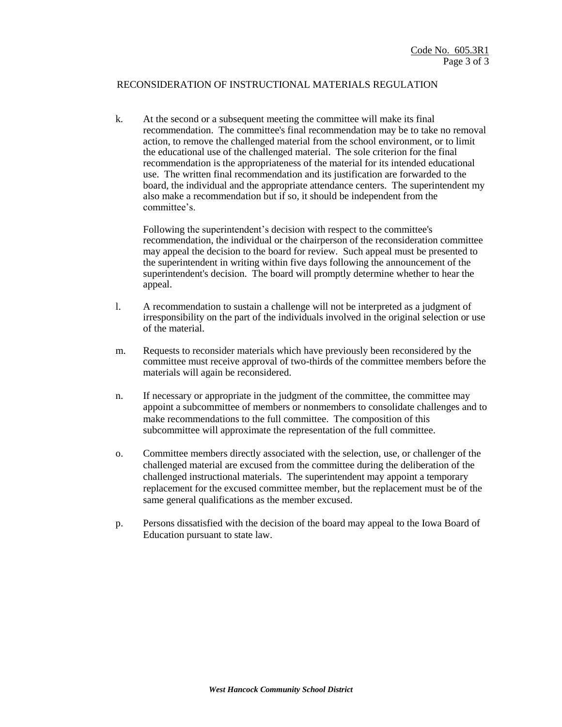Code No. 605.3R1

## RECONSIDERATION OF INSTRUCTIONAL MATERIALS REGULATION

k. At the second or a subsequent meeting the committee will make its final recommendation. The committee's final recommendation may be to take no removal action, to remove the challenged material from the school environment, or to limit the educational use of the challenged material. The sole criterion for the final recommendation is the appropriateness of the material for its intended educational use. The written final recommendation and its justification are forwarded to the board, the individual and the appropriate attendance centers. The superintendent my also make a recommendation but if so, it should be independent from the committee's.

   Following the superintendent's decision with respect to the committee's recommendation, the individual or the chairperson of the reconsideration committee may appeal the decision to the board for review. Such appeal must be presented to the superintendent in writing within five days following the announcement of the superintendent's decision. The board will promptly determine whether to hear the appeal.

l. A recommendation to sustain a challenge will not be interpreted as a judgment of irresponsibility on the part of the individuals involved in the original selection or use of the material.

m. Requests to reconsider materials which have previously been reconsidered by the committee must receive approval of two-thirds of the committee members before the materials will again be reconsidered.

n. If necessary or appropriate in the judgment of the committee, the committee may appoint a subcommittee of members or nonmembers to consolidate challenges and to make recommendations to the full committee. The composition of this subcommittee will approximate the representation of the full committee.

o. Committee members directly associated with the selection, use, or challenger of the challenged material are excused from the committee during the deliberation of the challenged instructional materials. The superintendent may appoint a temporary replacement for the excused committee member, but the replacement must be of the same general qualifications as the member excused.

p. Persons dissatisfied with the decision of the board may appeal to the Iowa Board of Education pursuant to state law.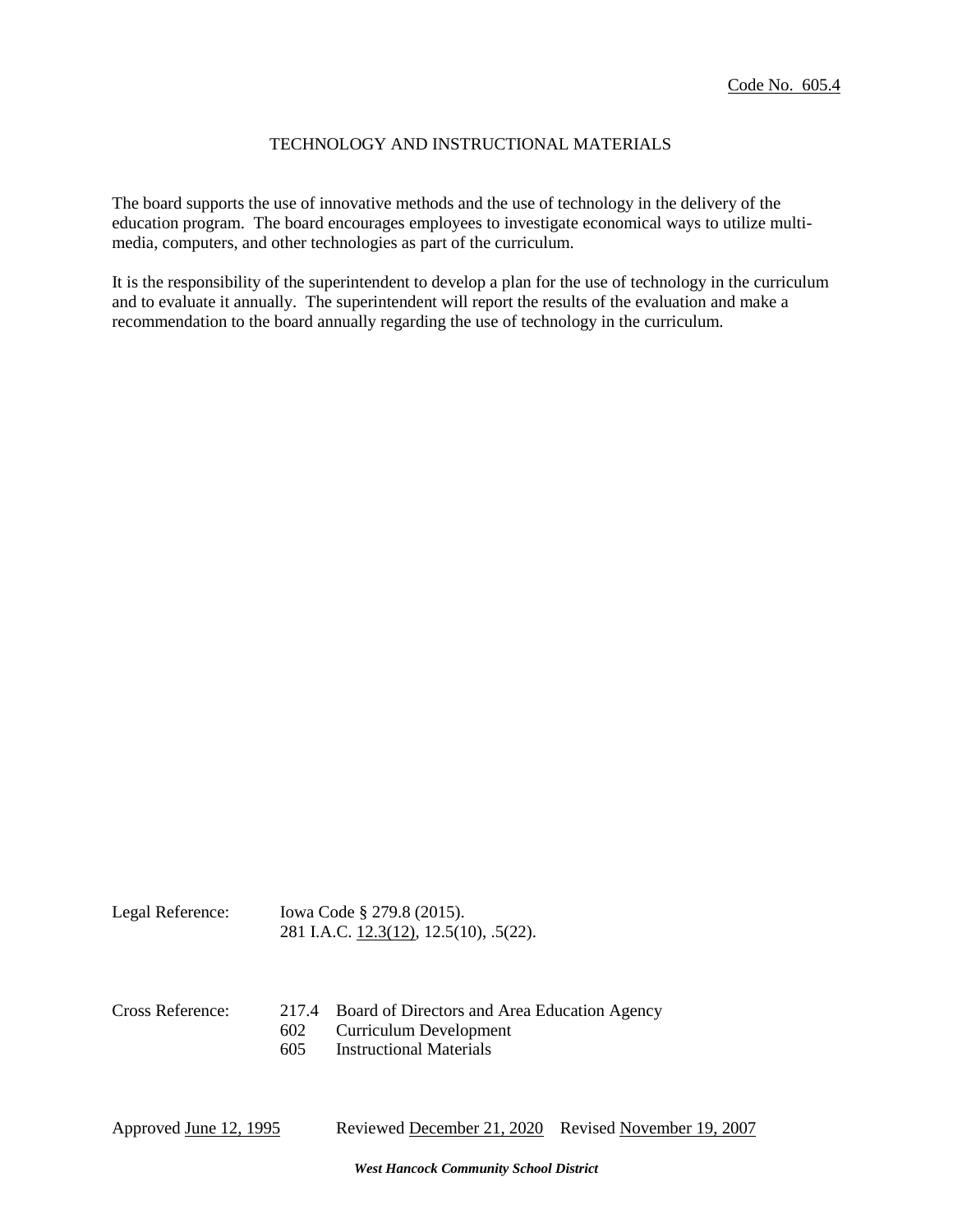Code No. 605.4

# TECHNOLOGY AND INSTRUCTIONAL MATERIALS

The board supports the use of innovative methods and the use of technology in the delivery of the education program. The board encourages employees to investigate economical ways to utilize multi-media, computers, and other technologies as part of the curriculum.

It is the responsibility of the superintendent to develop a plan for the use of technology in the curriculum and to evaluate it annually. The superintendent will report the results of the evaluation and make a recommendation to the board annually regarding the use of technology in the curriculum.

Legal Reference: Iowa Code § 279.8 (2015).
281 I.A.C. 12.3(12), 12.5(10), .5(22).

Cross Reference:
- 217.4 Board of Directors and Area Education Agency
- 602 Curriculum Development
- 605 Instructional Materials

Approved June 12, 1995 Reviewed December 21, 2020 Revised November 19, 2007

*West Hancock Community School District*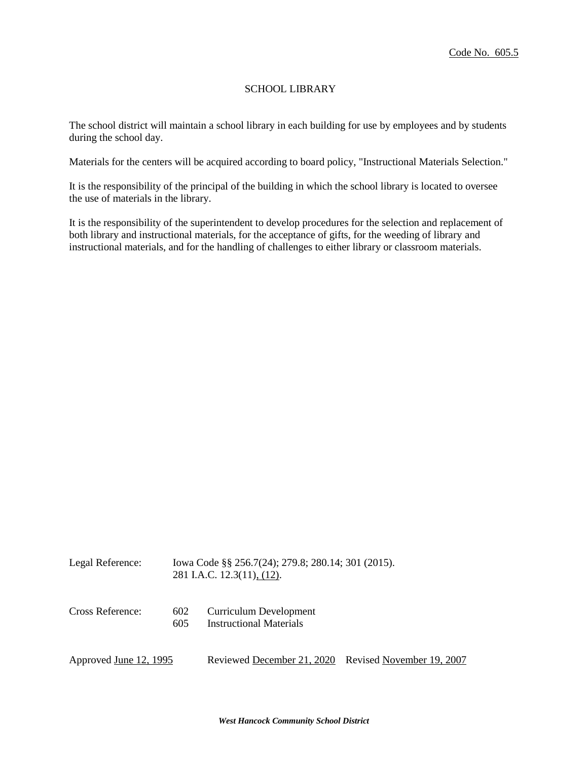Code No. 605.5

# SCHOOL LIBRARY

The school district will maintain a school library in each building for use by employees and by students during the school day.

Materials for the centers will be acquired according to board policy, "Instructional Materials Selection."

It is the responsibility of the principal of the building in which the school library is located to oversee the use of materials in the library.

It is the responsibility of the superintendent to develop procedures for the selection and replacement of both library and instructional materials, for the acceptance of gifts, for the weeding of library and instructional materials, and for the handling of challenges to either library or classroom materials.

Legal Reference: Iowa Code §§ 256.7(24); 279.8; 280.14; 301 (2015).
281 I.A.C. 12.3(11), (12).

Cross Reference: 602 Curriculum Development
605 Instructional Materials

Approved June 12, 1995 Reviewed December 21, 2020 Revised November 19, 2007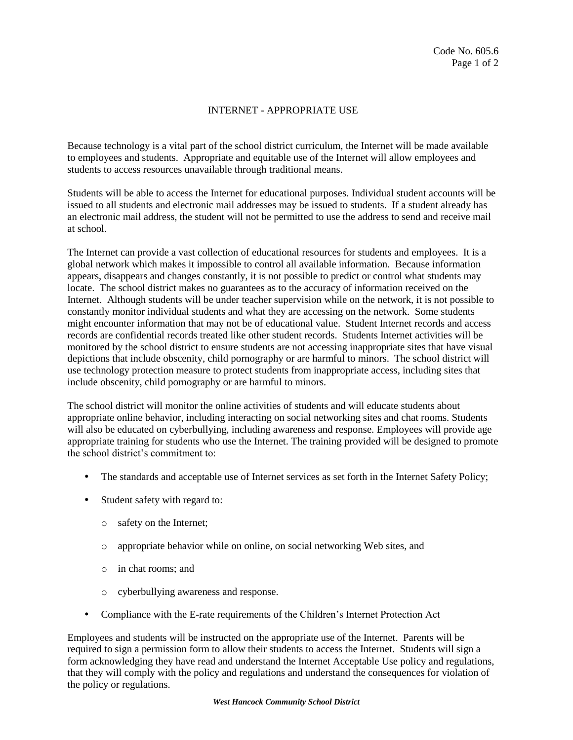Code No. 605.6

# INTERNET - APPROPRIATE USE

Because technology is a vital part of the school district curriculum, the Internet will be made available to employees and students. Appropriate and equitable use of the Internet will allow employees and students to access resources unavailable through traditional means.

Students will be able to access the Internet for educational purposes. Individual student accounts will be issued to all students and electronic mail addresses may be issued to students. If a student already has an electronic mail address, the student will not be permitted to use the address to send and receive mail at school.

The Internet can provide a vast collection of educational resources for students and employees. It is a global network which makes it impossible to control all available information. Because information appears, disappears and changes constantly, it is not possible to predict or control what students may locate. The school district makes no guarantees as to the accuracy of information received on the Internet. Although students will be under teacher supervision while on the network, it is not possible to constantly monitor individual students and what they are accessing on the network. Some students might encounter information that may not be of educational value. Student Internet records and access records are confidential records treated like other student records. Students Internet activities will be monitored by the school district to ensure students are not accessing inappropriate sites that have visual depictions that include obscenity, child pornography or are harmful to minors. The school district will use technology protection measure to protect students from inappropriate access, including sites that include obscenity, child pornography or are harmful to minors.

The school district will monitor the online activities of students and will educate students about appropriate online behavior, including interacting on social networking sites and chat rooms. Students will also be educated on cyberbullying, including awareness and response. Employees will provide age appropriate training for students who use the Internet. The training provided will be designed to promote the school district's commitment to:

- The standards and acceptable use of Internet services as set forth in the Internet Safety Policy;
- Student safety with regard to:
  - safety on the Internet;
  - appropriate behavior while on online, on social networking Web sites, and
  - in chat rooms; and
  - cyberbullying awareness and response.
- Compliance with the E-rate requirements of the Children's Internet Protection Act

Employees and students will be instructed on the appropriate use of the Internet. Parents will be required to sign a permission form to allow their students to access the Internet. Students will sign a form acknowledging they have read and understand the Internet Acceptable Use policy and regulations, that they will comply with the policy and regulations and understand the consequences for violation of the policy or regulations.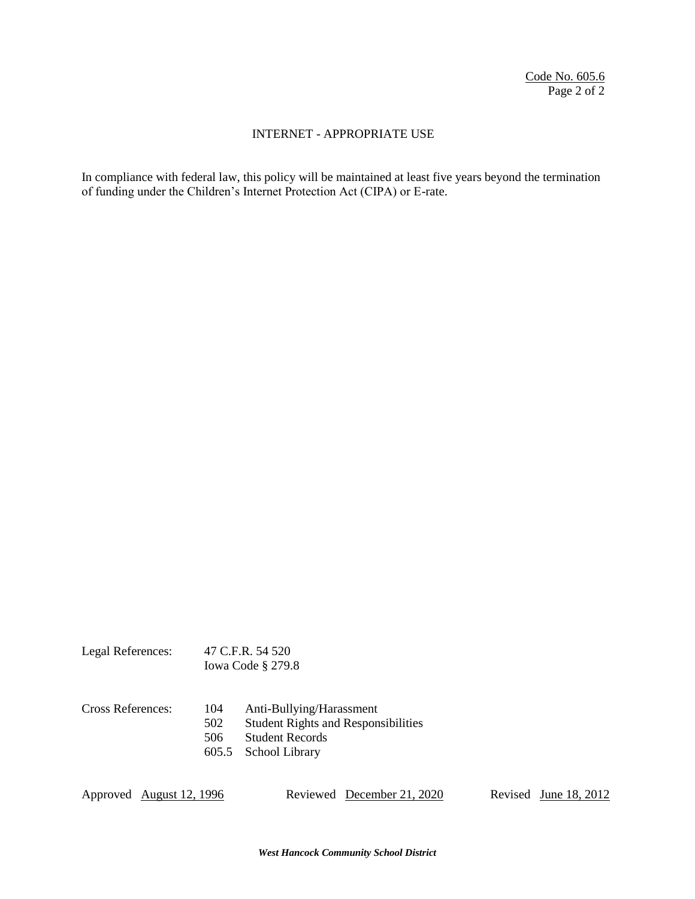## INTERNET - APPROPRIATE USE

In compliance with federal law, this policy will be maintained at least five years beyond the termination of funding under the Children's Internet Protection Act (CIPA) or E-rate.

Legal References: 47 C.F.R. 54 520
Iowa Code § 279.8

Cross References:
104 Anti-Bullying/Harassment
502 Student Rights and Responsibilities
506 Student Records
605.5 School Library

Approved August 12, 1996 Reviewed December 21, 2020 Revised June 18, 2012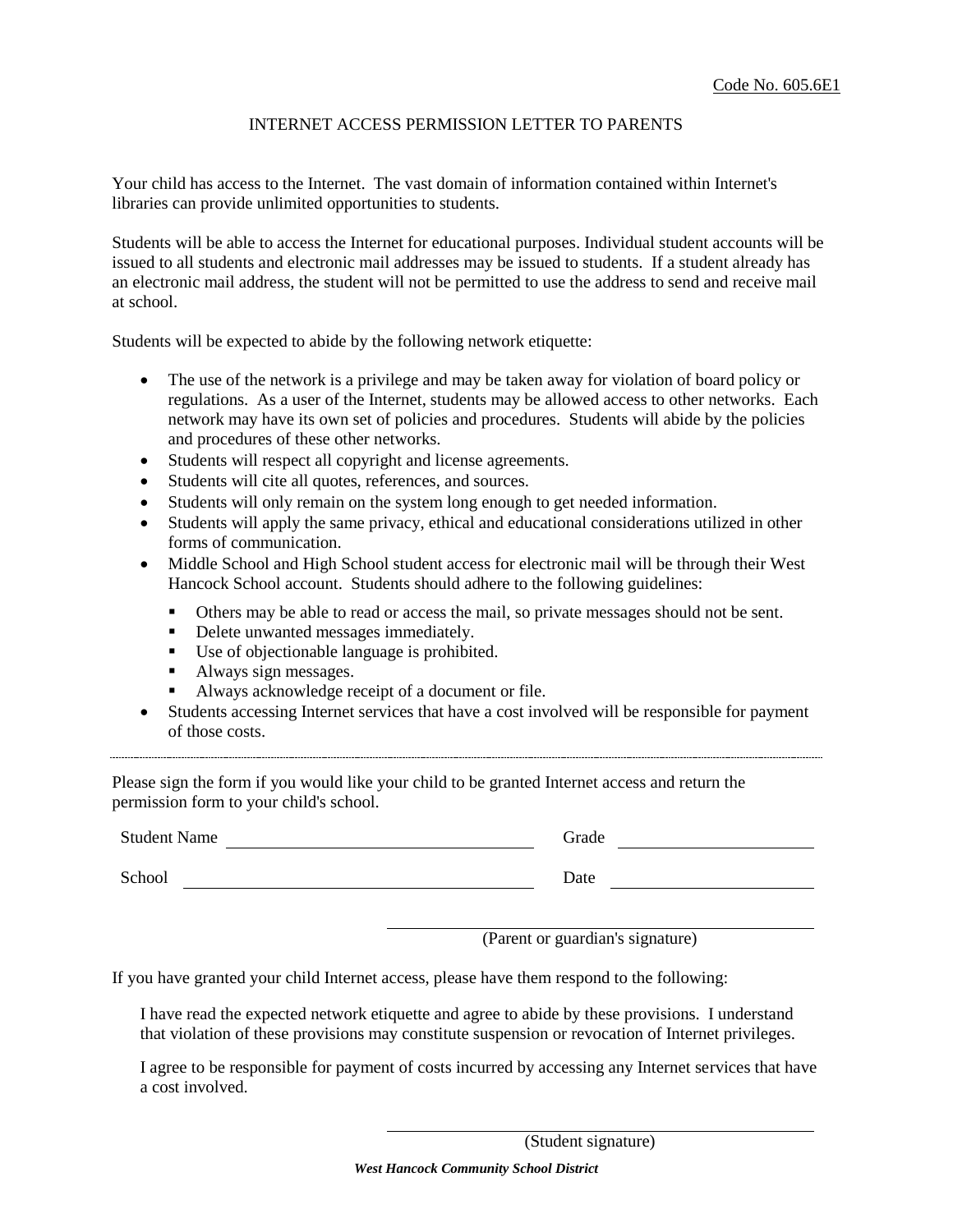Code No. 605.6E1

# INTERNET ACCESS PERMISSION LETTER TO PARENTS

Your child has access to the Internet. The vast domain of information contained within Internet's libraries can provide unlimited opportunities to students.

Students will be able to access the Internet for educational purposes. Individual student accounts will be issued to all students and electronic mail addresses may be issued to students. If a student already has an electronic mail address, the student will not be permitted to use the address to send and receive mail at school.

Students will be expected to abide by the following network etiquette:

- The use of the network is a privilege and may be taken away for violation of board policy or regulations. As a user of the Internet, students may be allowed access to other networks. Each network may have its own set of policies and procedures. Students will abide by the policies and procedures of these other networks.
- Students will respect all copyright and license agreements.
- Students will cite all quotes, references, and sources.
- Students will only remain on the system long enough to get needed information.
- Students will apply the same privacy, ethical and educational considerations utilized in other forms of communication.
- Middle School and High School student access for electronic mail will be through their West Hancock School account. Students should adhere to the following guidelines:
  - Others may be able to read or access the mail, so private messages should not be sent.
  - Delete unwanted messages immediately.
  - Use of objectionable language is prohibited.
  - Always sign messages.
  - Always acknowledge receipt of a document or file.
- Students accessing Internet services that have a cost involved will be responsible for payment of those costs.

---

Please sign the form if you would like your child to be granted Internet access and return the permission form to your child's school.

Student Name ______________________________ Grade ____________________

School ______________________________ Date ____________________

______________________________
(Parent or guardian's signature)

If you have granted your child Internet access, please have them respond to the following:

I have read the expected network etiquette and agree to abide by these provisions. I understand that violation of these provisions may constitute suspension or revocation of Internet privileges.

I agree to be responsible for payment of costs incurred by accessing any Internet services that have a cost involved.

______________________________
(Student signature)

*West Hancock Community School District*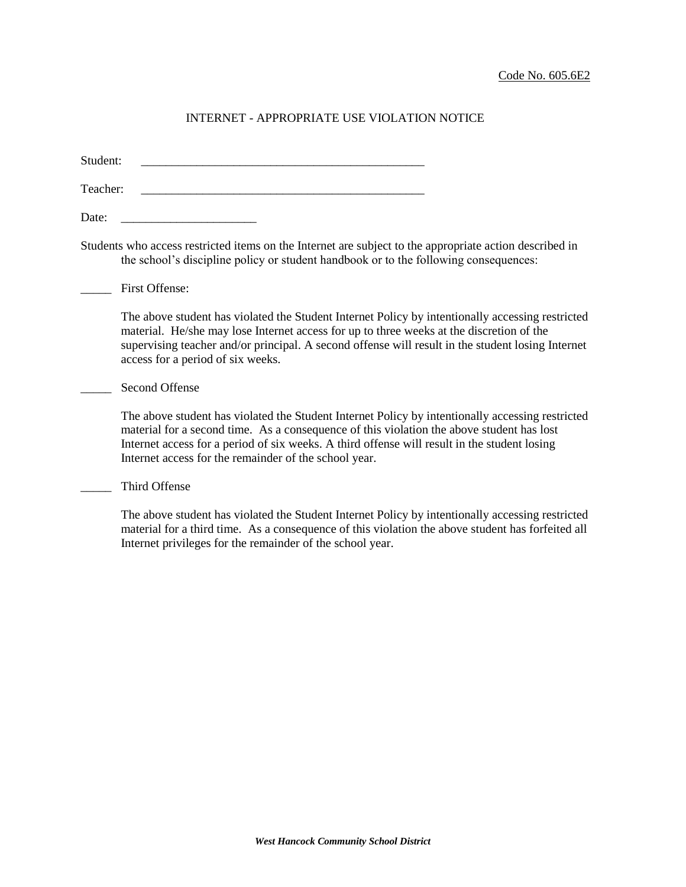Code No. 605.6E2

# INTERNET - APPROPRIATE USE VIOLATION NOTICE

Student: _______________________________________________

Teacher: _______________________________________________

Date: ______________________

Students who access restricted items on the Internet are subject to the appropriate action described in the school's discipline policy or student handbook or to the following consequences:

_____ First Offense:

The above student has violated the Student Internet Policy by intentionally accessing restricted material. He/she may lose Internet access for up to three weeks at the discretion of the supervising teacher and/or principal. A second offense will result in the student losing Internet access for a period of six weeks.

_____ Second Offense

The above student has violated the Student Internet Policy by intentionally accessing restricted material for a second time. As a consequence of this violation the above student has lost Internet access for a period of six weeks. A third offense will result in the student losing Internet access for the remainder of the school year.

_____ Third Offense

The above student has violated the Student Internet Policy by intentionally accessing restricted material for a third time. As a consequence of this violation the above student has forfeited all Internet privileges for the remainder of the school year.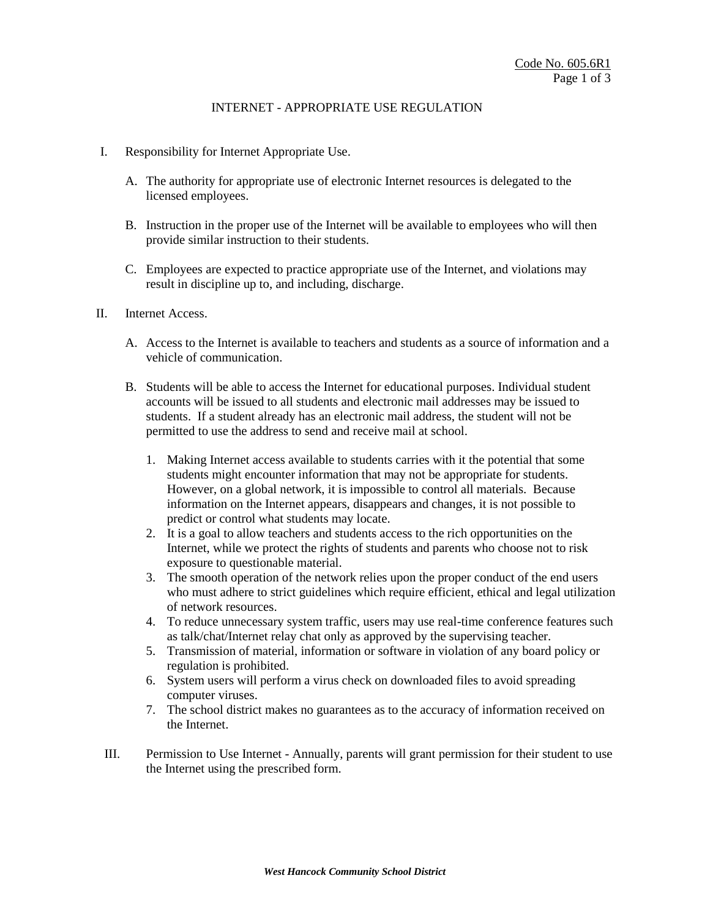Code No. 605.6R1

# INTERNET - APPROPRIATE USE REGULATION

I. Responsibility for Internet Appropriate Use.

   A. The authority for appropriate use of electronic Internet resources is delegated to the licensed employees.

   B. Instruction in the proper use of the Internet will be available to employees who will then provide similar instruction to their students.

   C. Employees are expected to practice appropriate use of the Internet, and violations may result in discipline up to, and including, discharge.

II. Internet Access.

   A. Access to the Internet is available to teachers and students as a source of information and a vehicle of communication.

   B. Students will be able to access the Internet for educational purposes. Individual student accounts will be issued to all students and electronic mail addresses may be issued to students. If a student already has an electronic mail address, the student will not be permitted to use the address to send and receive mail at school.

      1. Making Internet access available to students carries with it the potential that some students might encounter information that may not be appropriate for students. However, on a global network, it is impossible to control all materials. Because information on the Internet appears, disappears and changes, it is not possible to predict or control what students may locate.
      2. It is a goal to allow teachers and students access to the rich opportunities on the Internet, while we protect the rights of students and parents who choose not to risk exposure to questionable material.
      3. The smooth operation of the network relies upon the proper conduct of the end users who must adhere to strict guidelines which require efficient, ethical and legal utilization of network resources.
      4. To reduce unnecessary system traffic, users may use real-time conference features such as talk/chat/Internet relay chat only as approved by the supervising teacher.
      5. Transmission of material, information or software in violation of any board policy or regulation is prohibited.
      6. System users will perform a virus check on downloaded files to avoid spreading computer viruses.
      7. The school district makes no guarantees as to the accuracy of information received on the Internet.

III. Permission to Use Internet - Annually, parents will grant permission for their student to use the Internet using the prescribed form.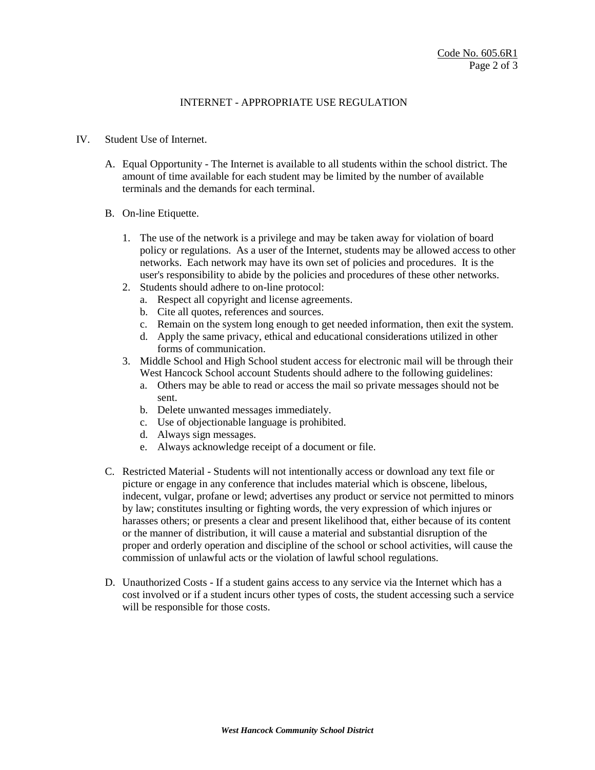## INTERNET - APPROPRIATE USE REGULATION

IV. Student Use of Internet.

A. Equal Opportunity - The Internet is available to all students within the school district. The amount of time available for each student may be limited by the number of available terminals and the demands for each terminal.

B. On-line Etiquette.

1. The use of the network is a privilege and may be taken away for violation of board policy or regulations. As a user of the Internet, students may be allowed access to other networks. Each network may have its own set of policies and procedures. It is the user's responsibility to abide by the policies and procedures of these other networks.
2. Students should adhere to on-line protocol:
   a. Respect all copyright and license agreements.
   b. Cite all quotes, references and sources.
   c. Remain on the system long enough to get needed information, then exit the system.
   d. Apply the same privacy, ethical and educational considerations utilized in other forms of communication.
3. Middle School and High School student access for electronic mail will be through their West Hancock School account Students should adhere to the following guidelines:
   a. Others may be able to read or access the mail so private messages should not be sent.
   b. Delete unwanted messages immediately.
   c. Use of objectionable language is prohibited.
   d. Always sign messages.
   e. Always acknowledge receipt of a document or file.

C. Restricted Material - Students will not intentionally access or download any text file or picture or engage in any conference that includes material which is obscene, libelous, indecent, vulgar, profane or lewd; advertises any product or service not permitted to minors by law; constitutes insulting or fighting words, the very expression of which injures or harasses others; or presents a clear and present likelihood that, either because of its content or the manner of distribution, it will cause a material and substantial disruption of the proper and orderly operation and discipline of the school or school activities, will cause the commission of unlawful acts or the violation of lawful school regulations.

D. Unauthorized Costs - If a student gains access to any service via the Internet which has a cost involved or if a student incurs other types of costs, the student accessing such a service will be responsible for those costs.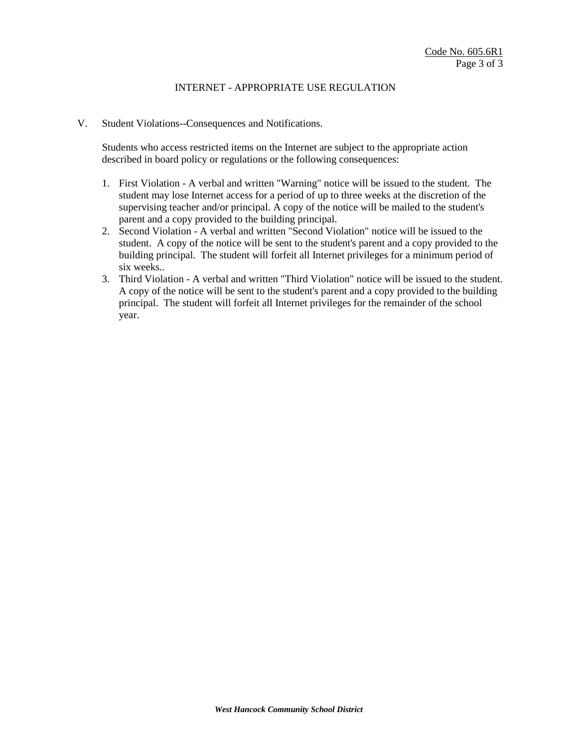# INTERNET - APPROPRIATE USE REGULATION

V. Student Violations--Consequences and Notifications.

Students who access restricted items on the Internet are subject to the appropriate action described in board policy or regulations or the following consequences:

1. First Violation - A verbal and written "Warning" notice will be issued to the student. The student may lose Internet access for a period of up to three weeks at the discretion of the supervising teacher and/or principal. A copy of the notice will be mailed to the student's parent and a copy provided to the building principal.
2. Second Violation - A verbal and written "Second Violation" notice will be issued to the student. A copy of the notice will be sent to the student's parent and a copy provided to the building principal. The student will forfeit all Internet privileges for a minimum period of six weeks..
3. Third Violation - A verbal and written "Third Violation" notice will be issued to the student. A copy of the notice will be sent to the student's parent and a copy provided to the building principal. The student will forfeit all Internet privileges for the remainder of the school year.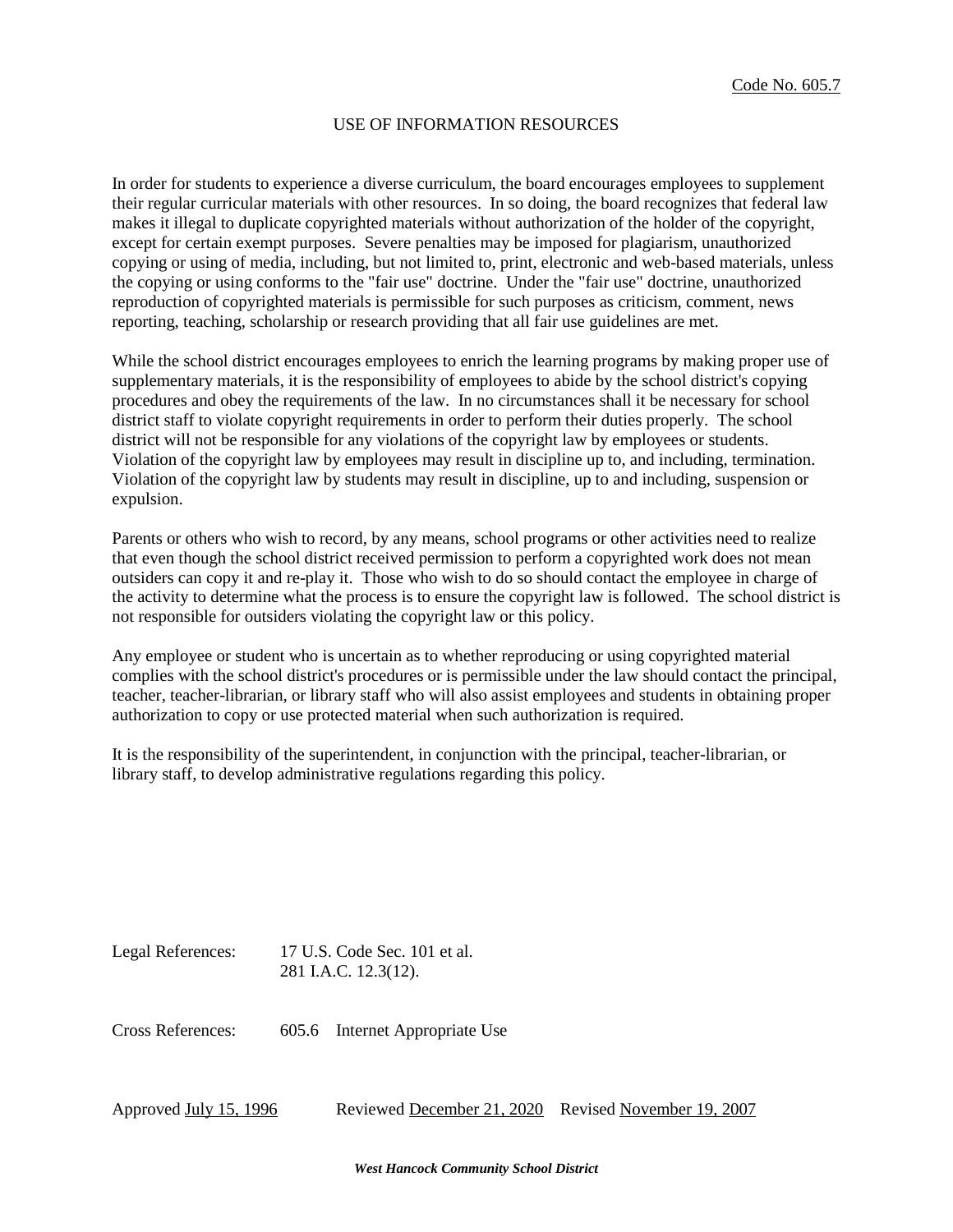Code No. 605.7

# USE OF INFORMATION RESOURCES

In order for students to experience a diverse curriculum, the board encourages employees to supplement their regular curricular materials with other resources. In so doing, the board recognizes that federal law makes it illegal to duplicate copyrighted materials without authorization of the holder of the copyright, except for certain exempt purposes. Severe penalties may be imposed for plagiarism, unauthorized copying or using of media, including, but not limited to, print, electronic and web-based materials, unless the copying or using conforms to the "fair use" doctrine. Under the "fair use" doctrine, unauthorized reproduction of copyrighted materials is permissible for such purposes as criticism, comment, news reporting, teaching, scholarship or research providing that all fair use guidelines are met.

While the school district encourages employees to enrich the learning programs by making proper use of supplementary materials, it is the responsibility of employees to abide by the school district's copying procedures and obey the requirements of the law. In no circumstances shall it be necessary for school district staff to violate copyright requirements in order to perform their duties properly. The school district will not be responsible for any violations of the copyright law by employees or students. Violation of the copyright law by employees may result in discipline up to, and including, termination. Violation of the copyright law by students may result in discipline, up to and including, suspension or expulsion.

Parents or others who wish to record, by any means, school programs or other activities need to realize that even though the school district received permission to perform a copyrighted work does not mean outsiders can copy it and re-play it. Those who wish to do so should contact the employee in charge of the activity to determine what the process is to ensure the copyright law is followed. The school district is not responsible for outsiders violating the copyright law or this policy.

Any employee or student who is uncertain as to whether reproducing or using copyrighted material complies with the school district's procedures or is permissible under the law should contact the principal, teacher, teacher-librarian, or library staff who will also assist employees and students in obtaining proper authorization to copy or use protected material when such authorization is required.

It is the responsibility of the superintendent, in conjunction with the principal, teacher-librarian, or library staff, to develop administrative regulations regarding this policy.

Legal References: 17 U.S. Code Sec. 101 et al.
281 I.A.C. 12.3(12).

Cross References: 605.6 Internet Appropriate Use

Approved July 15, 1996 Reviewed December 21, 2020 Revised November 19, 2007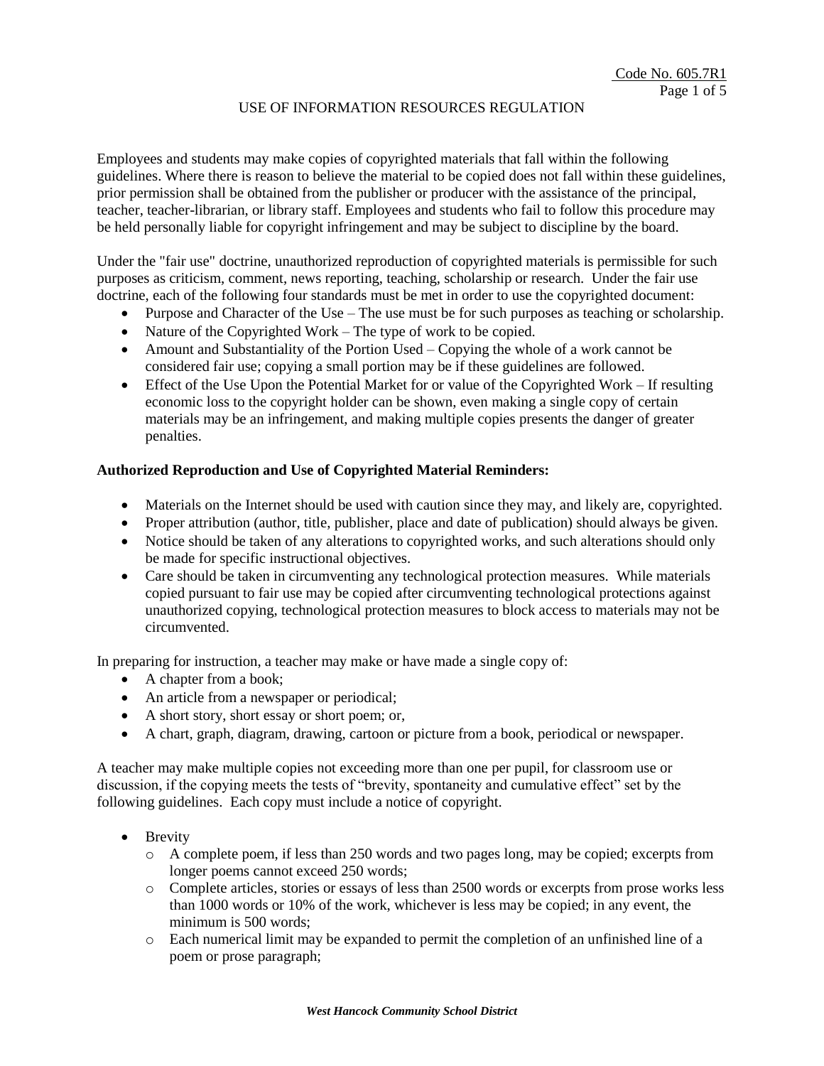Code No. 605.7R1

## USE OF INFORMATION RESOURCES REGULATION

Employees and students may make copies of copyrighted materials that fall within the following guidelines. Where there is reason to believe the material to be copied does not fall within these guidelines, prior permission shall be obtained from the publisher or producer with the assistance of the principal, teacher, teacher-librarian, or library staff. Employees and students who fail to follow this procedure may be held personally liable for copyright infringement and may be subject to discipline by the board.

Under the "fair use" doctrine, unauthorized reproduction of copyrighted materials is permissible for such purposes as criticism, comment, news reporting, teaching, scholarship or research. Under the fair use doctrine, each of the following four standards must be met in order to use the copyrighted document:

- Purpose and Character of the Use – The use must be for such purposes as teaching or scholarship.
- Nature of the Copyrighted Work – The type of work to be copied.
- Amount and Substantiality of the Portion Used – Copying the whole of a work cannot be considered fair use; copying a small portion may be if these guidelines are followed.
- Effect of the Use Upon the Potential Market for or value of the Copyrighted Work – If resulting economic loss to the copyright holder can be shown, even making a single copy of certain materials may be an infringement, and making multiple copies presents the danger of greater penalties.

**Authorized Reproduction and Use of Copyrighted Material Reminders:**

- Materials on the Internet should be used with caution since they may, and likely are, copyrighted.
- Proper attribution (author, title, publisher, place and date of publication) should always be given.
- Notice should be taken of any alterations to copyrighted works, and such alterations should only be made for specific instructional objectives.
- Care should be taken in circumventing any technological protection measures. While materials copied pursuant to fair use may be copied after circumventing technological protections against unauthorized copying, technological protection measures to block access to materials may not be circumvented.

In preparing for instruction, a teacher may make or have made a single copy of:

- A chapter from a book;
- An article from a newspaper or periodical;
- A short story, short essay or short poem; or,
- A chart, graph, diagram, drawing, cartoon or picture from a book, periodical or newspaper.

A teacher may make multiple copies not exceeding more than one per pupil, for classroom use or discussion, if the copying meets the tests of "brevity, spontaneity and cumulative effect" set by the following guidelines. Each copy must include a notice of copyright.

- Brevity
  - A complete poem, if less than 250 words and two pages long, may be copied; excerpts from longer poems cannot exceed 250 words;
  - Complete articles, stories or essays of less than 2500 words or excerpts from prose works less than 1000 words or 10% of the work, whichever is less may be copied; in any event, the minimum is 500 words;
  - Each numerical limit may be expanded to permit the completion of an unfinished line of a poem or prose paragraph;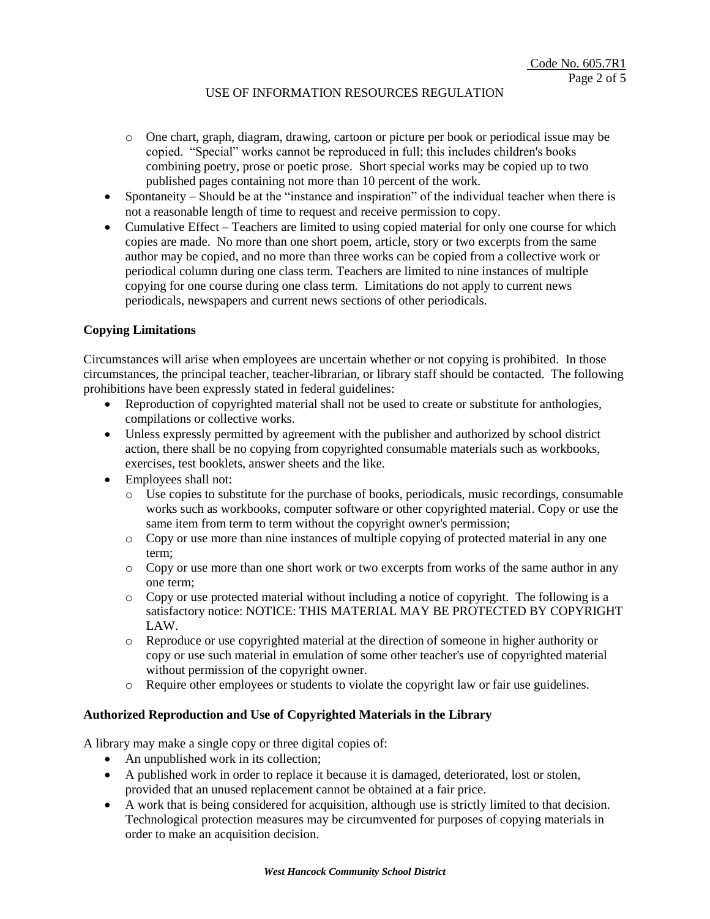- One chart, graph, diagram, drawing, cartoon or picture per book or periodical issue may be copied. "Special" works cannot be reproduced in full; this includes children's books combining poetry, prose or poetic prose. Short special works may be copied up to two published pages containing not more than 10 percent of the work.
- Spontaneity – Should be at the "instance and inspiration" of the individual teacher when there is not a reasonable length of time to request and receive permission to copy.
- Cumulative Effect – Teachers are limited to using copied material for only one course for which copies are made. No more than one short poem, article, story or two excerpts from the same author may be copied, and no more than three works can be copied from a collective work or periodical column during one class term. Teachers are limited to nine instances of multiple copying for one course during one class term. Limitations do not apply to current news periodicals, newspapers and current news sections of other periodicals.

**Copying Limitations**

Circumstances will arise when employees are uncertain whether or not copying is prohibited. In those circumstances, the principal teacher, teacher-librarian, or library staff should be contacted. The following prohibitions have been expressly stated in federal guidelines:

- Reproduction of copyrighted material shall not be used to create or substitute for anthologies, compilations or collective works.
- Unless expressly permitted by agreement with the publisher and authorized by school district action, there shall be no copying from copyrighted consumable materials such as workbooks, exercises, test booklets, answer sheets and the like.
- Employees shall not:
  - Use copies to substitute for the purchase of books, periodicals, music recordings, consumable works such as workbooks, computer software or other copyrighted material. Copy or use the same item from term to term without the copyright owner's permission;
  - Copy or use more than nine instances of multiple copying of protected material in any one term;
  - Copy or use more than one short work or two excerpts from works of the same author in any one term;
  - Copy or use protected material without including a notice of copyright. The following is a satisfactory notice: NOTICE: THIS MATERIAL MAY BE PROTECTED BY COPYRIGHT LAW.
  - Reproduce or use copyrighted material at the direction of someone in higher authority or copy or use such material in emulation of some other teacher's use of copyrighted material without permission of the copyright owner.
  - Require other employees or students to violate the copyright law or fair use guidelines.

**Authorized Reproduction and Use of Copyrighted Materials in the Library**

A library may make a single copy or three digital copies of:

- An unpublished work in its collection;
- A published work in order to replace it because it is damaged, deteriorated, lost or stolen, provided that an unused replacement cannot be obtained at a fair price.
- A work that is being considered for acquisition, although use is strictly limited to that decision. Technological protection measures may be circumvented for purposes of copying materials in order to make an acquisition decision.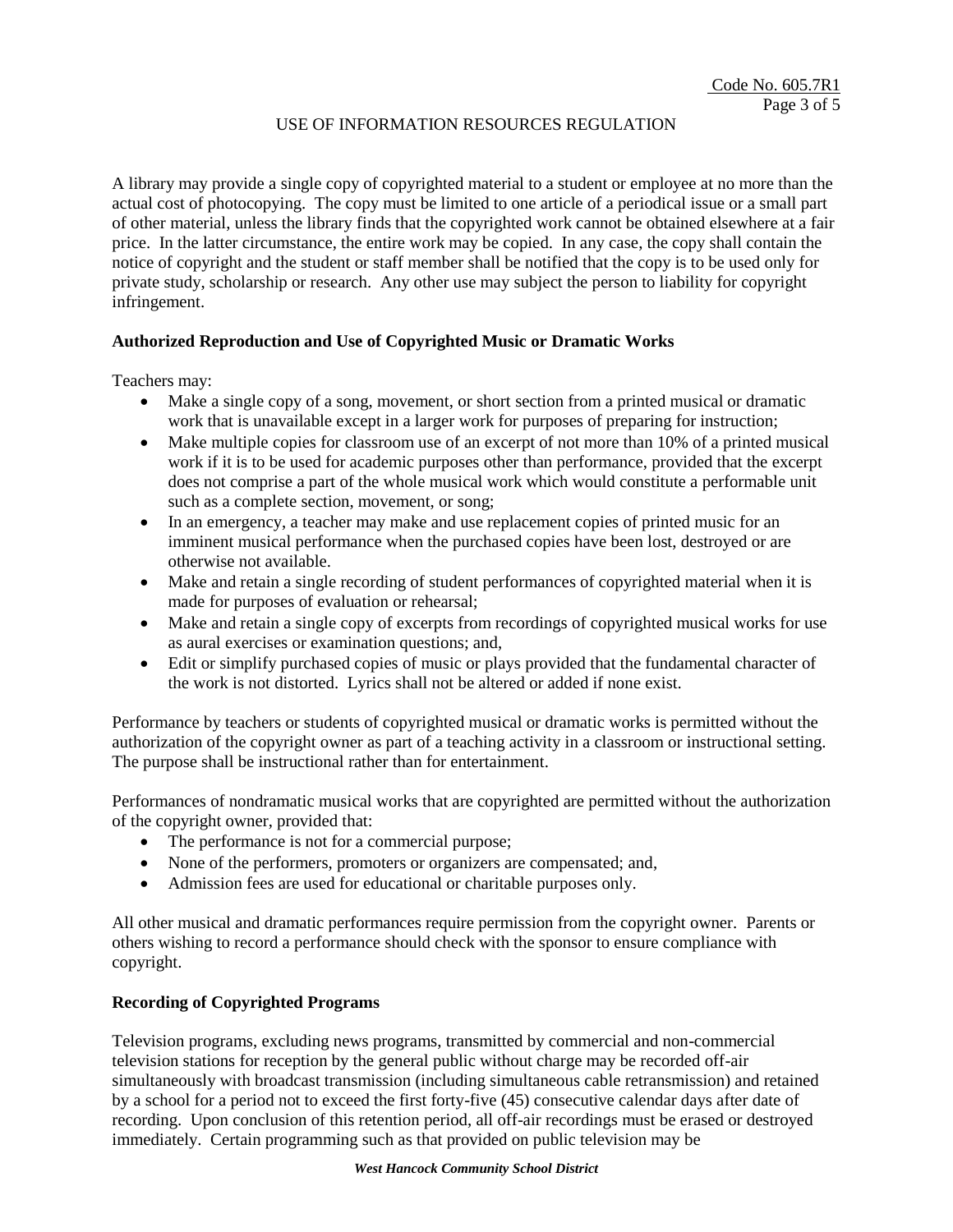A library may provide a single copy of copyrighted material to a student or employee at no more than the actual cost of photocopying. The copy must be limited to one article of a periodical issue or a small part of other material, unless the library finds that the copyrighted work cannot be obtained elsewhere at a fair price. In the latter circumstance, the entire work may be copied. In any case, the copy shall contain the notice of copyright and the student or staff member shall be notified that the copy is to be used only for private study, scholarship or research. Any other use may subject the person to liability for copyright infringement.

**Authorized Reproduction and Use of Copyrighted Music or Dramatic Works**

Teachers may:

- Make a single copy of a song, movement, or short section from a printed musical or dramatic work that is unavailable except in a larger work for purposes of preparing for instruction;
- Make multiple copies for classroom use of an excerpt of not more than 10% of a printed musical work if it is to be used for academic purposes other than performance, provided that the excerpt does not comprise a part of the whole musical work which would constitute a performable unit such as a complete section, movement, or song;
- In an emergency, a teacher may make and use replacement copies of printed music for an imminent musical performance when the purchased copies have been lost, destroyed or are otherwise not available.
- Make and retain a single recording of student performances of copyrighted material when it is made for purposes of evaluation or rehearsal;
- Make and retain a single copy of excerpts from recordings of copyrighted musical works for use as aural exercises or examination questions; and,
- Edit or simplify purchased copies of music or plays provided that the fundamental character of the work is not distorted. Lyrics shall not be altered or added if none exist.

Performance by teachers or students of copyrighted musical or dramatic works is permitted without the authorization of the copyright owner as part of a teaching activity in a classroom or instructional setting. The purpose shall be instructional rather than for entertainment.

Performances of nondramatic musical works that are copyrighted are permitted without the authorization of the copyright owner, provided that:

- The performance is not for a commercial purpose;
- None of the performers, promoters or organizers are compensated; and,
- Admission fees are used for educational or charitable purposes only.

All other musical and dramatic performances require permission from the copyright owner. Parents or others wishing to record a performance should check with the sponsor to ensure compliance with copyright.

**Recording of Copyrighted Programs**

Television programs, excluding news programs, transmitted by commercial and non-commercial television stations for reception by the general public without charge may be recorded off-air simultaneously with broadcast transmission (including simultaneous cable retransmission) and retained by a school for a period not to exceed the first forty-five (45) consecutive calendar days after date of recording. Upon conclusion of this retention period, all off-air recordings must be erased or destroyed immediately. Certain programming such as that provided on public television may be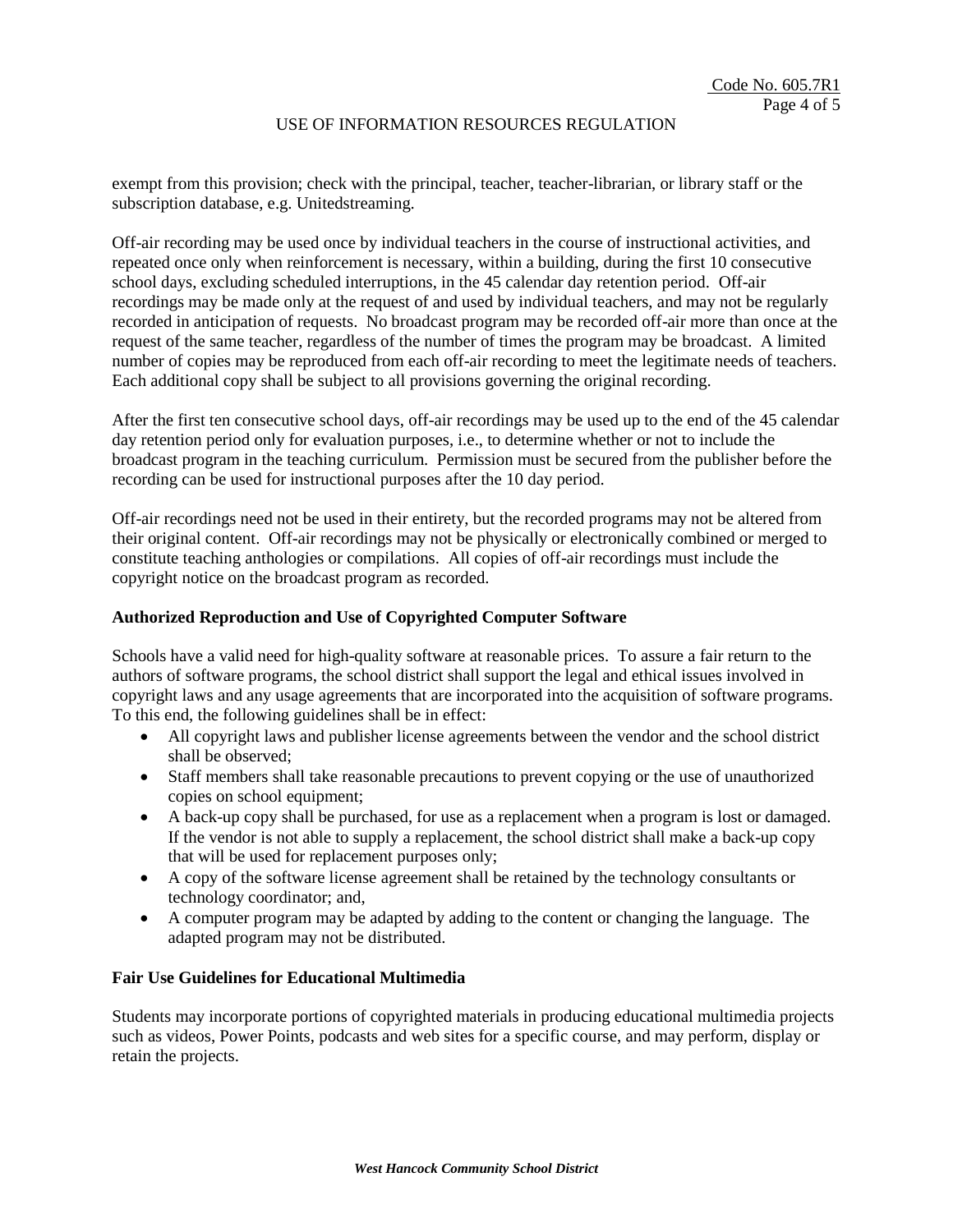exempt from this provision; check with the principal, teacher, teacher-librarian, or library staff or the subscription database, e.g. Unitedstreaming.

Off-air recording may be used once by individual teachers in the course of instructional activities, and repeated once only when reinforcement is necessary, within a building, during the first 10 consecutive school days, excluding scheduled interruptions, in the 45 calendar day retention period. Off-air recordings may be made only at the request of and used by individual teachers, and may not be regularly recorded in anticipation of requests. No broadcast program may be recorded off-air more than once at the request of the same teacher, regardless of the number of times the program may be broadcast. A limited number of copies may be reproduced from each off-air recording to meet the legitimate needs of teachers. Each additional copy shall be subject to all provisions governing the original recording.

After the first ten consecutive school days, off-air recordings may be used up to the end of the 45 calendar day retention period only for evaluation purposes, i.e., to determine whether or not to include the broadcast program in the teaching curriculum. Permission must be secured from the publisher before the recording can be used for instructional purposes after the 10 day period.

Off-air recordings need not be used in their entirety, but the recorded programs may not be altered from their original content. Off-air recordings may not be physically or electronically combined or merged to constitute teaching anthologies or compilations. All copies of off-air recordings must include the copyright notice on the broadcast program as recorded.

**Authorized Reproduction and Use of Copyrighted Computer Software**

Schools have a valid need for high-quality software at reasonable prices. To assure a fair return to the authors of software programs, the school district shall support the legal and ethical issues involved in copyright laws and any usage agreements that are incorporated into the acquisition of software programs. To this end, the following guidelines shall be in effect:

- All copyright laws and publisher license agreements between the vendor and the school district shall be observed;
- Staff members shall take reasonable precautions to prevent copying or the use of unauthorized copies on school equipment;
- A back-up copy shall be purchased, for use as a replacement when a program is lost or damaged. If the vendor is not able to supply a replacement, the school district shall make a back-up copy that will be used for replacement purposes only;
- A copy of the software license agreement shall be retained by the technology consultants or technology coordinator; and,
- A computer program may be adapted by adding to the content or changing the language. The adapted program may not be distributed.

**Fair Use Guidelines for Educational Multimedia**

Students may incorporate portions of copyrighted materials in producing educational multimedia projects such as videos, Power Points, podcasts and web sites for a specific course, and may perform, display or retain the projects.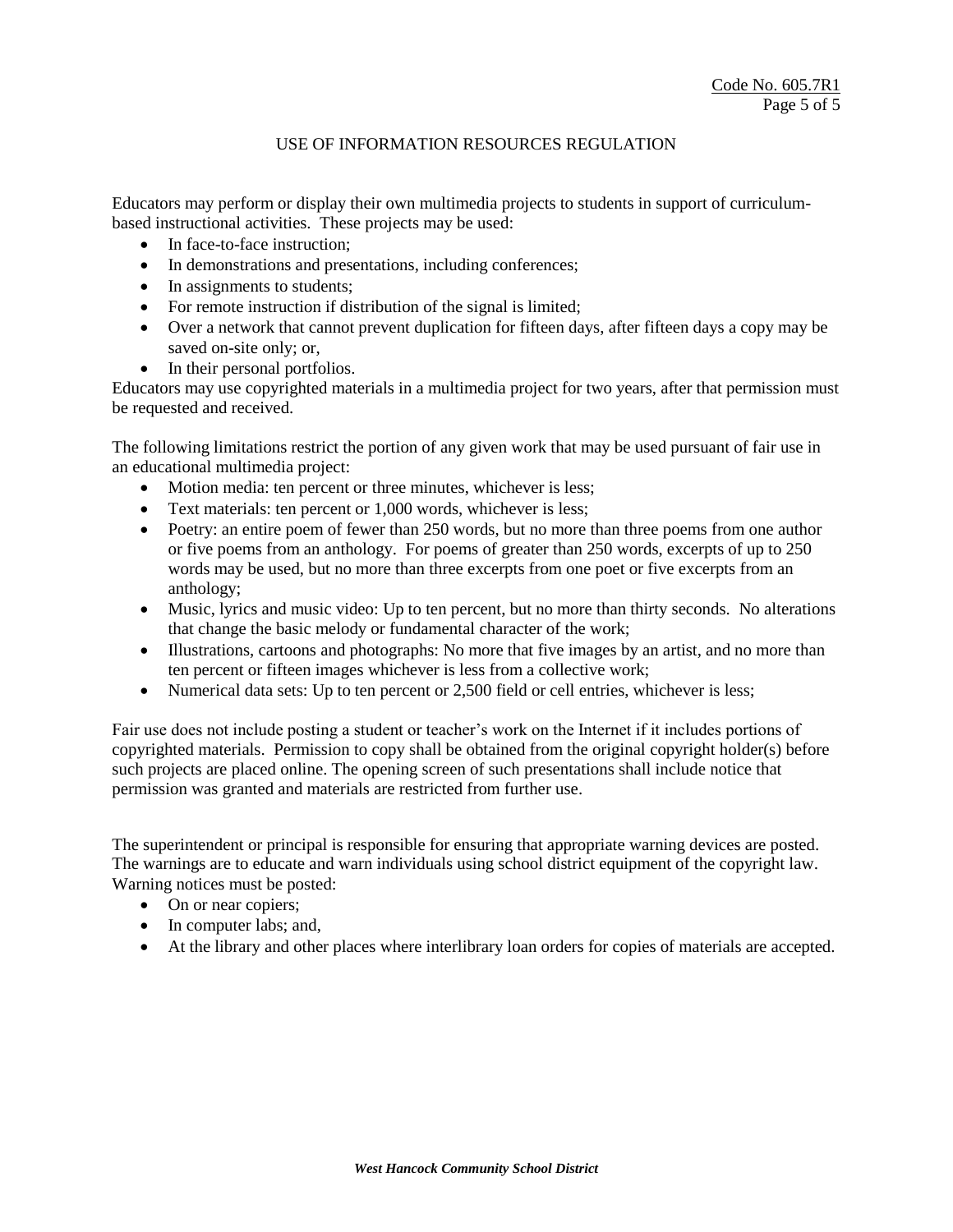## USE OF INFORMATION RESOURCES REGULATION

Educators may perform or display their own multimedia projects to students in support of curriculum-based instructional activities. These projects may be used:

- In face-to-face instruction;
- In demonstrations and presentations, including conferences;
- In assignments to students;
- For remote instruction if distribution of the signal is limited;
- Over a network that cannot prevent duplication for fifteen days, after fifteen days a copy may be saved on-site only; or,
- In their personal portfolios.

Educators may use copyrighted materials in a multimedia project for two years, after that permission must be requested and received.

The following limitations restrict the portion of any given work that may be used pursuant of fair use in an educational multimedia project:

- Motion media: ten percent or three minutes, whichever is less;
- Text materials: ten percent or 1,000 words, whichever is less;
- Poetry: an entire poem of fewer than 250 words, but no more than three poems from one author or five poems from an anthology. For poems of greater than 250 words, excerpts of up to 250 words may be used, but no more than three excerpts from one poet or five excerpts from an anthology;
- Music, lyrics and music video: Up to ten percent, but no more than thirty seconds. No alterations that change the basic melody or fundamental character of the work;
- Illustrations, cartoons and photographs: No more that five images by an artist, and no more than ten percent or fifteen images whichever is less from a collective work;
- Numerical data sets: Up to ten percent or 2,500 field or cell entries, whichever is less;

Fair use does not include posting a student or teacher's work on the Internet if it includes portions of copyrighted materials. Permission to copy shall be obtained from the original copyright holder(s) before such projects are placed online. The opening screen of such presentations shall include notice that permission was granted and materials are restricted from further use.

The superintendent or principal is responsible for ensuring that appropriate warning devices are posted. The warnings are to educate and warn individuals using school district equipment of the copyright law. Warning notices must be posted:

- On or near copiers;
- In computer labs; and,
- At the library and other places where interlibrary loan orders for copies of materials are accepted.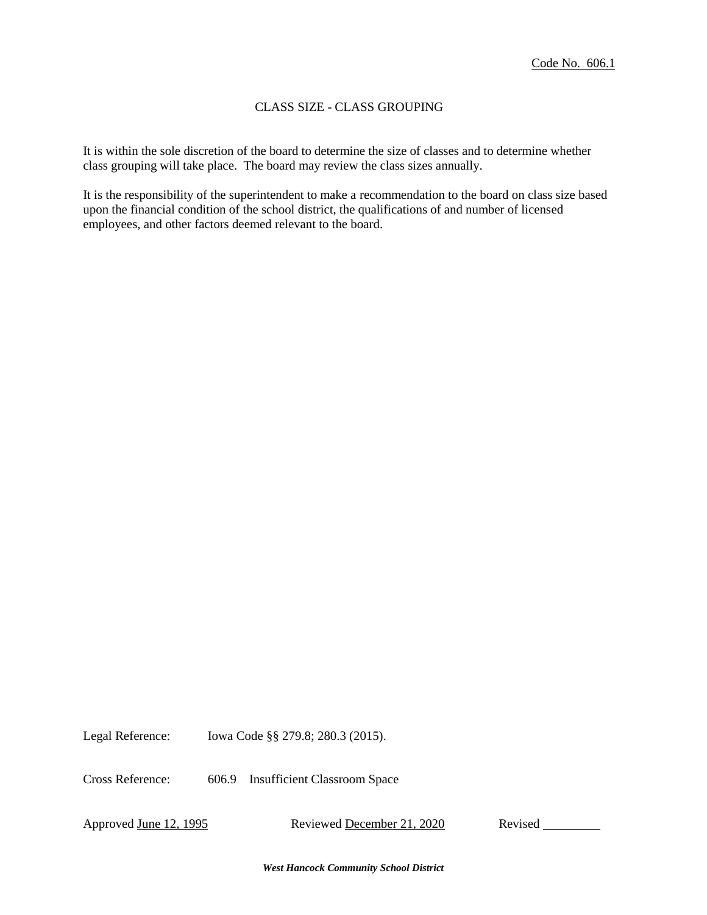Code No. 606.1

# CLASS SIZE - CLASS GROUPING

It is within the sole discretion of the board to determine the size of classes and to determine whether class grouping will take place. The board may review the class sizes annually.

It is the responsibility of the superintendent to make a recommendation to the board on class size based upon the financial condition of the school district, the qualifications of and number of licensed employees, and other factors deemed relevant to the board.

Legal Reference: Iowa Code §§ 279.8; 280.3 (2015).

Cross Reference: 606.9 Insufficient Classroom Space

Approved June 12, 1995 Reviewed December 21, 2020 Revised ________

***West Hancock Community School District***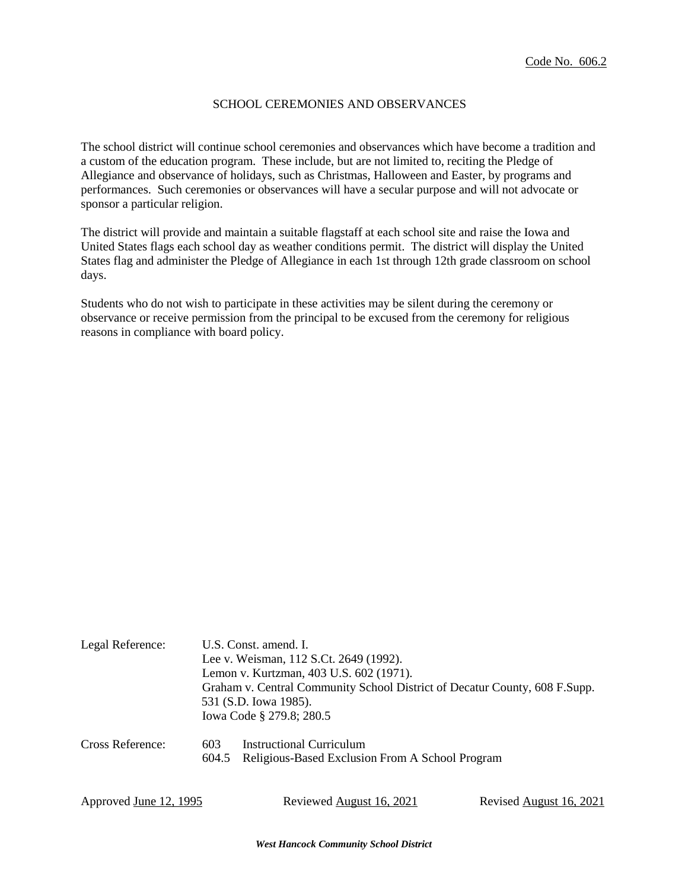Code No. 606.2

# SCHOOL CEREMONIES AND OBSERVANCES

The school district will continue school ceremonies and observances which have become a tradition and a custom of the education program. These include, but are not limited to, reciting the Pledge of Allegiance and observance of holidays, such as Christmas, Halloween and Easter, by programs and performances. Such ceremonies or observances will have a secular purpose and will not advocate or sponsor a particular religion.

The district will provide and maintain a suitable flagstaff at each school site and raise the Iowa and United States flags each school day as weather conditions permit. The district will display the United States flag and administer the Pledge of Allegiance in each 1st through 12th grade classroom on school days.

Students who do not wish to participate in these activities may be silent during the ceremony or observance or receive permission from the principal to be excused from the ceremony for religious reasons in compliance with board policy.

Legal Reference: U.S. Const. amend. I.
Lee v. Weisman, 112 S.Ct. 2649 (1992).
Lemon v. Kurtzman, 403 U.S. 602 (1971).
Graham v. Central Community School District of Decatur County, 608 F.Supp. 531 (S.D. Iowa 1985).
Iowa Code § 279.8; 280.5

Cross Reference: 603 Instructional Curriculum
604.5 Religious-Based Exclusion From A School Program

Approved June 12, 1995 Reviewed August 16, 2021 Revised August 16, 2021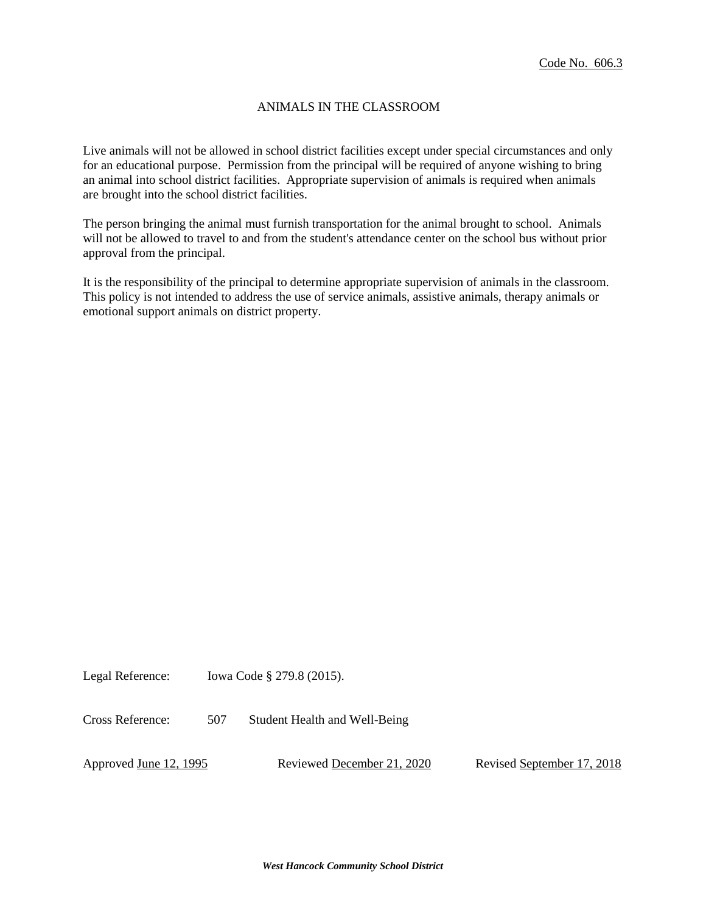Code No. 606.3

# ANIMALS IN THE CLASSROOM

Live animals will not be allowed in school district facilities except under special circumstances and only for an educational purpose. Permission from the principal will be required of anyone wishing to bring an animal into school district facilities. Appropriate supervision of animals is required when animals are brought into the school district facilities.

The person bringing the animal must furnish transportation for the animal brought to school. Animals will not be allowed to travel to and from the student's attendance center on the school bus without prior approval from the principal.

It is the responsibility of the principal to determine appropriate supervision of animals in the classroom. This policy is not intended to address the use of service animals, assistive animals, therapy animals or emotional support animals on district property.

Legal Reference: Iowa Code § 279.8 (2015).

Cross Reference: 507 Student Health and Well-Being

Approved June 12, 1995 Reviewed December 21, 2020 Revised September 17, 2018

***West Hancock Community School District***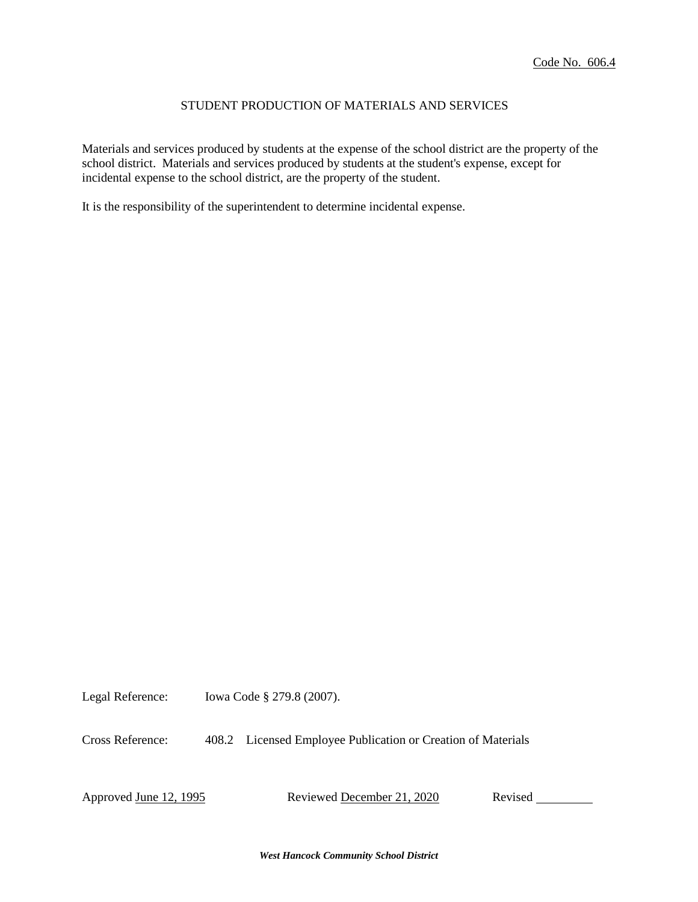Code No. 606.4

# STUDENT PRODUCTION OF MATERIALS AND SERVICES

Materials and services produced by students at the expense of the school district are the property of the school district. Materials and services produced by students at the student's expense, except for incidental expense to the school district, are the property of the student.

It is the responsibility of the superintendent to determine incidental expense.

Legal Reference: Iowa Code § 279.8 (2007).

Cross Reference: 408.2 Licensed Employee Publication or Creation of Materials

Approved June 12, 1995 Reviewed December 21, 2020 Revised \_\_\_\_\_\_\_\_\_

*West Hancock Community School District*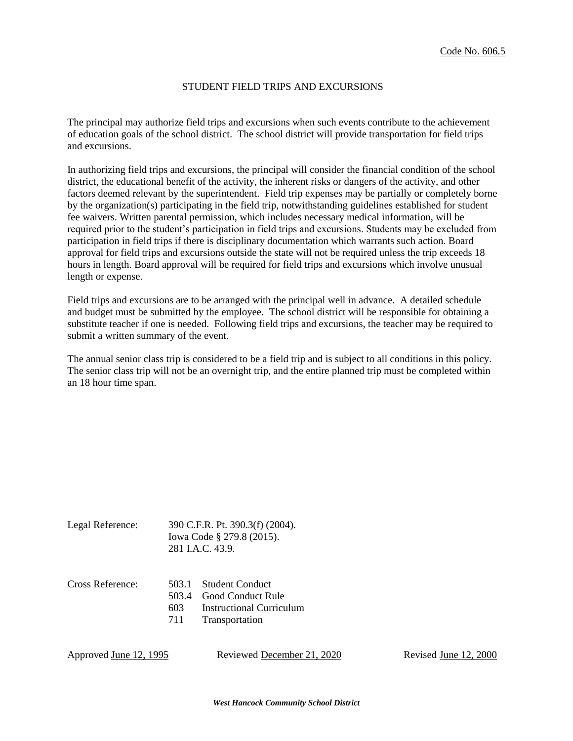Code No. 606.5

# STUDENT FIELD TRIPS AND EXCURSIONS

The principal may authorize field trips and excursions when such events contribute to the achievement of education goals of the school district. The school district will provide transportation for field trips and excursions.

In authorizing field trips and excursions, the principal will consider the financial condition of the school district, the educational benefit of the activity, the inherent risks or dangers of the activity, and other factors deemed relevant by the superintendent. Field trip expenses may be partially or completely borne by the organization(s) participating in the field trip, notwithstanding guidelines established for student fee waivers. Written parental permission, which includes necessary medical information, will be required prior to the student's participation in field trips and excursions. Students may be excluded from participation in field trips if there is disciplinary documentation which warrants such action. Board approval for field trips and excursions outside the state will not be required unless the trip exceeds 18 hours in length. Board approval will be required for field trips and excursions which involve unusual length or expense.

Field trips and excursions are to be arranged with the principal well in advance. A detailed schedule and budget must be submitted by the employee. The school district will be responsible for obtaining a substitute teacher if one is needed. Following field trips and excursions, the teacher may be required to submit a written summary of the event.

The annual senior class trip is considered to be a field trip and is subject to all conditions in this policy. The senior class trip will not be an overnight trip, and the entire planned trip must be completed within an 18 hour time span.

Legal Reference:
390 C.F.R. Pt. 390.3(f) (2004).
Iowa Code § 279.8 (2015).
281 I.A.C. 43.9.

Cross Reference:
503.1 Student Conduct
503.4 Good Conduct Rule
603 Instructional Curriculum
711 Transportation

Approved June 12, 1995 Reviewed December 21, 2020 Revised June 12, 2000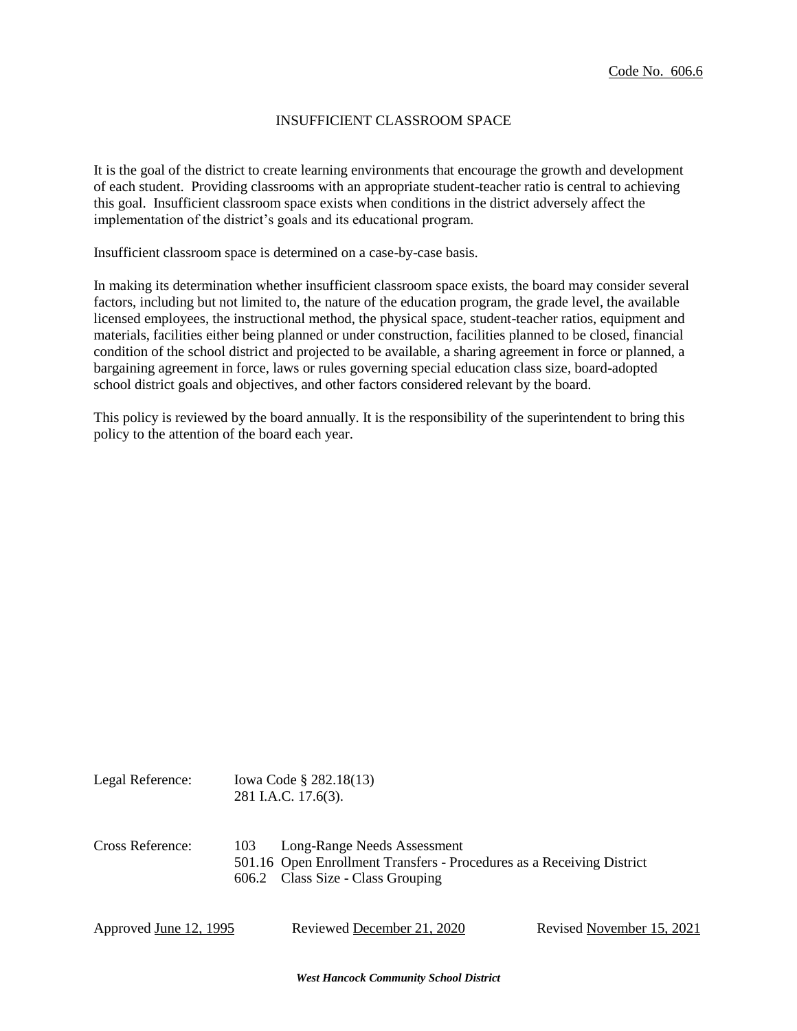Code No. 606.6

# INSUFFICIENT CLASSROOM SPACE

It is the goal of the district to create learning environments that encourage the growth and development of each student. Providing classrooms with an appropriate student-teacher ratio is central to achieving this goal. Insufficient classroom space exists when conditions in the district adversely affect the implementation of the district's goals and its educational program.

Insufficient classroom space is determined on a case-by-case basis.

In making its determination whether insufficient classroom space exists, the board may consider several factors, including but not limited to, the nature of the education program, the grade level, the available licensed employees, the instructional method, the physical space, student-teacher ratios, equipment and materials, facilities either being planned or under construction, facilities planned to be closed, financial condition of the school district and projected to be available, a sharing agreement in force or planned, a bargaining agreement in force, laws or rules governing special education class size, board-adopted school district goals and objectives, and other factors considered relevant by the board.

This policy is reviewed by the board annually. It is the responsibility of the superintendent to bring this policy to the attention of the board each year.

Legal Reference: Iowa Code § 282.18(13)
281 I.A.C. 17.6(3).

Cross Reference:
103 Long-Range Needs Assessment
501.16 Open Enrollment Transfers - Procedures as a Receiving District
606.2 Class Size - Class Grouping

Approved June 12, 1995 Reviewed December 21, 2020 Revised November 15, 2021

*West Hancock Community School District*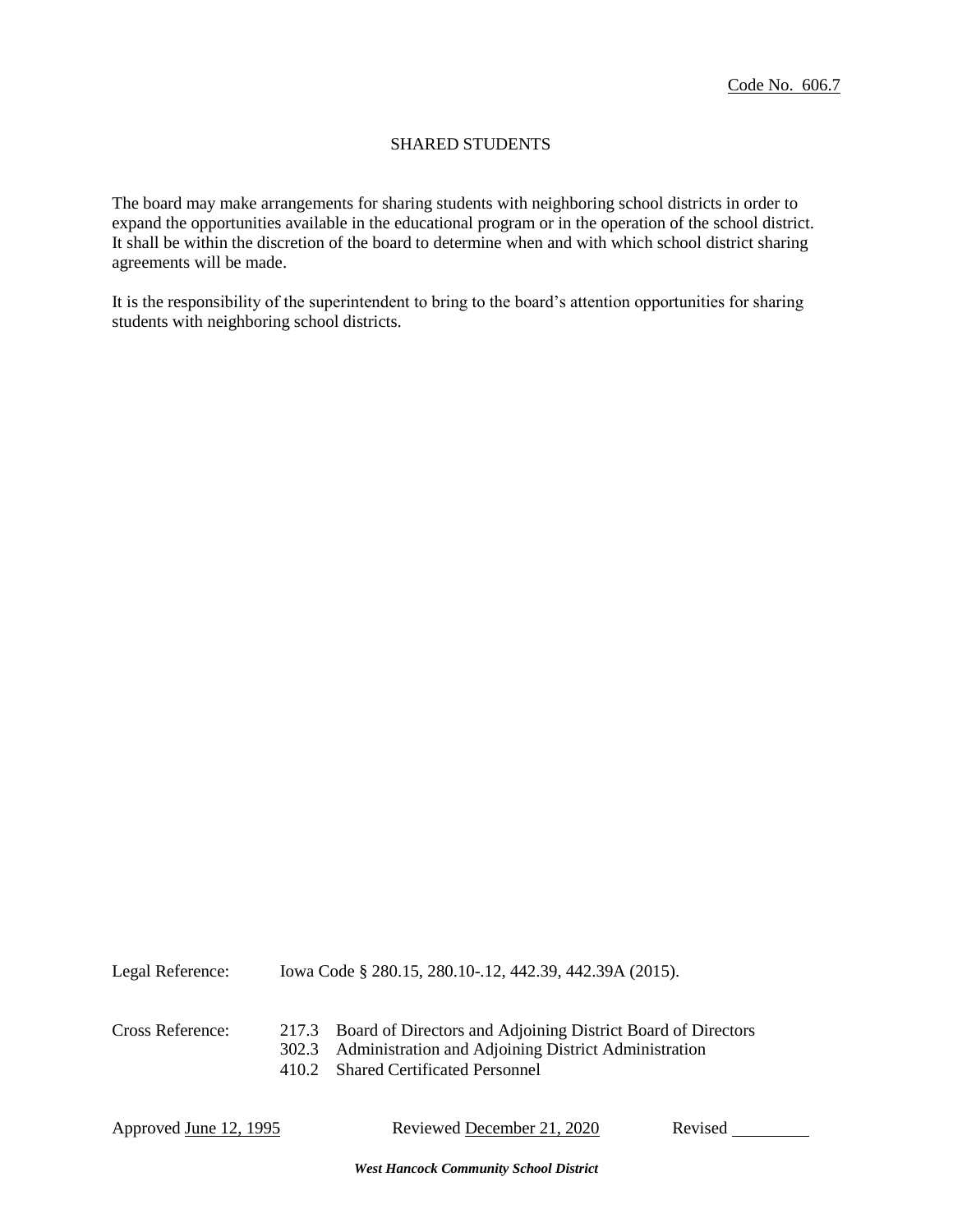Code No. 606.7

# SHARED STUDENTS

The board may make arrangements for sharing students with neighboring school districts in order to expand the opportunities available in the educational program or in the operation of the school district. It shall be within the discretion of the board to determine when and with which school district sharing agreements will be made.

It is the responsibility of the superintendent to bring to the board's attention opportunities for sharing students with neighboring school districts.

Legal Reference: Iowa Code § 280.15, 280.10-.12, 442.39, 442.39A (2015).

Cross Reference:
- 217.3 Board of Directors and Adjoining District Board of Directors
- 302.3 Administration and Adjoining District Administration
- 410.2 Shared Certificated Personnel

Approved June 12, 1995 Reviewed December 21, 2020 Revised ________

*West Hancock Community School District*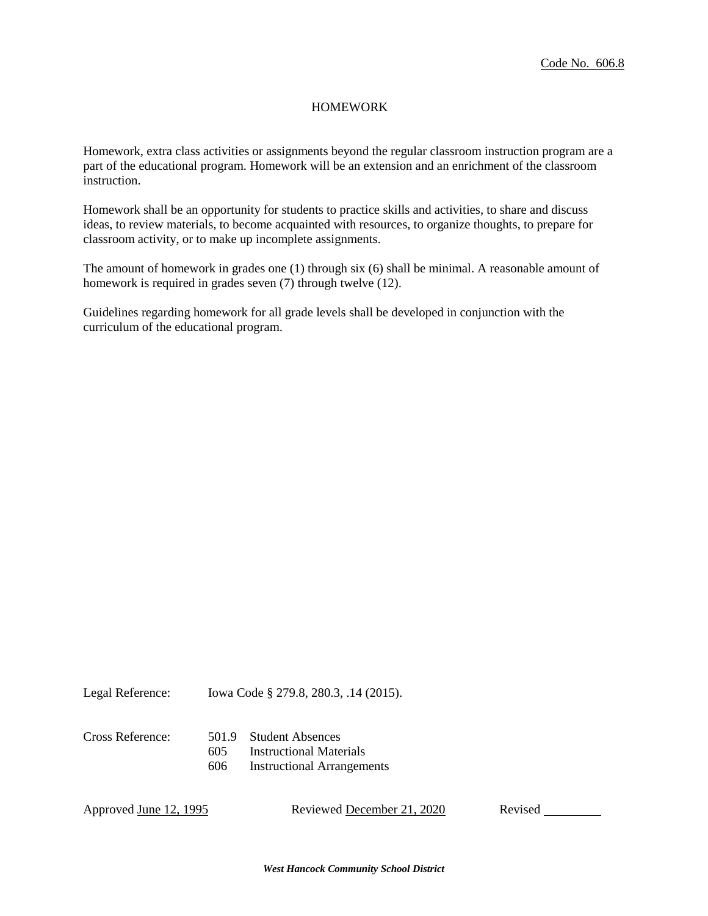Code No. 606.8

# HOMEWORK

Homework, extra class activities or assignments beyond the regular classroom instruction program are a part of the educational program. Homework will be an extension and an enrichment of the classroom instruction.

Homework shall be an opportunity for students to practice skills and activities, to share and discuss ideas, to review materials, to become acquainted with resources, to organize thoughts, to prepare for classroom activity, or to make up incomplete assignments.

The amount of homework in grades one (1) through six (6) shall be minimal. A reasonable amount of homework is required in grades seven (7) through twelve (12).

Guidelines regarding homework for all grade levels shall be developed in conjunction with the curriculum of the educational program.

Legal Reference: Iowa Code § 279.8, 280.3, .14 (2015).

Cross Reference:
- 501.9 Student Absences
- 605 Instructional Materials
- 606 Instructional Arrangements

Approved June 12, 1995 | Reviewed December 21, 2020 | Revised ________

***West Hancock Community School District***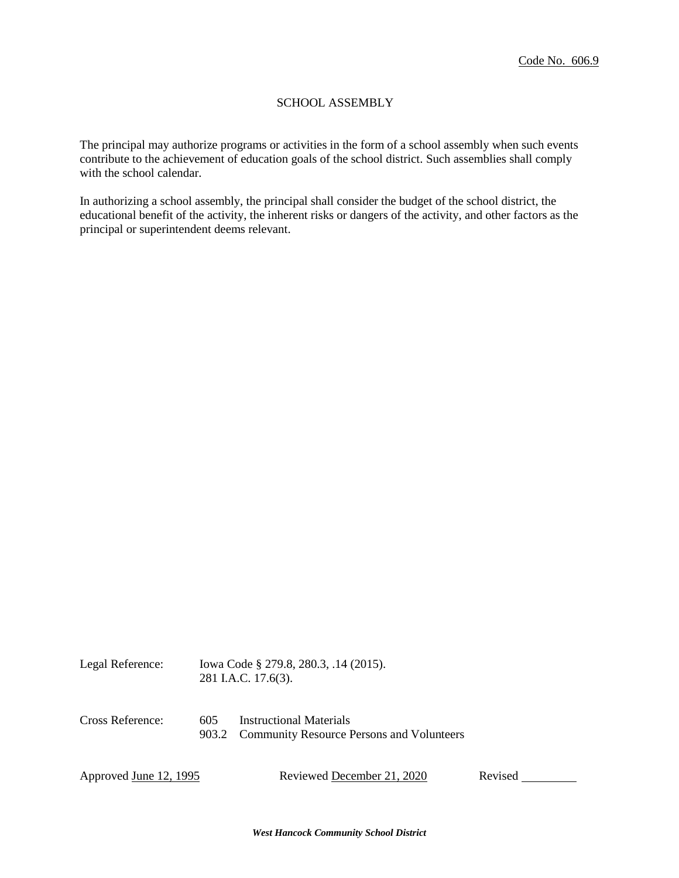Code No. 606.9

# SCHOOL ASSEMBLY

The principal may authorize programs or activities in the form of a school assembly when such events contribute to the achievement of education goals of the school district. Such assemblies shall comply with the school calendar.

In authorizing a school assembly, the principal shall consider the budget of the school district, the educational benefit of the activity, the inherent risks or dangers of the activity, and other factors as the principal or superintendent deems relevant.

Legal Reference: Iowa Code § 279.8, 280.3, .14 (2015).
281 I.A.C. 17.6(3).

Cross Reference: 605 Instructional Materials
903.2 Community Resource Persons and Volunteers

Approved June 12, 1995 Reviewed December 21, 2020 Revised ________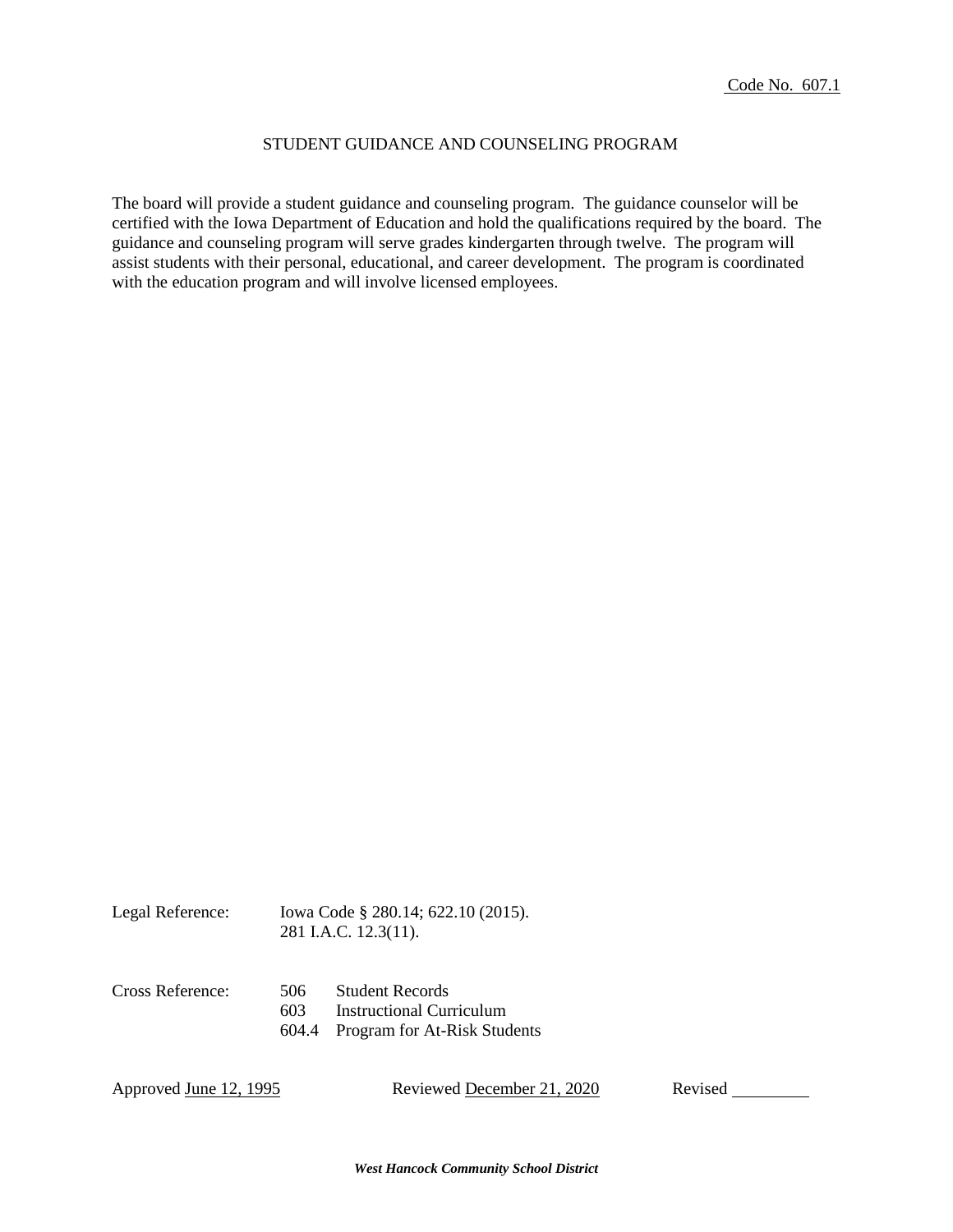Code No. 607.1

# STUDENT GUIDANCE AND COUNSELING PROGRAM

The board will provide a student guidance and counseling program. The guidance counselor will be certified with the Iowa Department of Education and hold the qualifications required by the board. The guidance and counseling program will serve grades kindergarten through twelve. The program will assist students with their personal, educational, and career development. The program is coordinated with the education program and will involve licensed employees.

Legal Reference: Iowa Code § 280.14; 622.10 (2015).
281 I.A.C. 12.3(11).

Cross Reference:
506 Student Records
603 Instructional Curriculum
604.4 Program for At-Risk Students

Approved June 12, 1995 Reviewed December 21, 2020 Revised ________

*West Hancock Community School District*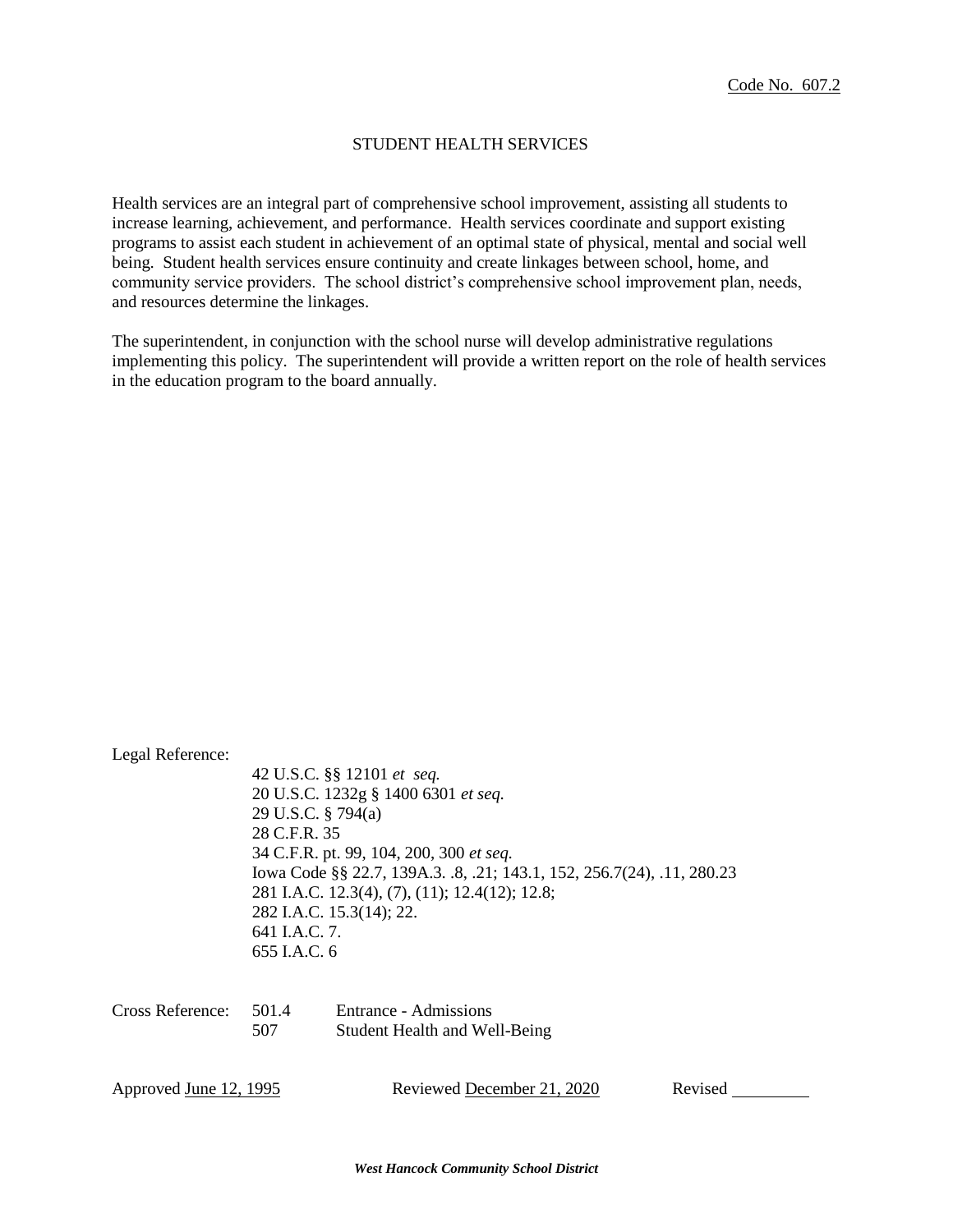Code No. 607.2

# STUDENT HEALTH SERVICES

Health services are an integral part of comprehensive school improvement, assisting all students to increase learning, achievement, and performance. Health services coordinate and support existing programs to assist each student in achievement of an optimal state of physical, mental and social well being. Student health services ensure continuity and create linkages between school, home, and community service providers. The school district's comprehensive school improvement plan, needs, and resources determine the linkages.

The superintendent, in conjunction with the school nurse will develop administrative regulations implementing this policy. The superintendent will provide a written report on the role of health services in the education program to the board annually.

Legal Reference:

42 U.S.C. §§ 12101 *et seq.*
20 U.S.C. 1232g § 1400 6301 *et seq.*
29 U.S.C. § 794(a)
28 C.F.R. 35
34 C.F.R. pt. 99, 104, 200, 300 *et seq.*
Iowa Code §§ 22.7, 139A.3. .8, .21; 143.1, 152, 256.7(24), .11, 280.23
281 I.A.C. 12.3(4), (7), (11); 12.4(12); 12.8;
282 I.A.C. 15.3(14); 22.
641 I.A.C. 7.
655 I.A.C. 6

| Cross Reference: | 501.4 | Entrance - Admissions |
|---|---|---|
| | 507 | Student Health and Well-Being |

Approved June 12, 1995 Reviewed December 21, 2020 Revised ________

***West Hancock Community School District***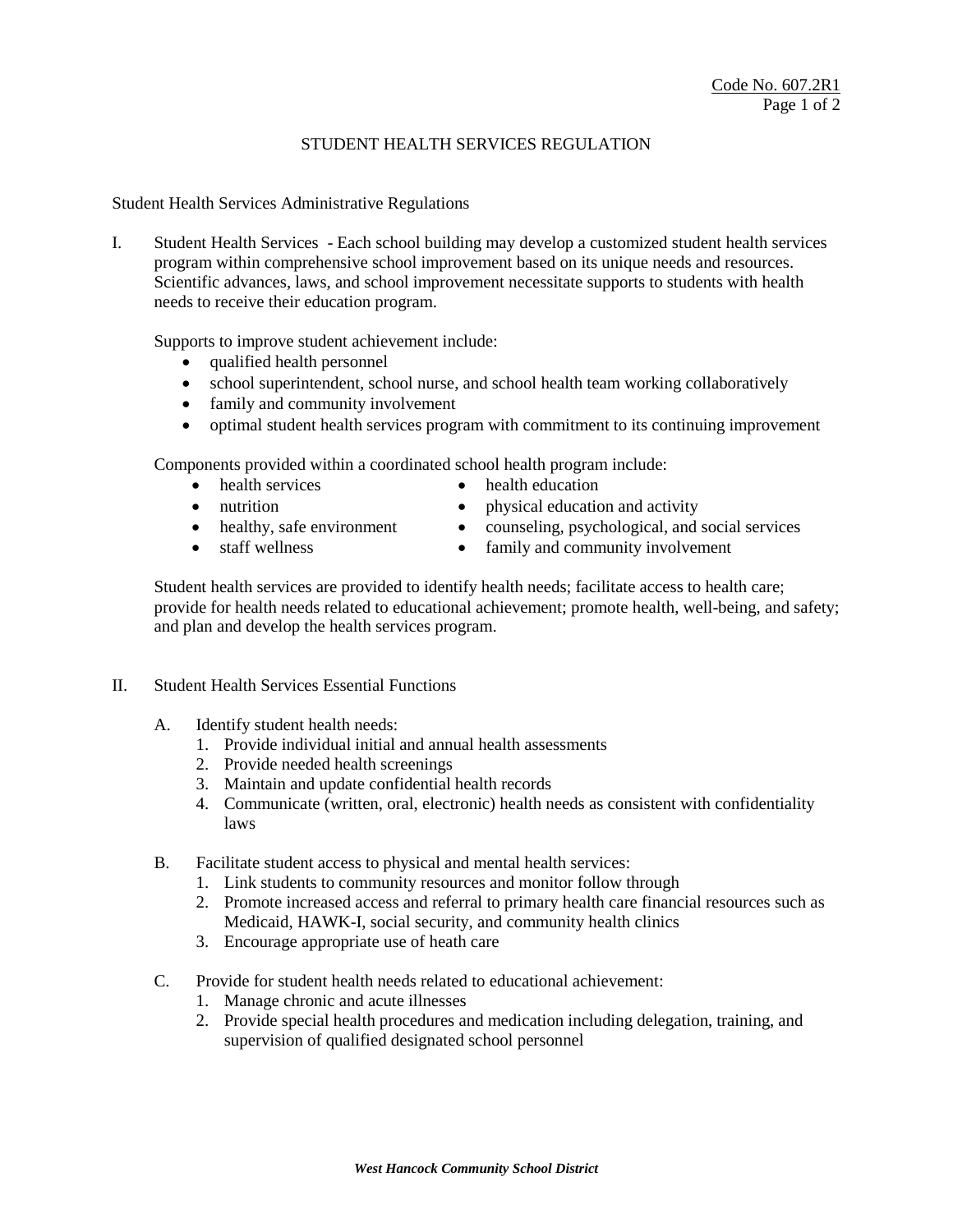Code No. 607.2R1

# STUDENT HEALTH SERVICES REGULATION

Student Health Services Administrative Regulations

I. Student Health Services - Each school building may develop a customized student health services program within comprehensive school improvement based on its unique needs and resources. Scientific advances, laws, and school improvement necessitate supports to students with health needs to receive their education program.

   Supports to improve student achievement include:
   - qualified health personnel
   - school superintendent, school nurse, and school health team working collaboratively
   - family and community involvement
   - optimal student health services program with commitment to its continuing improvement

   Components provided within a coordinated school health program include:
   - health services
   - health education
   - nutrition
   - physical education and activity
   - healthy, safe environment
   - counseling, psychological, and social services
   - staff wellness
   - family and community involvement

   Student health services are provided to identify health needs; facilitate access to health care; provide for health needs related to educational achievement; promote health, well-being, and safety; and plan and develop the health services program.

II. Student Health Services Essential Functions

   A. Identify student health needs:
      1. Provide individual initial and annual health assessments
      2. Provide needed health screenings
      3. Maintain and update confidential health records
      4. Communicate (written, oral, electronic) health needs as consistent with confidentiality laws

   B. Facilitate student access to physical and mental health services:
      1. Link students to community resources and monitor follow through
      2. Promote increased access and referral to primary health care financial resources such as Medicaid, HAWK-I, social security, and community health clinics
      3. Encourage appropriate use of heath care

   C. Provide for student health needs related to educational achievement:
      1. Manage chronic and acute illnesses
      2. Provide special health procedures and medication including delegation, training, and supervision of qualified designated school personnel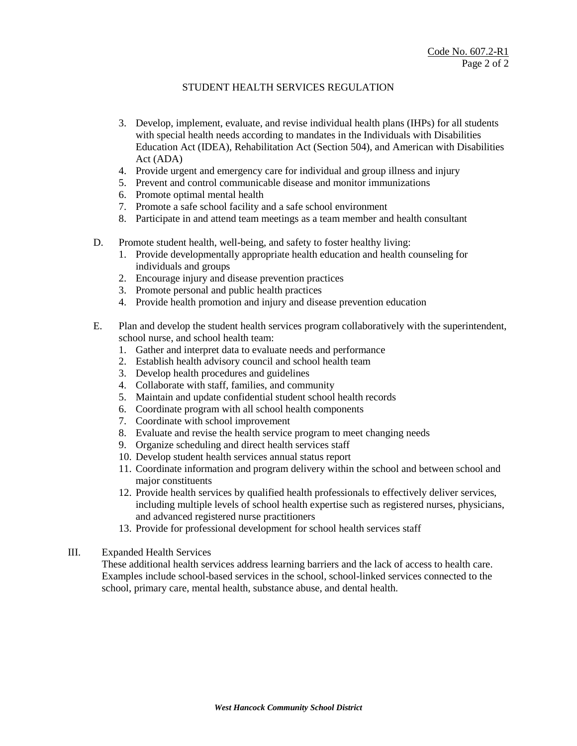STUDENT HEALTH SERVICES REGULATION

3. Develop, implement, evaluate, and revise individual health plans (IHPs) for all students with special health needs according to mandates in the Individuals with Disabilities Education Act (IDEA), Rehabilitation Act (Section 504), and American with Disabilities Act (ADA)
4. Provide urgent and emergency care for individual and group illness and injury
5. Prevent and control communicable disease and monitor immunizations
6. Promote optimal mental health
7. Promote a safe school facility and a safe school environment
8. Participate in and attend team meetings as a team member and health consultant

D. Promote student health, well-being, and safety to foster healthy living:
   1. Provide developmentally appropriate health education and health counseling for individuals and groups
   2. Encourage injury and disease prevention practices
   3. Promote personal and public health practices
   4. Provide health promotion and injury and disease prevention education

E. Plan and develop the student health services program collaboratively with the superintendent, school nurse, and school health team:
   1. Gather and interpret data to evaluate needs and performance
   2. Establish health advisory council and school health team
   3. Develop health procedures and guidelines
   4. Collaborate with staff, families, and community
   5. Maintain and update confidential student school health records
   6. Coordinate program with all school health components
   7. Coordinate with school improvement
   8. Evaluate and revise the health service program to meet changing needs
   9. Organize scheduling and direct health services staff
   10. Develop student health services annual status report
   11. Coordinate information and program delivery within the school and between school and major constituents
   12. Provide health services by qualified health professionals to effectively deliver services, including multiple levels of school health expertise such as registered nurses, physicians, and advanced registered nurse practitioners
   13. Provide for professional development for school health services staff

III. Expanded Health Services

These additional health services address learning barriers and the lack of access to health care. Examples include school-based services in the school, school-linked services connected to the school, primary care, mental health, substance abuse, and dental health.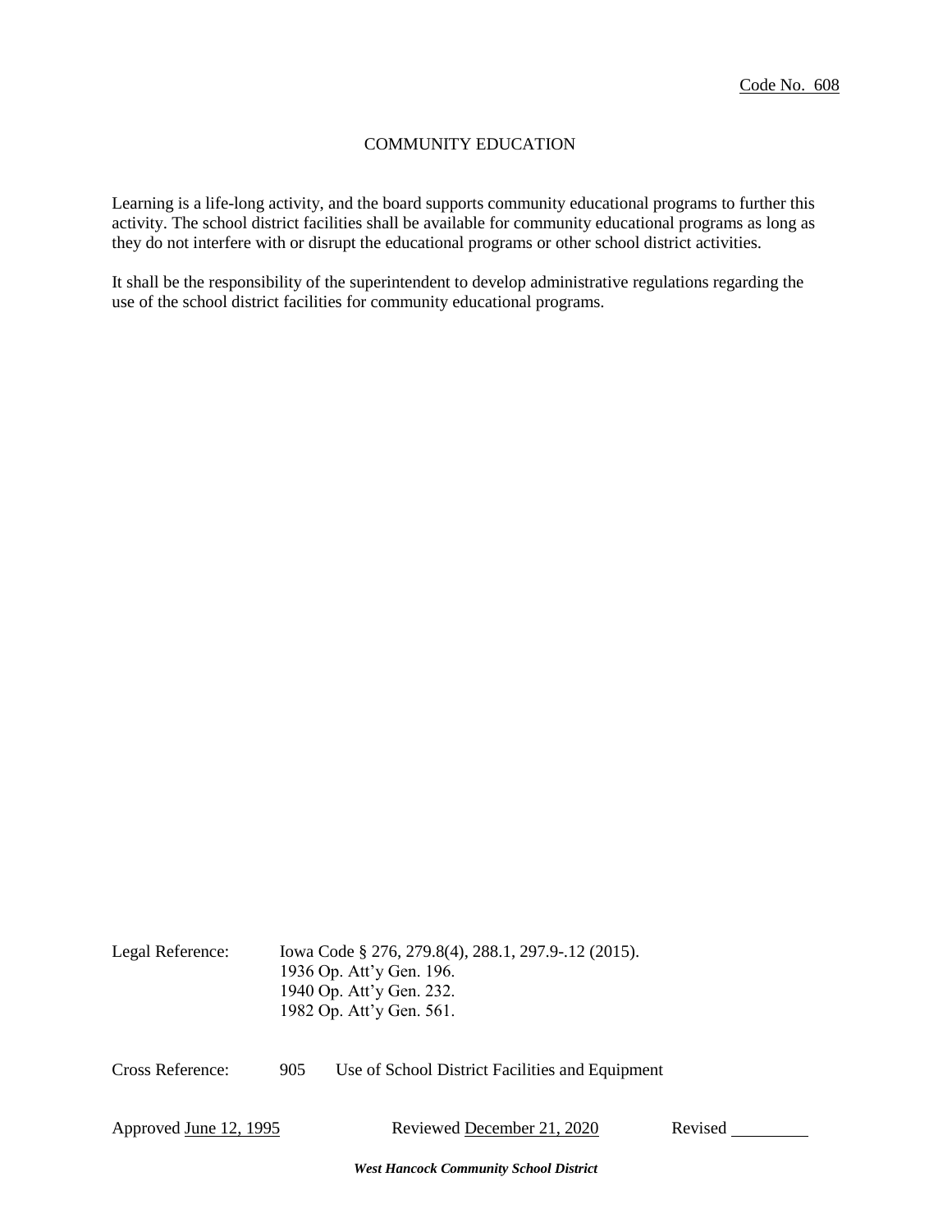Code No. 608

# COMMUNITY EDUCATION

Learning is a life-long activity, and the board supports community educational programs to further this activity. The school district facilities shall be available for community educational programs as long as they do not interfere with or disrupt the educational programs or other school district activities.

It shall be the responsibility of the superintendent to develop administrative regulations regarding the use of the school district facilities for community educational programs.

Legal Reference: Iowa Code § 276, 279.8(4), 288.1, 297.9-.12 (2015).
1936 Op. Att'y Gen. 196.
1940 Op. Att'y Gen. 232.
1982 Op. Att'y Gen. 561.

Cross Reference: 905 Use of School District Facilities and Equipment

Approved June 12, 1995 Reviewed December 21, 2020 Revised ________

***West Hancock Community School District***